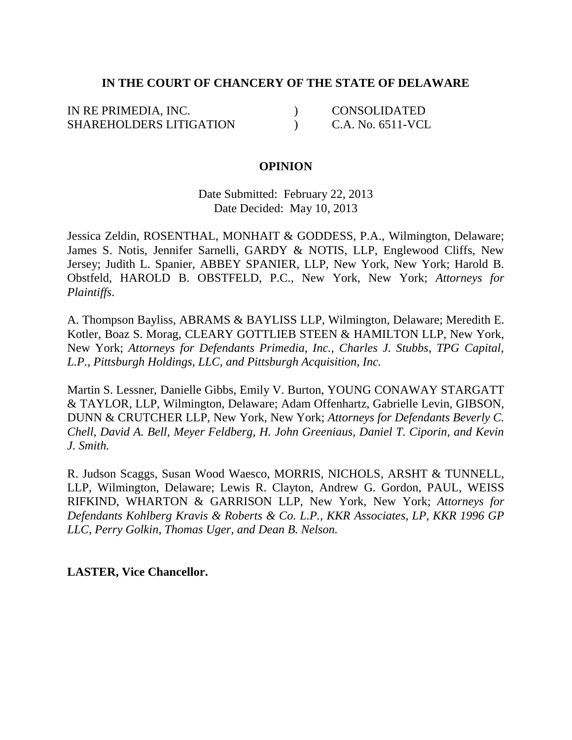**IN THE COURT OF CHANCERY OF THE STATE OF DELAWARE**

| | | |
|---|---|---|
| IN RE PRIMEDIA, INC. | ) | CONSOLIDATED |
| SHAREHOLDERS LITIGATION | ) | C.A. No. 6511-VCL |

**OPINION**

Date Submitted: February 22, 2013
Date Decided: May 10, 2013

Jessica Zeldin, ROSENTHAL, MONHAIT & GODDESS, P.A., Wilmington, Delaware; James S. Notis, Jennifer Sarnelli, GARDY & NOTIS, LLP, Englewood Cliffs, New Jersey; Judith L. Spanier, ABBEY SPANIER, LLP, New York, New York; Harold B. Obstfeld, HAROLD B. OBSTFELD, P.C., New York, New York; *Attorneys for Plaintiffs.*

A. Thompson Bayliss, ABRAMS & BAYLISS LLP, Wilmington, Delaware; Meredith E. Kotler, Boaz S. Morag, CLEARY GOTTLIEB STEEN & HAMILTON LLP, New York, New York; *Attorneys for Defendants Primedia, Inc., Charles J. Stubbs, TPG Capital, L.P., Pittsburgh Holdings, LLC, and Pittsburgh Acquisition, Inc.*

Martin S. Lessner, Danielle Gibbs, Emily V. Burton, YOUNG CONAWAY STARGATT & TAYLOR, LLP, Wilmington, Delaware; Adam Offenhartz, Gabrielle Levin, GIBSON, DUNN & CRUTCHER LLP, New York, New York; *Attorneys for Defendants Beverly C. Chell, David A. Bell, Meyer Feldberg, H. John Greeniaus, Daniel T. Ciporin, and Kevin J. Smith.*

R. Judson Scaggs, Susan Wood Waesco, MORRIS, NICHOLS, ARSHT & TUNNELL, LLP, Wilmington, Delaware; Lewis R. Clayton, Andrew G. Gordon, PAUL, WEISS RIFKIND, WHARTON & GARRISON LLP, New York, New York; *Attorneys for Defendants Kohlberg Kravis & Roberts & Co. L.P., KKR Associates, LP, KKR 1996 GP LLC, Perry Golkin, Thomas Uger, and Dean B. Nelson.*

**LASTER, Vice Chancellor.**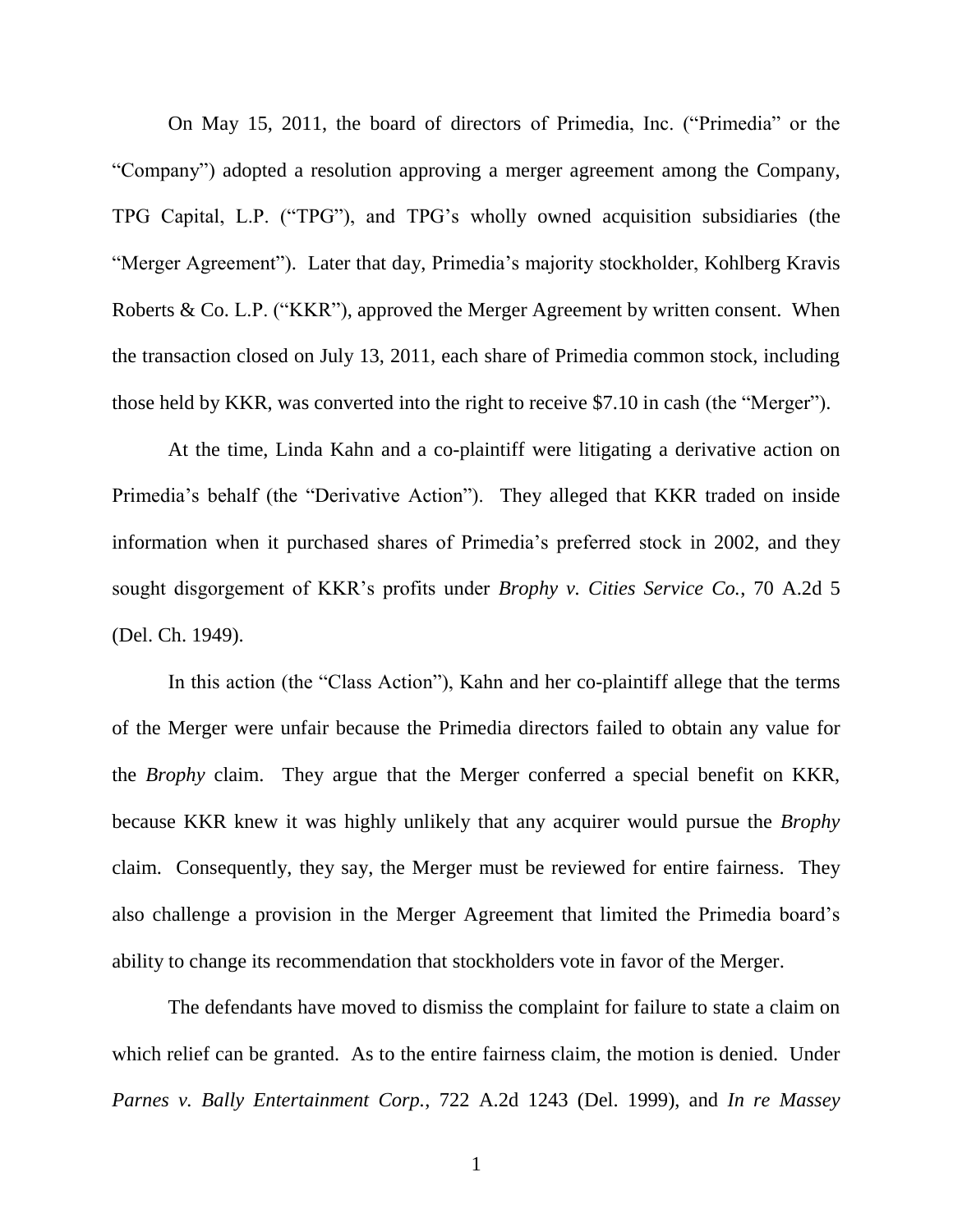On May 15, 2011, the board of directors of Primedia, Inc. ("Primedia" or the "Company") adopted a resolution approving a merger agreement among the Company, TPG Capital, L.P. ("TPG"), and TPG's wholly owned acquisition subsidiaries (the "Merger Agreement"). Later that day, Primedia's majority stockholder, Kohlberg Kravis Roberts & Co. L.P. ("KKR"), approved the Merger Agreement by written consent. When the transaction closed on July 13, 2011, each share of Primedia common stock, including those held by KKR, was converted into the right to receive $7.10 in cash (the "Merger").

At the time, Linda Kahn and a co-plaintiff were litigating a derivative action on Primedia's behalf (the "Derivative Action"). They alleged that KKR traded on inside information when it purchased shares of Primedia's preferred stock in 2002, and they sought disgorgement of KKR's profits under *Brophy v. Cities Service Co.*, 70 A.2d 5 (Del. Ch. 1949).

In this action (the "Class Action"), Kahn and her co-plaintiff allege that the terms of the Merger were unfair because the Primedia directors failed to obtain any value for the *Brophy* claim. They argue that the Merger conferred a special benefit on KKR, because KKR knew it was highly unlikely that any acquirer would pursue the *Brophy* claim. Consequently, they say, the Merger must be reviewed for entire fairness. They also challenge a provision in the Merger Agreement that limited the Primedia board's ability to change its recommendation that stockholders vote in favor of the Merger.

The defendants have moved to dismiss the complaint for failure to state a claim on which relief can be granted. As to the entire fairness claim, the motion is denied. Under *Parnes v. Bally Entertainment Corp.*, 722 A.2d 1243 (Del. 1999), and *In re Massey*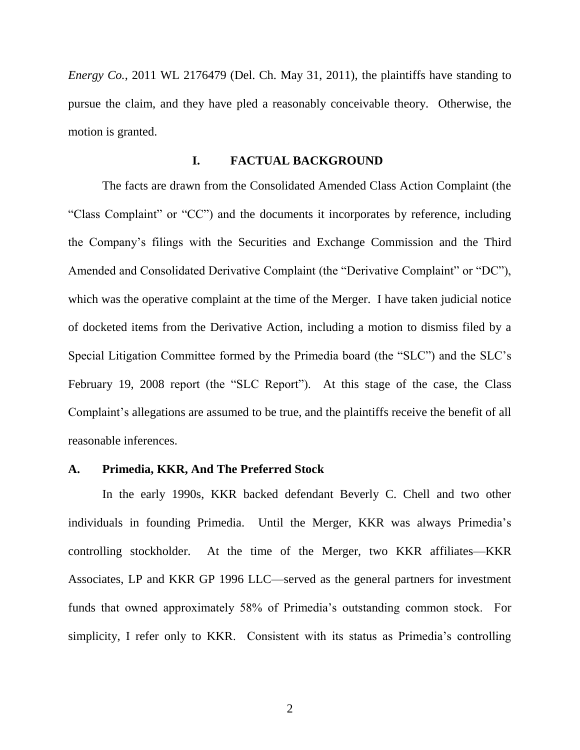*Energy Co.*, 2011 WL 2176479 (Del. Ch. May 31, 2011), the plaintiffs have standing to pursue the claim, and they have pled a reasonably conceivable theory. Otherwise, the motion is granted.

## I. FACTUAL BACKGROUND

The facts are drawn from the Consolidated Amended Class Action Complaint (the "Class Complaint" or "CC") and the documents it incorporates by reference, including the Company's filings with the Securities and Exchange Commission and the Third Amended and Consolidated Derivative Complaint (the "Derivative Complaint" or "DC"), which was the operative complaint at the time of the Merger. I have taken judicial notice of docketed items from the Derivative Action, including a motion to dismiss filed by a Special Litigation Committee formed by the Primedia board (the "SLC") and the SLC's February 19, 2008 report (the "SLC Report"). At this stage of the case, the Class Complaint's allegations are assumed to be true, and the plaintiffs receive the benefit of all reasonable inferences.

### A. Primedia, KKR, And The Preferred Stock

In the early 1990s, KKR backed defendant Beverly C. Chell and two other individuals in founding Primedia. Until the Merger, KKR was always Primedia's controlling stockholder. At the time of the Merger, two KKR affiliates—KKR Associates, LP and KKR GP 1996 LLC—served as the general partners for investment funds that owned approximately 58% of Primedia's outstanding common stock. For simplicity, I refer only to KKR. Consistent with its status as Primedia's controlling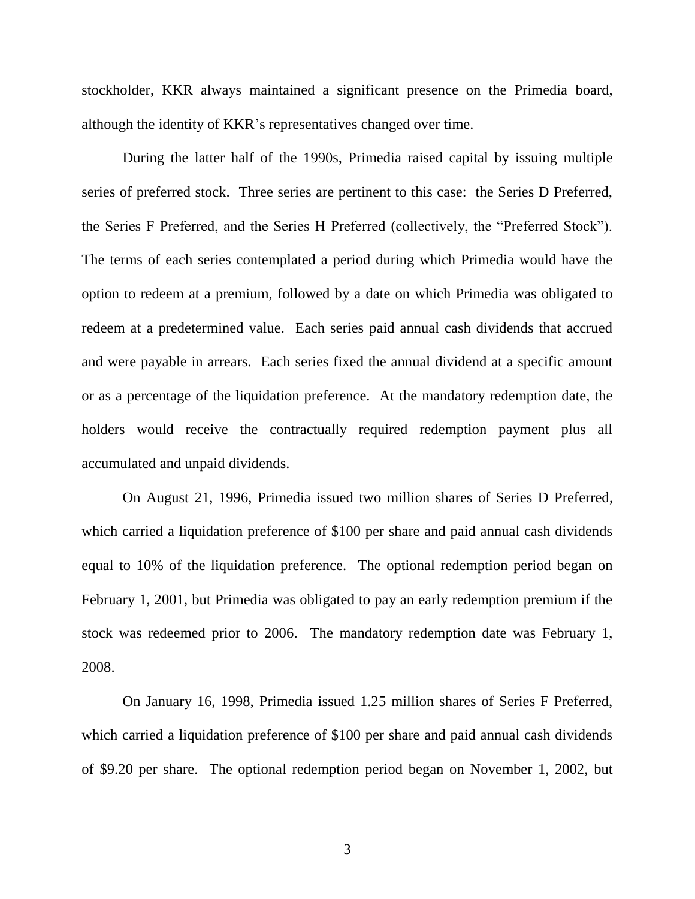stockholder, KKR always maintained a significant presence on the Primedia board, although the identity of KKR's representatives changed over time.

During the latter half of the 1990s, Primedia raised capital by issuing multiple series of preferred stock. Three series are pertinent to this case: the Series D Preferred, the Series F Preferred, and the Series H Preferred (collectively, the "Preferred Stock"). The terms of each series contemplated a period during which Primedia would have the option to redeem at a premium, followed by a date on which Primedia was obligated to redeem at a predetermined value. Each series paid annual cash dividends that accrued and were payable in arrears. Each series fixed the annual dividend at a specific amount or as a percentage of the liquidation preference. At the mandatory redemption date, the holders would receive the contractually required redemption payment plus all accumulated and unpaid dividends.

On August 21, 1996, Primedia issued two million shares of Series D Preferred, which carried a liquidation preference of $100 per share and paid annual cash dividends equal to 10% of the liquidation preference. The optional redemption period began on February 1, 2001, but Primedia was obligated to pay an early redemption premium if the stock was redeemed prior to 2006. The mandatory redemption date was February 1, 2008.

On January 16, 1998, Primedia issued 1.25 million shares of Series F Preferred, which carried a liquidation preference of $100 per share and paid annual cash dividends of $9.20 per share. The optional redemption period began on November 1, 2002, but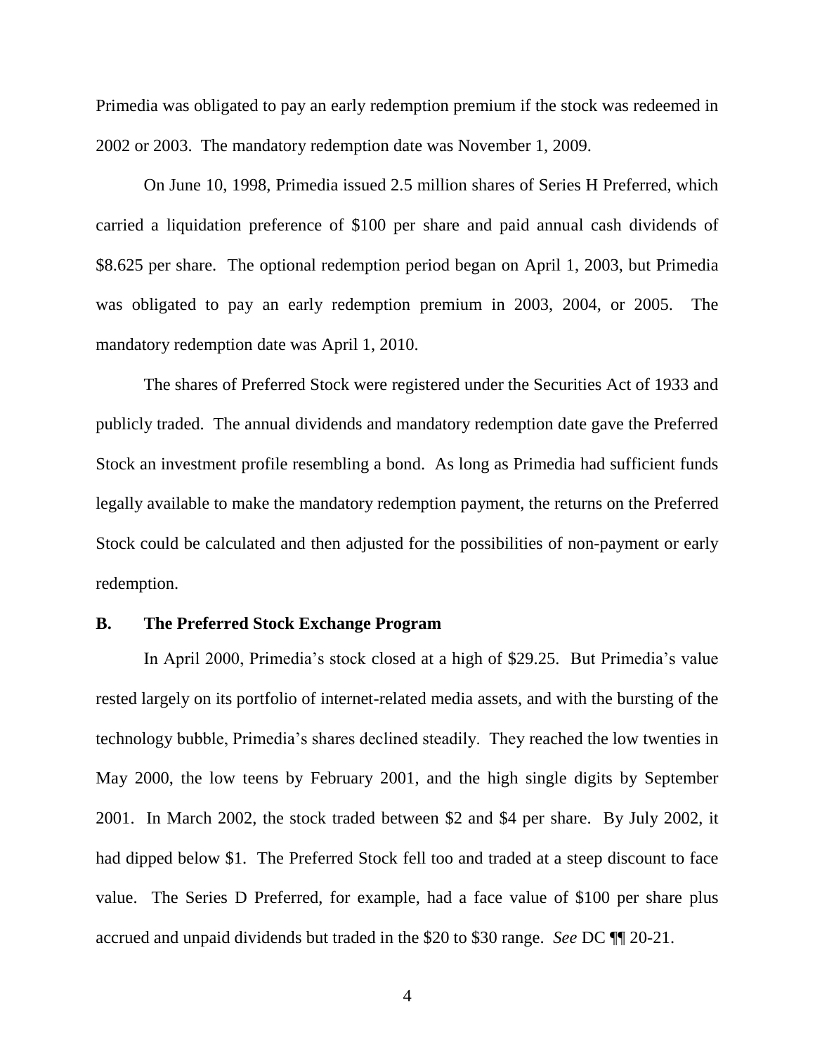Primedia was obligated to pay an early redemption premium if the stock was redeemed in 2002 or 2003. The mandatory redemption date was November 1, 2009.

On June 10, 1998, Primedia issued 2.5 million shares of Series H Preferred, which carried a liquidation preference of $100 per share and paid annual cash dividends of $8.625 per share. The optional redemption period began on April 1, 2003, but Primedia was obligated to pay an early redemption premium in 2003, 2004, or 2005. The mandatory redemption date was April 1, 2010.

The shares of Preferred Stock were registered under the Securities Act of 1933 and publicly traded. The annual dividends and mandatory redemption date gave the Preferred Stock an investment profile resembling a bond. As long as Primedia had sufficient funds legally available to make the mandatory redemption payment, the returns on the Preferred Stock could be calculated and then adjusted for the possibilities of non-payment or early redemption.

### B. The Preferred Stock Exchange Program

In April 2000, Primedia's stock closed at a high of $29.25. But Primedia's value rested largely on its portfolio of internet-related media assets, and with the bursting of the technology bubble, Primedia's shares declined steadily. They reached the low twenties in May 2000, the low teens by February 2001, and the high single digits by September 2001. In March 2002, the stock traded between $2 and $4 per share. By July 2002, it had dipped below $1. The Preferred Stock fell too and traded at a steep discount to face value. The Series D Preferred, for example, had a face value of $100 per share plus accrued and unpaid dividends but traded in the $20 to $30 range. *See* DC ¶¶ 20-21.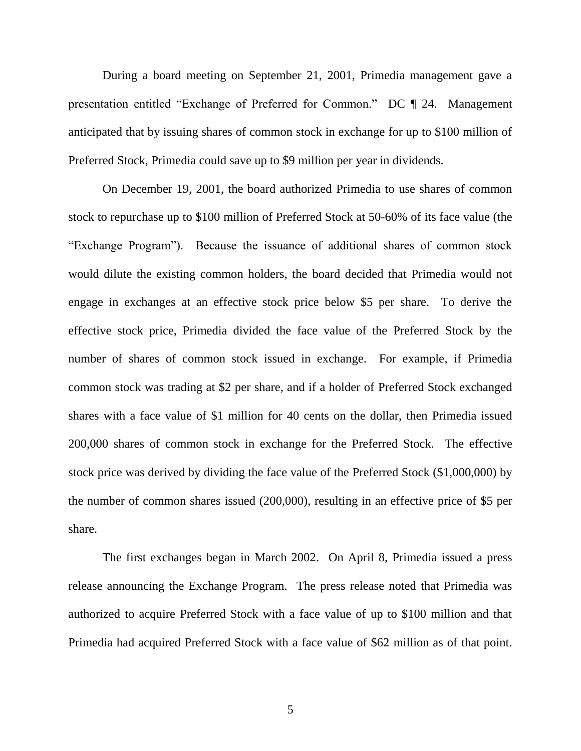During a board meeting on September 21, 2001, Primedia management gave a presentation entitled "Exchange of Preferred for Common." DC ¶ 24. Management anticipated that by issuing shares of common stock in exchange for up to $100 million of Preferred Stock, Primedia could save up to $9 million per year in dividends.

On December 19, 2001, the board authorized Primedia to use shares of common stock to repurchase up to $100 million of Preferred Stock at 50-60% of its face value (the "Exchange Program"). Because the issuance of additional shares of common stock would dilute the existing common holders, the board decided that Primedia would not engage in exchanges at an effective stock price below $5 per share. To derive the effective stock price, Primedia divided the face value of the Preferred Stock by the number of shares of common stock issued in exchange. For example, if Primedia common stock was trading at $2 per share, and if a holder of Preferred Stock exchanged shares with a face value of $1 million for 40 cents on the dollar, then Primedia issued 200,000 shares of common stock in exchange for the Preferred Stock. The effective stock price was derived by dividing the face value of the Preferred Stock ($1,000,000) by the number of common shares issued (200,000), resulting in an effective price of $5 per share.

The first exchanges began in March 2002. On April 8, Primedia issued a press release announcing the Exchange Program. The press release noted that Primedia was authorized to acquire Preferred Stock with a face value of up to $100 million and that Primedia had acquired Preferred Stock with a face value of $62 million as of that point.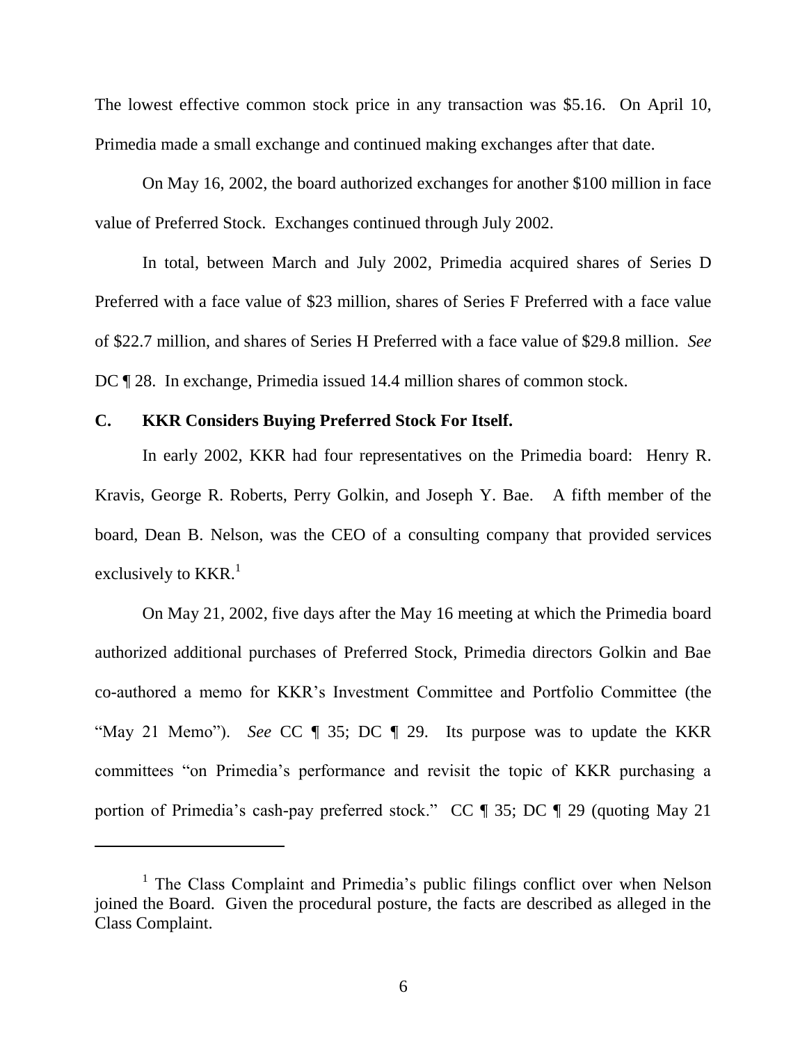The lowest effective common stock price in any transaction was $5.16. On April 10, Primedia made a small exchange and continued making exchanges after that date.

On May 16, 2002, the board authorized exchanges for another $100 million in face value of Preferred Stock. Exchanges continued through July 2002.

In total, between March and July 2002, Primedia acquired shares of Series D Preferred with a face value of $23 million, shares of Series F Preferred with a face value of $22.7 million, and shares of Series H Preferred with a face value of $29.8 million. *See* DC ¶ 28. In exchange, Primedia issued 14.4 million shares of common stock.

### C. KKR Considers Buying Preferred Stock For Itself.

In early 2002, KKR had four representatives on the Primedia board: Henry R. Kravis, George R. Roberts, Perry Golkin, and Joseph Y. Bae. A fifth member of the board, Dean B. Nelson, was the CEO of a consulting company that provided services exclusively to KKR.[1]

On May 21, 2002, five days after the May 16 meeting at which the Primedia board authorized additional purchases of Preferred Stock, Primedia directors Golkin and Bae co-authored a memo for KKR's Investment Committee and Portfolio Committee (the "May 21 Memo"). *See* CC ¶ 35; DC ¶ 29. Its purpose was to update the KKR committees "on Primedia's performance and revisit the topic of KKR purchasing a portion of Primedia's cash-pay preferred stock." CC ¶ 35; DC ¶ 29 (quoting May 21

---

[1] The Class Complaint and Primedia's public filings conflict over when Nelson joined the Board. Given the procedural posture, the facts are described as alleged in the Class Complaint.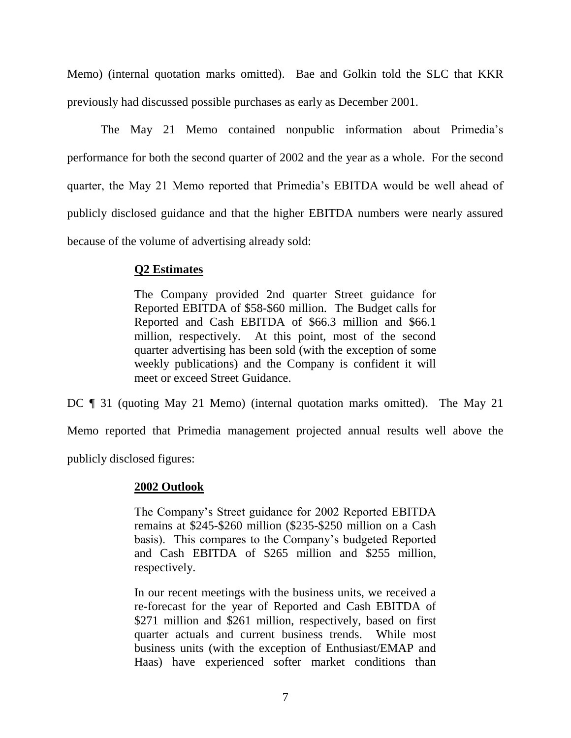Memo) (internal quotation marks omitted). Bae and Golkin told the SLC that KKR previously had discussed possible purchases as early as December 2001.

The May 21 Memo contained nonpublic information about Primedia's performance for both the second quarter of 2002 and the year as a whole. For the second quarter, the May 21 Memo reported that Primedia's EBITDA would be well ahead of publicly disclosed guidance and that the higher EBITDA numbers were nearly assured because of the volume of advertising already sold:

> **Q2 Estimates**
>
> The Company provided 2nd quarter Street guidance for Reported EBITDA of $58-$60 million. The Budget calls for Reported and Cash EBITDA of $66.3 million and $66.1 million, respectively. At this point, most of the second quarter advertising has been sold (with the exception of some weekly publications) and the Company is confident it will meet or exceed Street Guidance.

DC ¶ 31 (quoting May 21 Memo) (internal quotation marks omitted). The May 21 Memo reported that Primedia management projected annual results well above the publicly disclosed figures:

> **2002 Outlook**
>
> The Company's Street guidance for 2002 Reported EBITDA remains at $245-$260 million ($235-$250 million on a Cash basis). This compares to the Company's budgeted Reported and Cash EBITDA of $265 million and $255 million, respectively.
>
> In our recent meetings with the business units, we received a re-forecast for the year of Reported and Cash EBITDA of $271 million and $261 million, respectively, based on first quarter actuals and current business trends. While most business units (with the exception of Enthusiast/EMAP and Haas) have experienced softer market conditions than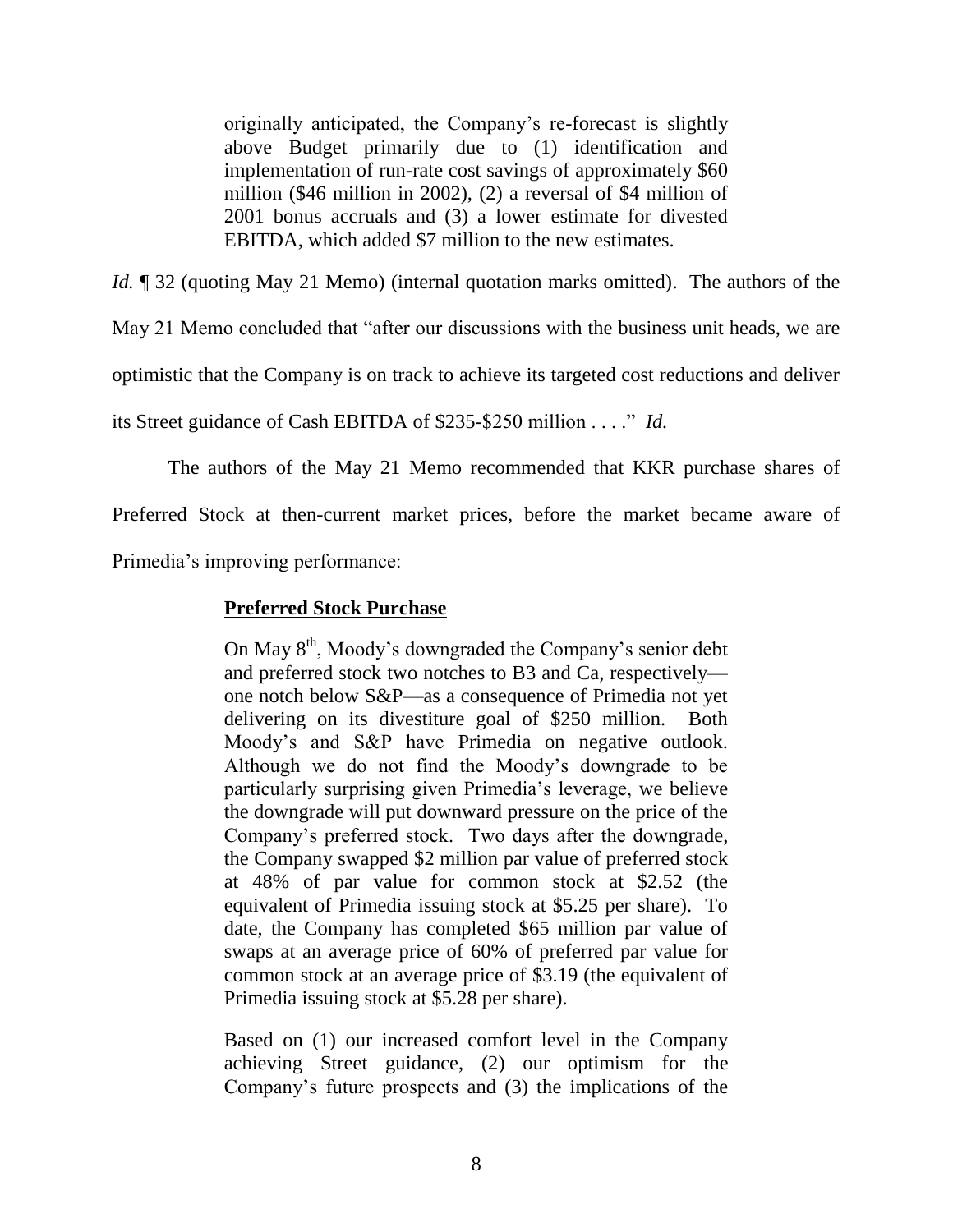> originally anticipated, the Company's re-forecast is slightly above Budget primarily due to (1) identification and implementation of run-rate cost savings of approximately $60 million ($46 million in 2002), (2) a reversal of $4 million of 2001 bonus accruals and (3) a lower estimate for divested EBITDA, which added $7 million to the new estimates.

*Id.* ¶ 32 (quoting May 21 Memo) (internal quotation marks omitted). The authors of the May 21 Memo concluded that "after our discussions with the business unit heads, we are optimistic that the Company is on track to achieve its targeted cost reductions and deliver its Street guidance of Cash EBITDA of $235-$250 million . . . ." *Id.*

The authors of the May 21 Memo recommended that KKR purchase shares of Preferred Stock at then-current market prices, before the market became aware of Primedia's improving performance:

> **Preferred Stock Purchase**
>
> On May 8th, Moody's downgraded the Company's senior debt and preferred stock two notches to B3 and Ca, respectively—one notch below S&P—as a consequence of Primedia not yet delivering on its divestiture goal of $250 million. Both Moody's and S&P have Primedia on negative outlook. Although we do not find the Moody's downgrade to be particularly surprising given Primedia's leverage, we believe the downgrade will put downward pressure on the price of the Company's preferred stock. Two days after the downgrade, the Company swapped $2 million par value of preferred stock at 48% of par value for common stock at $2.52 (the equivalent of Primedia issuing stock at $5.25 per share). To date, the Company has completed $65 million par value of swaps at an average price of 60% of preferred par value for common stock at an average price of $3.19 (the equivalent of Primedia issuing stock at $5.28 per share).
>
> Based on (1) our increased comfort level in the Company achieving Street guidance, (2) our optimism for the Company's future prospects and (3) the implications of the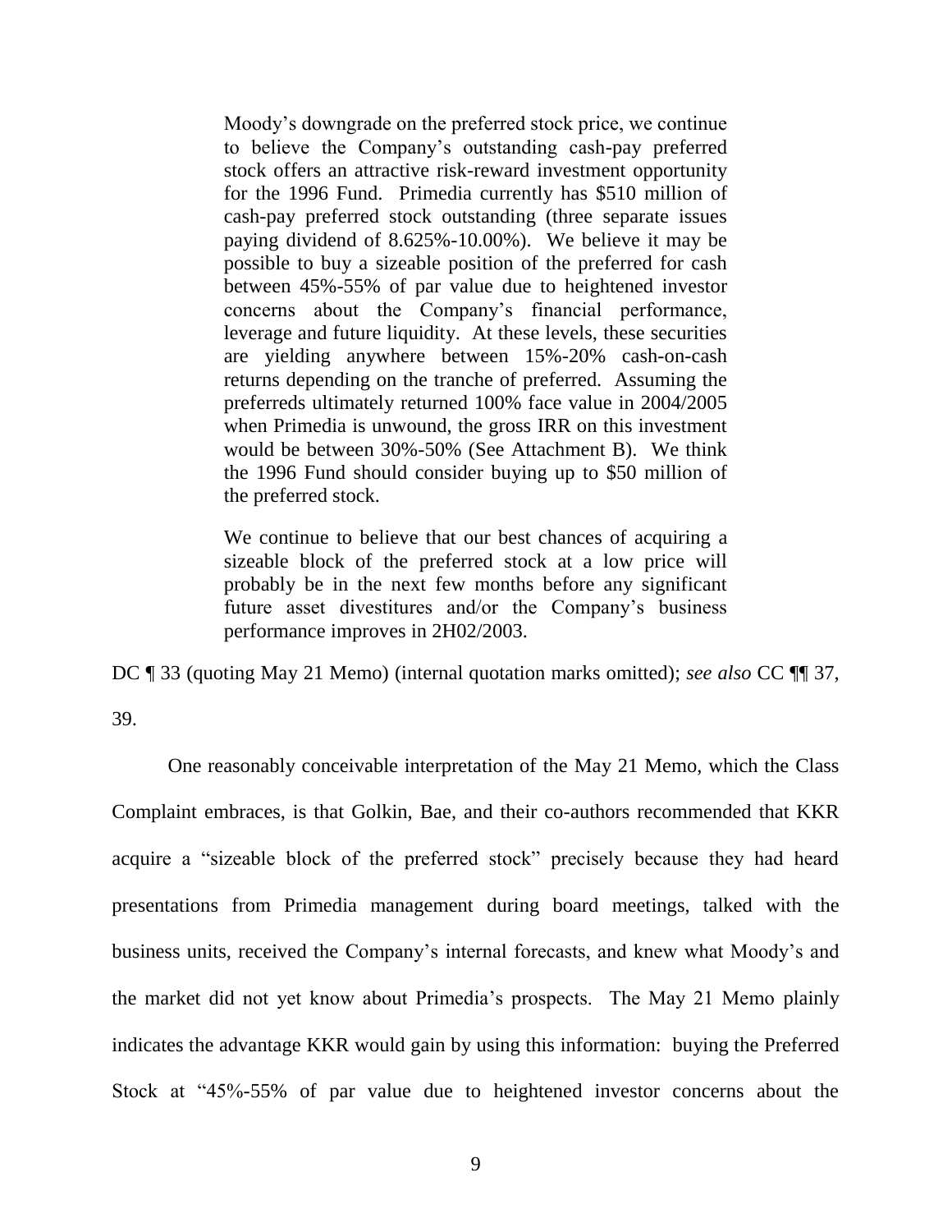> Moody's downgrade on the preferred stock price, we continue to believe the Company's outstanding cash-pay preferred stock offers an attractive risk-reward investment opportunity for the 1996 Fund. Primedia currently has $510 million of cash-pay preferred stock outstanding (three separate issues paying dividend of 8.625%-10.00%). We believe it may be possible to buy a sizeable position of the preferred for cash between 45%-55% of par value due to heightened investor concerns about the Company's financial performance, leverage and future liquidity. At these levels, these securities are yielding anywhere between 15%-20% cash-on-cash returns depending on the tranche of preferred. Assuming the preferreds ultimately returned 100% face value in 2004/2005 when Primedia is unwound, the gross IRR on this investment would be between 30%-50% (See Attachment B). We think the 1996 Fund should consider buying up to $50 million of the preferred stock.
>
> We continue to believe that our best chances of acquiring a sizeable block of the preferred stock at a low price will probably be in the next few months before any significant future asset divestitures and/or the Company's business performance improves in 2H02/2003.

DC ¶ 33 (quoting May 21 Memo) (internal quotation marks omitted); *see also* CC ¶¶ 37, 39.

One reasonably conceivable interpretation of the May 21 Memo, which the Class Complaint embraces, is that Golkin, Bae, and their co-authors recommended that KKR acquire a "sizeable block of the preferred stock" precisely because they had heard presentations from Primedia management during board meetings, talked with the business units, received the Company's internal forecasts, and knew what Moody's and the market did not yet know about Primedia's prospects. The May 21 Memo plainly indicates the advantage KKR would gain by using this information: buying the Preferred Stock at "45%-55% of par value due to heightened investor concerns about the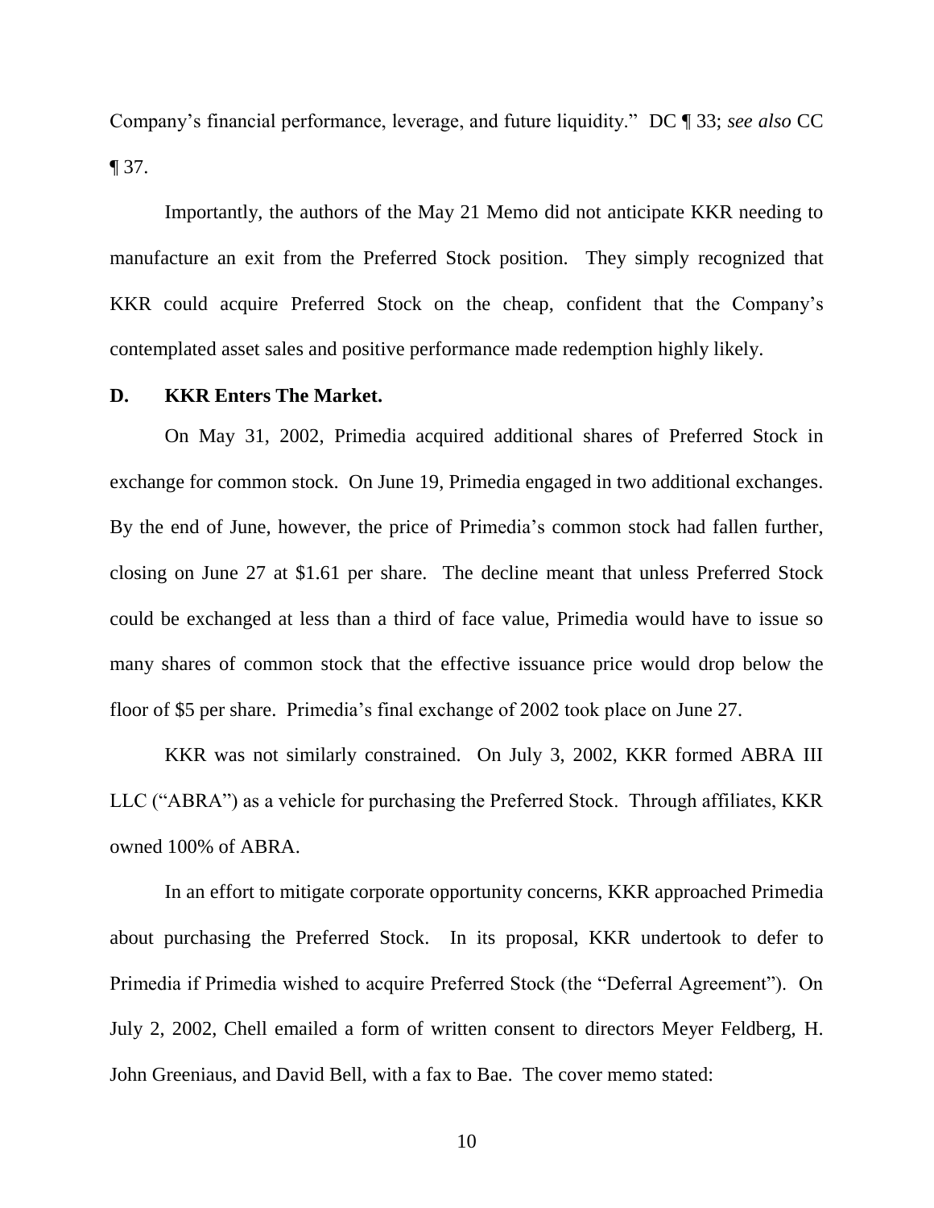Company's financial performance, leverage, and future liquidity." DC ¶ 33; *see also* CC ¶ 37.

Importantly, the authors of the May 21 Memo did not anticipate KKR needing to manufacture an exit from the Preferred Stock position. They simply recognized that KKR could acquire Preferred Stock on the cheap, confident that the Company's contemplated asset sales and positive performance made redemption highly likely.

### D. KKR Enters The Market.

On May 31, 2002, Primedia acquired additional shares of Preferred Stock in exchange for common stock. On June 19, Primedia engaged in two additional exchanges. By the end of June, however, the price of Primedia's common stock had fallen further, closing on June 27 at $1.61 per share. The decline meant that unless Preferred Stock could be exchanged at less than a third of face value, Primedia would have to issue so many shares of common stock that the effective issuance price would drop below the floor of $5 per share. Primedia's final exchange of 2002 took place on June 27.

KKR was not similarly constrained. On July 3, 2002, KKR formed ABRA III LLC ("ABRA") as a vehicle for purchasing the Preferred Stock. Through affiliates, KKR owned 100% of ABRA.

In an effort to mitigate corporate opportunity concerns, KKR approached Primedia about purchasing the Preferred Stock. In its proposal, KKR undertook to defer to Primedia if Primedia wished to acquire Preferred Stock (the "Deferral Agreement"). On July 2, 2002, Chell emailed a form of written consent to directors Meyer Feldberg, H. John Greeniaus, and David Bell, with a fax to Bae. The cover memo stated: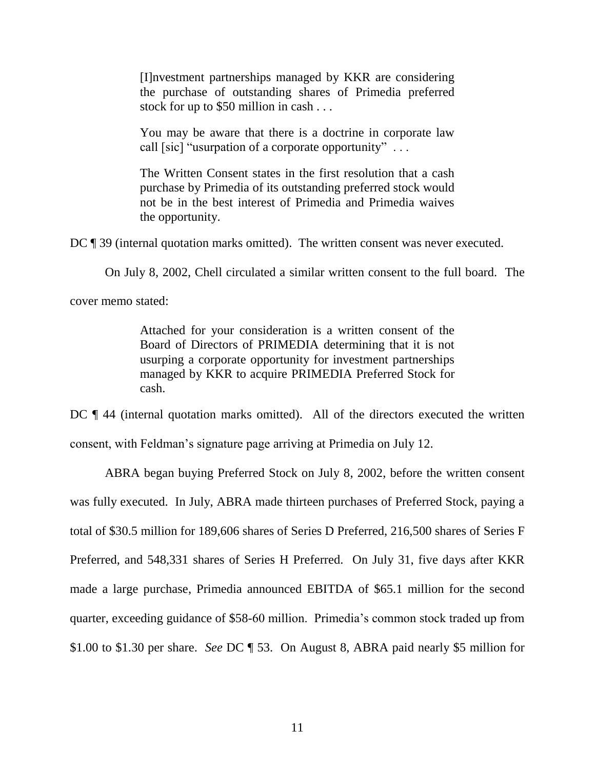> [I]nvestment partnerships managed by KKR are considering the purchase of outstanding shares of Primedia preferred stock for up to $50 million in cash . . .
>
> You may be aware that there is a doctrine in corporate law call [sic] "usurpation of a corporate opportunity" . . .
>
> The Written Consent states in the first resolution that a cash purchase by Primedia of its outstanding preferred stock would not be in the best interest of Primedia and Primedia waives the opportunity.

DC ¶ 39 (internal quotation marks omitted). The written consent was never executed.

On July 8, 2002, Chell circulated a similar written consent to the full board. The cover memo stated:

> Attached for your consideration is a written consent of the Board of Directors of PRIMEDIA determining that it is not usurping a corporate opportunity for investment partnerships managed by KKR to acquire PRIMEDIA Preferred Stock for cash.

DC ¶ 44 (internal quotation marks omitted). All of the directors executed the written consent, with Feldman's signature page arriving at Primedia on July 12.

ABRA began buying Preferred Stock on July 8, 2002, before the written consent was fully executed. In July, ABRA made thirteen purchases of Preferred Stock, paying a total of $30.5 million for 189,606 shares of Series D Preferred, 216,500 shares of Series F Preferred, and 548,331 shares of Series H Preferred. On July 31, five days after KKR made a large purchase, Primedia announced EBITDA of $65.1 million for the second quarter, exceeding guidance of $58-60 million. Primedia's common stock traded up from $1.00 to $1.30 per share. *See* DC ¶ 53. On August 8, ABRA paid nearly $5 million for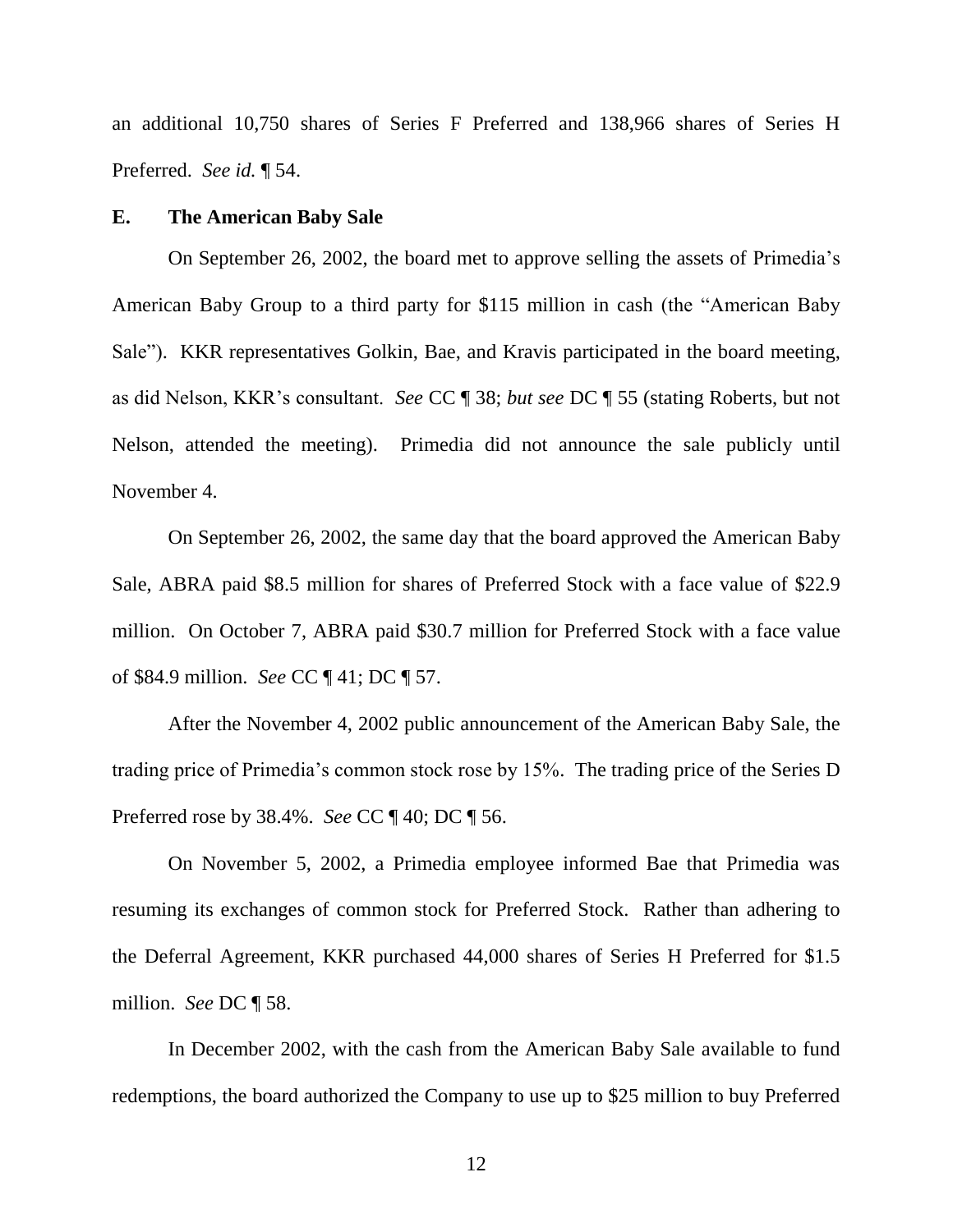an additional 10,750 shares of Series F Preferred and 138,966 shares of Series H Preferred. *See id.* ¶ 54.

### E. The American Baby Sale

On September 26, 2002, the board met to approve selling the assets of Primedia's American Baby Group to a third party for $115 million in cash (the "American Baby Sale"). KKR representatives Golkin, Bae, and Kravis participated in the board meeting, as did Nelson, KKR's consultant. *See* CC ¶ 38; *but see* DC ¶ 55 (stating Roberts, but not Nelson, attended the meeting). Primedia did not announce the sale publicly until November 4.

On September 26, 2002, the same day that the board approved the American Baby Sale, ABRA paid $8.5 million for shares of Preferred Stock with a face value of $22.9 million. On October 7, ABRA paid $30.7 million for Preferred Stock with a face value of $84.9 million. *See* CC ¶ 41; DC ¶ 57.

After the November 4, 2002 public announcement of the American Baby Sale, the trading price of Primedia's common stock rose by 15%. The trading price of the Series D Preferred rose by 38.4%. *See* CC ¶ 40; DC ¶ 56.

On November 5, 2002, a Primedia employee informed Bae that Primedia was resuming its exchanges of common stock for Preferred Stock. Rather than adhering to the Deferral Agreement, KKR purchased 44,000 shares of Series H Preferred for $1.5 million. *See* DC ¶ 58.

In December 2002, with the cash from the American Baby Sale available to fund redemptions, the board authorized the Company to use up to $25 million to buy Preferred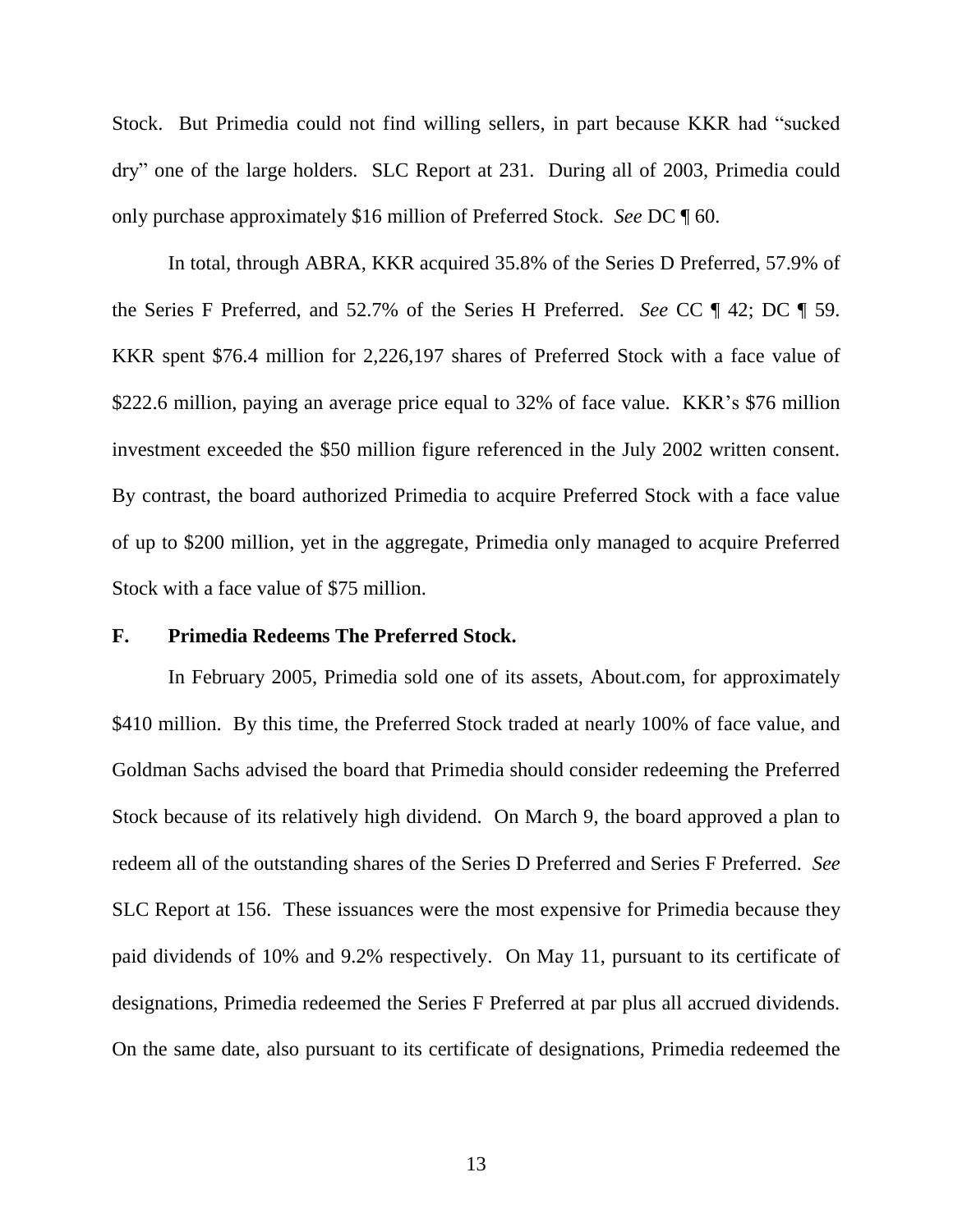Stock. But Primedia could not find willing sellers, in part because KKR had "sucked dry" one of the large holders. SLC Report at 231. During all of 2003, Primedia could only purchase approximately $16 million of Preferred Stock. *See* DC ¶ 60.

In total, through ABRA, KKR acquired 35.8% of the Series D Preferred, 57.9% of the Series F Preferred, and 52.7% of the Series H Preferred. *See* CC ¶ 42; DC ¶ 59. KKR spent $76.4 million for 2,226,197 shares of Preferred Stock with a face value of $222.6 million, paying an average price equal to 32% of face value. KKR's $76 million investment exceeded the $50 million figure referenced in the July 2002 written consent. By contrast, the board authorized Primedia to acquire Preferred Stock with a face value of up to $200 million, yet in the aggregate, Primedia only managed to acquire Preferred Stock with a face value of $75 million.

### F. Primedia Redeems The Preferred Stock.

In February 2005, Primedia sold one of its assets, About.com, for approximately $410 million. By this time, the Preferred Stock traded at nearly 100% of face value, and Goldman Sachs advised the board that Primedia should consider redeeming the Preferred Stock because of its relatively high dividend. On March 9, the board approved a plan to redeem all of the outstanding shares of the Series D Preferred and Series F Preferred. *See* SLC Report at 156. These issuances were the most expensive for Primedia because they paid dividends of 10% and 9.2% respectively. On May 11, pursuant to its certificate of designations, Primedia redeemed the Series F Preferred at par plus all accrued dividends. On the same date, also pursuant to its certificate of designations, Primedia redeemed the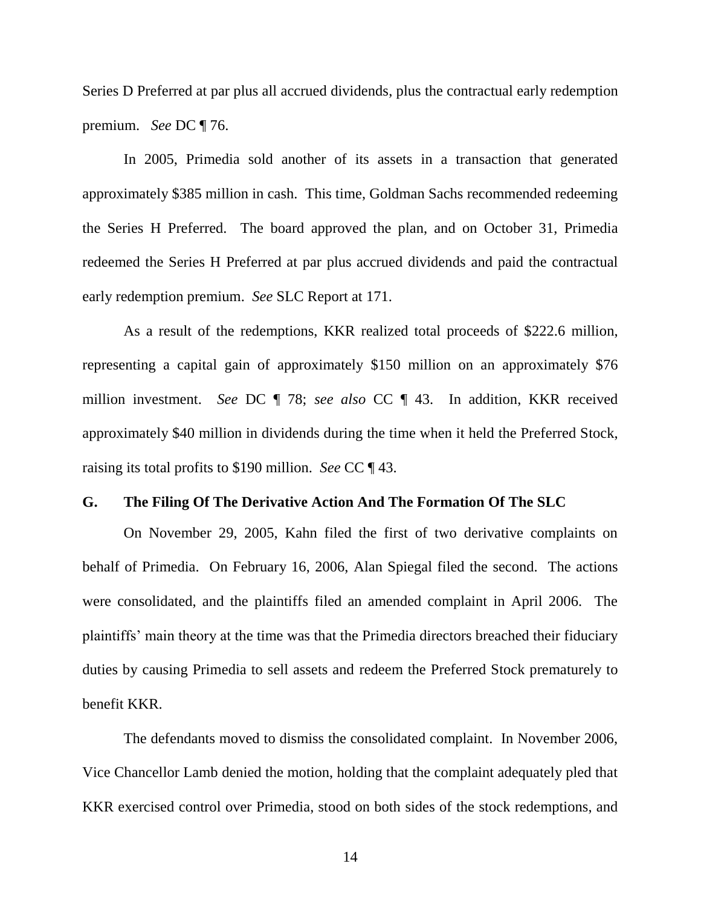Series D Preferred at par plus all accrued dividends, plus the contractual early redemption premium. *See* DC ¶ 76.

In 2005, Primedia sold another of its assets in a transaction that generated approximately $385 million in cash. This time, Goldman Sachs recommended redeeming the Series H Preferred. The board approved the plan, and on October 31, Primedia redeemed the Series H Preferred at par plus accrued dividends and paid the contractual early redemption premium. *See* SLC Report at 171.

As a result of the redemptions, KKR realized total proceeds of $222.6 million, representing a capital gain of approximately $150 million on an approximately $76 million investment. *See* DC ¶ 78; *see also* CC ¶ 43. In addition, KKR received approximately $40 million in dividends during the time when it held the Preferred Stock, raising its total profits to $190 million. *See* CC ¶ 43.

### G. The Filing Of The Derivative Action And The Formation Of The SLC

On November 29, 2005, Kahn filed the first of two derivative complaints on behalf of Primedia. On February 16, 2006, Alan Spiegal filed the second. The actions were consolidated, and the plaintiffs filed an amended complaint in April 2006. The plaintiffs' main theory at the time was that the Primedia directors breached their fiduciary duties by causing Primedia to sell assets and redeem the Preferred Stock prematurely to benefit KKR.

The defendants moved to dismiss the consolidated complaint. In November 2006, Vice Chancellor Lamb denied the motion, holding that the complaint adequately pled that KKR exercised control over Primedia, stood on both sides of the stock redemptions, and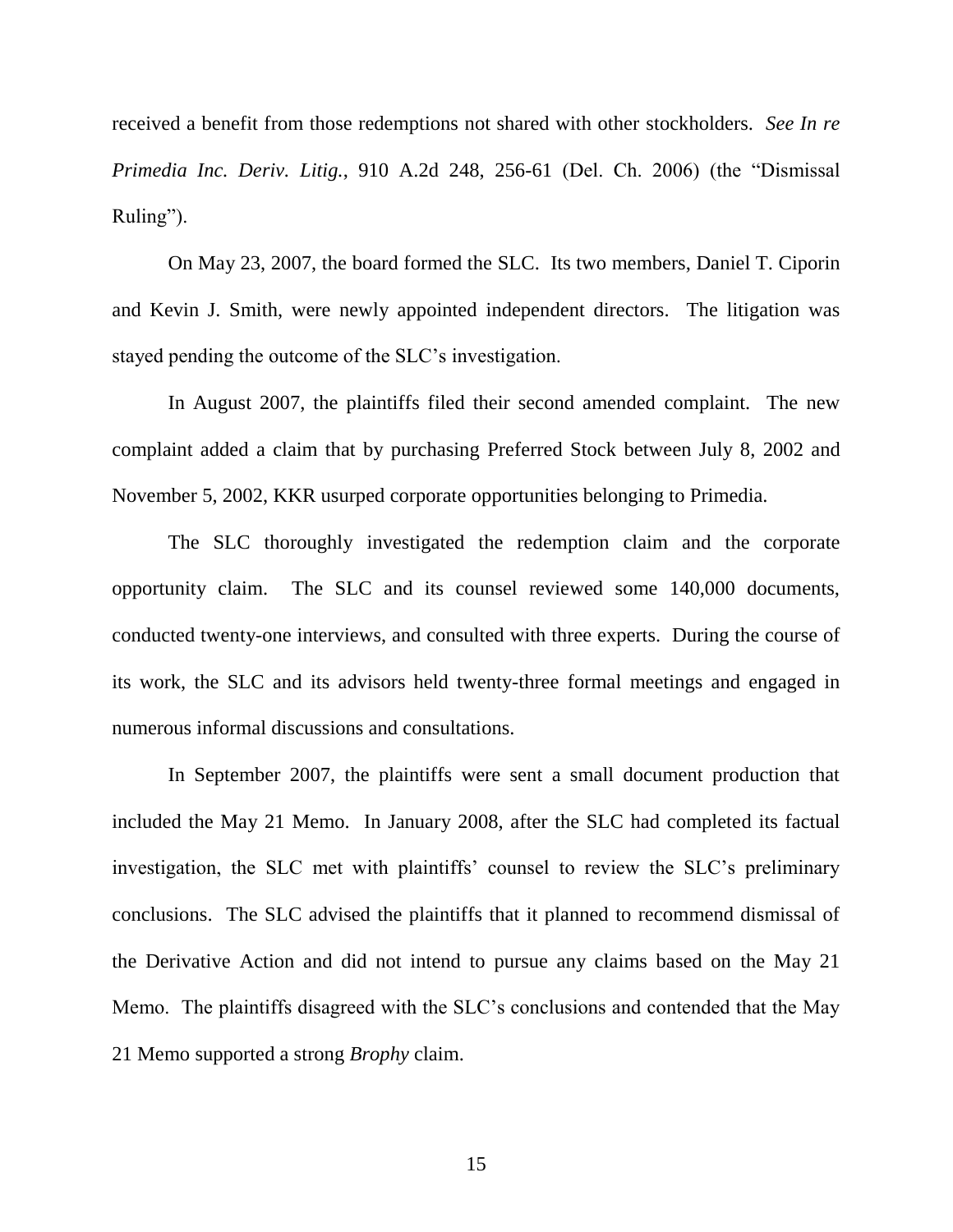received a benefit from those redemptions not shared with other stockholders. *See In re Primedia Inc. Deriv. Litig.*, 910 A.2d 248, 256-61 (Del. Ch. 2006) (the "Dismissal Ruling").

On May 23, 2007, the board formed the SLC. Its two members, Daniel T. Ciporin and Kevin J. Smith, were newly appointed independent directors. The litigation was stayed pending the outcome of the SLC's investigation.

In August 2007, the plaintiffs filed their second amended complaint. The new complaint added a claim that by purchasing Preferred Stock between July 8, 2002 and November 5, 2002, KKR usurped corporate opportunities belonging to Primedia.

The SLC thoroughly investigated the redemption claim and the corporate opportunity claim. The SLC and its counsel reviewed some 140,000 documents, conducted twenty-one interviews, and consulted with three experts. During the course of its work, the SLC and its advisors held twenty-three formal meetings and engaged in numerous informal discussions and consultations.

In September 2007, the plaintiffs were sent a small document production that included the May 21 Memo. In January 2008, after the SLC had completed its factual investigation, the SLC met with plaintiffs' counsel to review the SLC's preliminary conclusions. The SLC advised the plaintiffs that it planned to recommend dismissal of the Derivative Action and did not intend to pursue any claims based on the May 21 Memo. The plaintiffs disagreed with the SLC's conclusions and contended that the May 21 Memo supported a strong *Brophy* claim.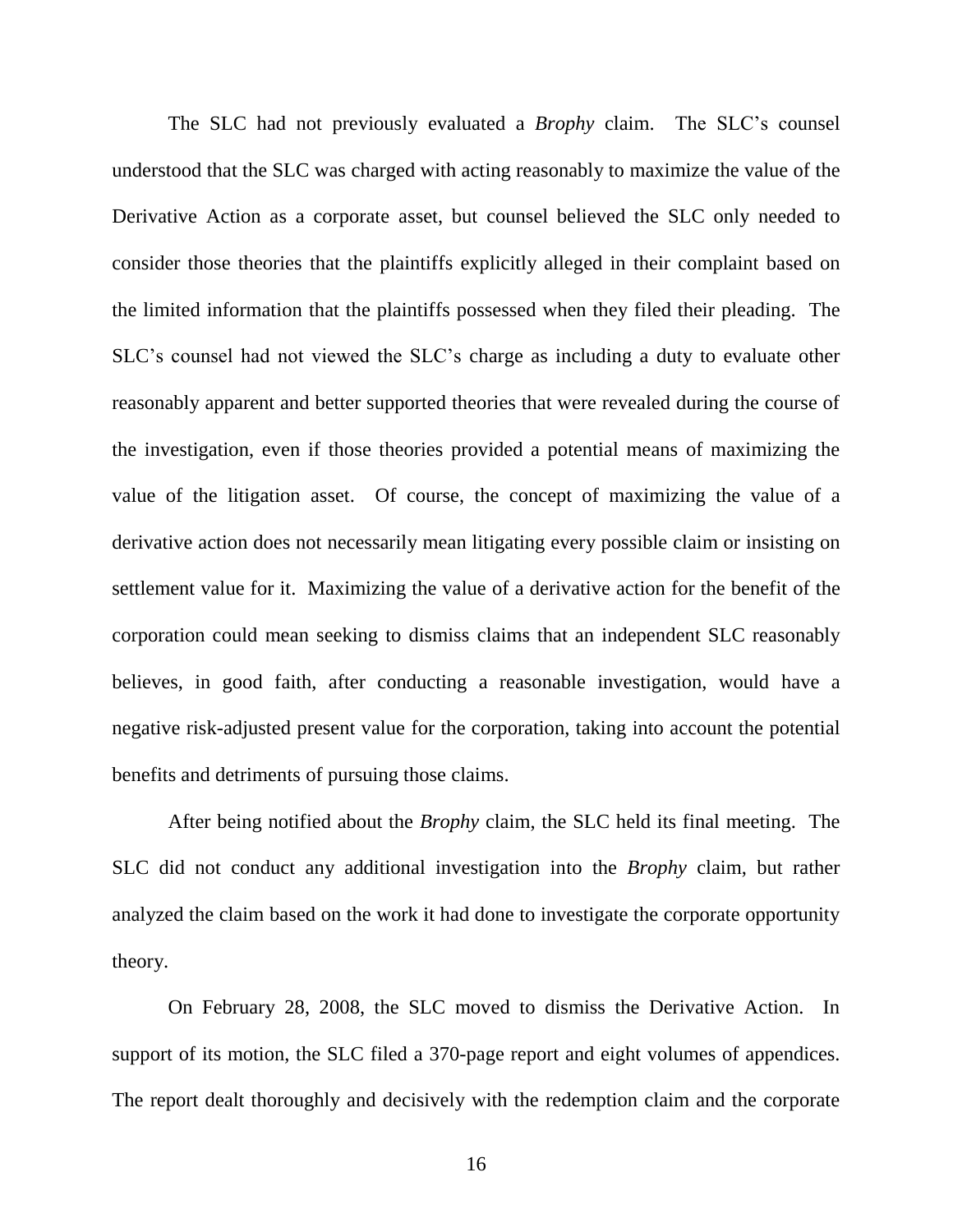The SLC had not previously evaluated a *Brophy* claim. The SLC's counsel understood that the SLC was charged with acting reasonably to maximize the value of the Derivative Action as a corporate asset, but counsel believed the SLC only needed to consider those theories that the plaintiffs explicitly alleged in their complaint based on the limited information that the plaintiffs possessed when they filed their pleading. The SLC's counsel had not viewed the SLC's charge as including a duty to evaluate other reasonably apparent and better supported theories that were revealed during the course of the investigation, even if those theories provided a potential means of maximizing the value of the litigation asset. Of course, the concept of maximizing the value of a derivative action does not necessarily mean litigating every possible claim or insisting on settlement value for it. Maximizing the value of a derivative action for the benefit of the corporation could mean seeking to dismiss claims that an independent SLC reasonably believes, in good faith, after conducting a reasonable investigation, would have a negative risk-adjusted present value for the corporation, taking into account the potential benefits and detriments of pursuing those claims.

After being notified about the *Brophy* claim, the SLC held its final meeting. The SLC did not conduct any additional investigation into the *Brophy* claim, but rather analyzed the claim based on the work it had done to investigate the corporate opportunity theory.

On February 28, 2008, the SLC moved to dismiss the Derivative Action. In support of its motion, the SLC filed a 370-page report and eight volumes of appendices. The report dealt thoroughly and decisively with the redemption claim and the corporate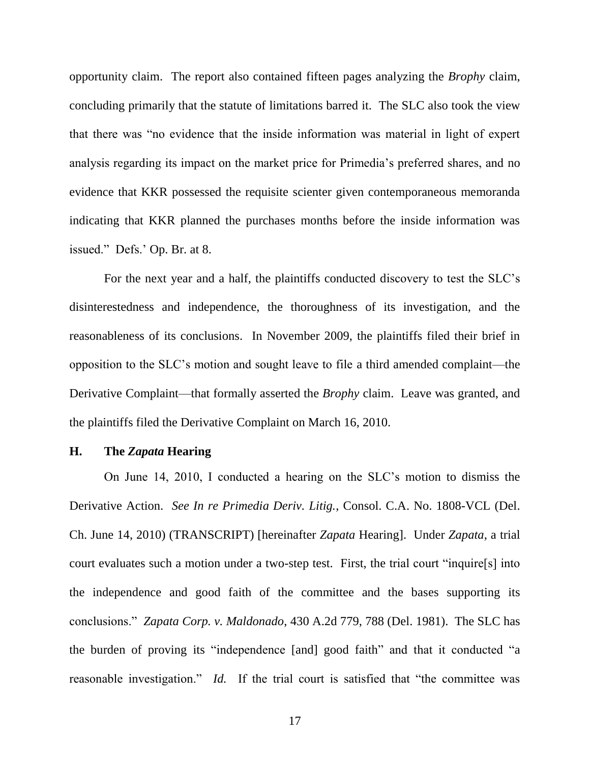opportunity claim. The report also contained fifteen pages analyzing the *Brophy* claim, concluding primarily that the statute of limitations barred it. The SLC also took the view that there was "no evidence that the inside information was material in light of expert analysis regarding its impact on the market price for Primedia's preferred shares, and no evidence that KKR possessed the requisite scienter given contemporaneous memoranda indicating that KKR planned the purchases months before the inside information was issued." Defs.' Op. Br. at 8.

For the next year and a half, the plaintiffs conducted discovery to test the SLC's disinterestedness and independence, the thoroughness of its investigation, and the reasonableness of its conclusions. In November 2009, the plaintiffs filed their brief in opposition to the SLC's motion and sought leave to file a third amended complaint—the Derivative Complaint—that formally asserted the *Brophy* claim. Leave was granted, and the plaintiffs filed the Derivative Complaint on March 16, 2010.

### H. The *Zapata* Hearing

On June 14, 2010, I conducted a hearing on the SLC's motion to dismiss the Derivative Action. *See In re Primedia Deriv. Litig.*, Consol. C.A. No. 1808-VCL (Del. Ch. June 14, 2010) (TRANSCRIPT) [hereinafter *Zapata* Hearing]. Under *Zapata*, a trial court evaluates such a motion under a two-step test. First, the trial court "inquire[s] into the independence and good faith of the committee and the bases supporting its conclusions." *Zapata Corp. v. Maldonado*, 430 A.2d 779, 788 (Del. 1981). The SLC has the burden of proving its "independence [and] good faith" and that it conducted "a reasonable investigation." *Id.* If the trial court is satisfied that "the committee was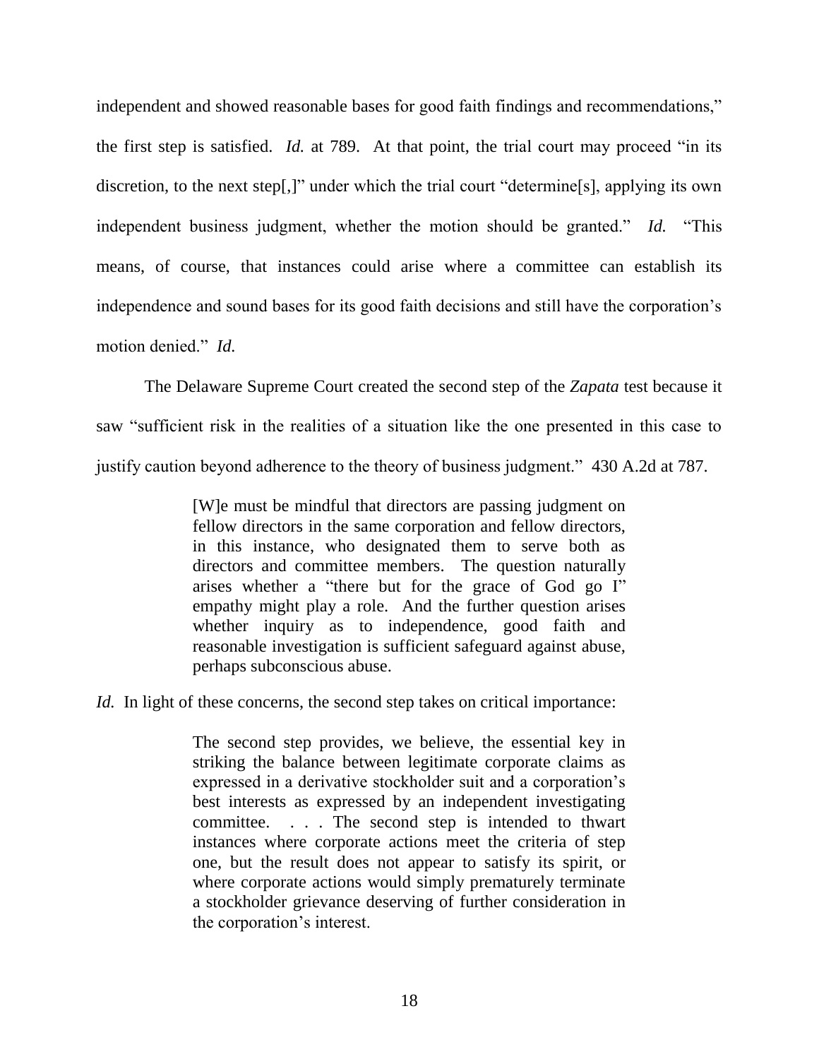independent and showed reasonable bases for good faith findings and recommendations," the first step is satisfied. *Id.* at 789. At that point, the trial court may proceed "in its discretion, to the next step[,]" under which the trial court "determine[s], applying its own independent business judgment, whether the motion should be granted." *Id.* "This means, of course, that instances could arise where a committee can establish its independence and sound bases for its good faith decisions and still have the corporation's motion denied." *Id.*

The Delaware Supreme Court created the second step of the *Zapata* test because it saw "sufficient risk in the realities of a situation like the one presented in this case to justify caution beyond adherence to the theory of business judgment." 430 A.2d at 787.

> [W]e must be mindful that directors are passing judgment on fellow directors in the same corporation and fellow directors, in this instance, who designated them to serve both as directors and committee members. The question naturally arises whether a "there but for the grace of God go I" empathy might play a role. And the further question arises whether inquiry as to independence, good faith and reasonable investigation is sufficient safeguard against abuse, perhaps subconscious abuse.

*Id.* In light of these concerns, the second step takes on critical importance:

> The second step provides, we believe, the essential key in striking the balance between legitimate corporate claims as expressed in a derivative stockholder suit and a corporation's best interests as expressed by an independent investigating committee. . . . The second step is intended to thwart instances where corporate actions meet the criteria of step one, but the result does not appear to satisfy its spirit, or where corporate actions would simply prematurely terminate a stockholder grievance deserving of further consideration in the corporation's interest.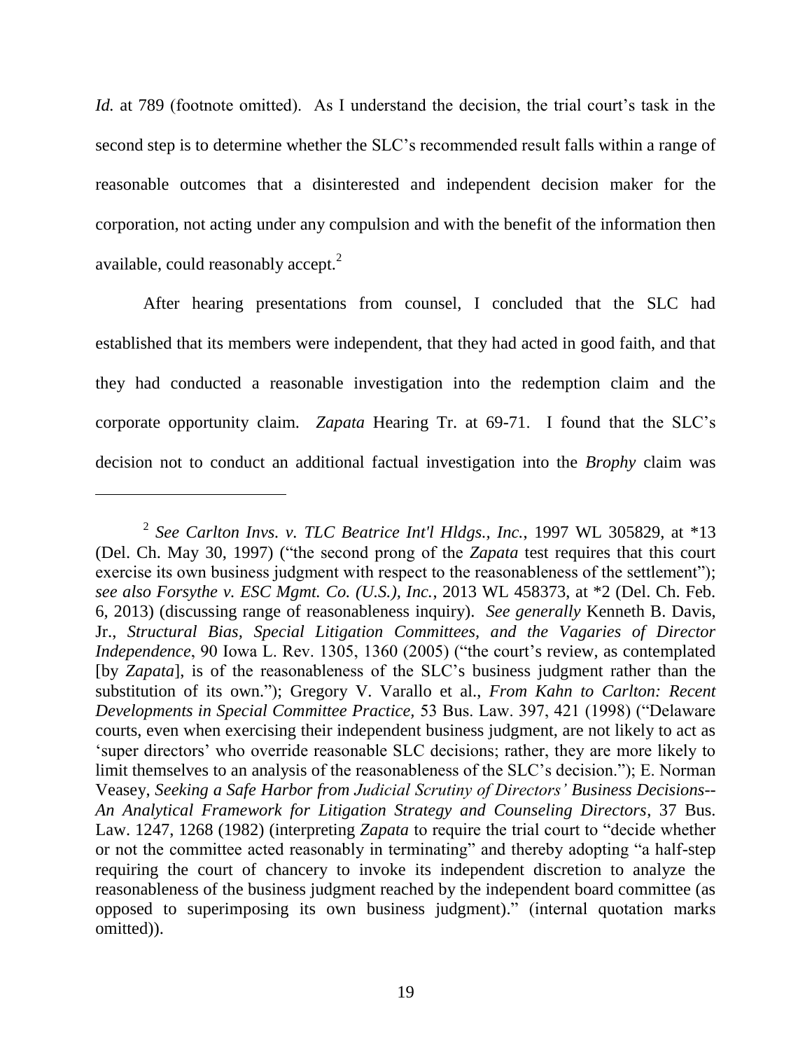*Id.* at 789 (footnote omitted). As I understand the decision, the trial court's task in the second step is to determine whether the SLC's recommended result falls within a range of reasonable outcomes that a disinterested and independent decision maker for the corporation, not acting under any compulsion and with the benefit of the information then available, could reasonably accept.[2]

After hearing presentations from counsel, I concluded that the SLC had established that its members were independent, that they had acted in good faith, and that they had conducted a reasonable investigation into the redemption claim and the corporate opportunity claim. *Zapata* Hearing Tr. at 69-71. I found that the SLC's decision not to conduct an additional factual investigation into the *Brophy* claim was

---

[2] *See Carlton Invs. v. TLC Beatrice Int'l Hldgs., Inc.*, 1997 WL 305829, at *13 (Del. Ch. May 30, 1997) ("the second prong of the *Zapata* test requires that this court exercise its own business judgment with respect to the reasonableness of the settlement"); *see also Forsythe v. ESC Mgmt. Co. (U.S.), Inc.*, 2013 WL 458373, at *2 (Del. Ch. Feb. 6, 2013) (discussing range of reasonableness inquiry). *See generally* Kenneth B. Davis, Jr., *Structural Bias, Special Litigation Committees, and the Vagaries of Director Independence*, 90 Iowa L. Rev. 1305, 1360 (2005) ("the court's review, as contemplated [by *Zapata*], is of the reasonableness of the SLC's business judgment rather than the substitution of its own."); Gregory V. Varallo et al., *From Kahn to Carlton: Recent Developments in Special Committee Practice*, 53 Bus. Law. 397, 421 (1998) ("Delaware courts, even when exercising their independent business judgment, are not likely to act as 'super directors' who override reasonable SLC decisions; rather, they are more likely to limit themselves to an analysis of the reasonableness of the SLC's decision."); E. Norman Veasey, *Seeking a Safe Harbor from Judicial Scrutiny of Directors' Business Decisions--An Analytical Framework for Litigation Strategy and Counseling Directors*, 37 Bus. Law. 1247, 1268 (1982) (interpreting *Zapata* to require the trial court to "decide whether or not the committee acted reasonably in terminating" and thereby adopting "a half-step requiring the court of chancery to invoke its independent discretion to analyze the reasonableness of the business judgment reached by the independent board committee (as opposed to superimposing its own business judgment)." (internal quotation marks omitted)).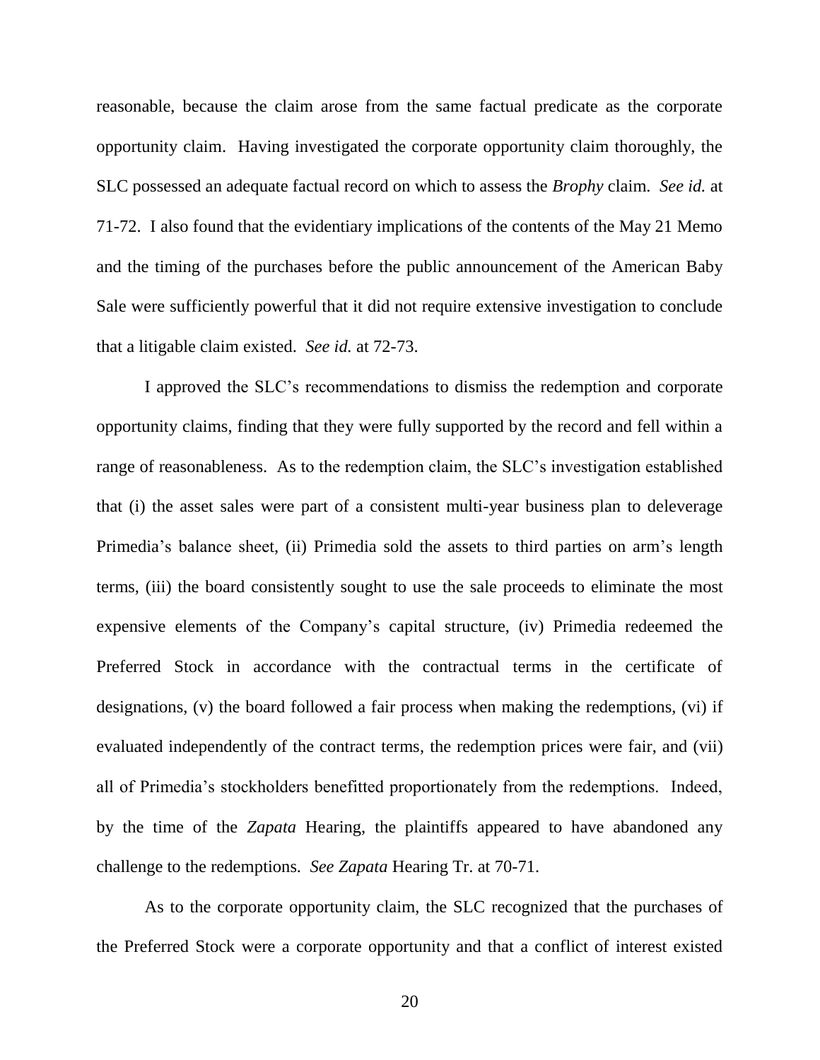reasonable, because the claim arose from the same factual predicate as the corporate opportunity claim. Having investigated the corporate opportunity claim thoroughly, the SLC possessed an adequate factual record on which to assess the *Brophy* claim. *See id.* at 71-72. I also found that the evidentiary implications of the contents of the May 21 Memo and the timing of the purchases before the public announcement of the American Baby Sale were sufficiently powerful that it did not require extensive investigation to conclude that a litigable claim existed. *See id.* at 72-73.

I approved the SLC's recommendations to dismiss the redemption and corporate opportunity claims, finding that they were fully supported by the record and fell within a range of reasonableness. As to the redemption claim, the SLC's investigation established that (i) the asset sales were part of a consistent multi-year business plan to deleverage Primedia's balance sheet, (ii) Primedia sold the assets to third parties on arm's length terms, (iii) the board consistently sought to use the sale proceeds to eliminate the most expensive elements of the Company's capital structure, (iv) Primedia redeemed the Preferred Stock in accordance with the contractual terms in the certificate of designations, (v) the board followed a fair process when making the redemptions, (vi) if evaluated independently of the contract terms, the redemption prices were fair, and (vii) all of Primedia's stockholders benefitted proportionately from the redemptions. Indeed, by the time of the *Zapata* Hearing, the plaintiffs appeared to have abandoned any challenge to the redemptions. *See Zapata* Hearing Tr. at 70-71.

As to the corporate opportunity claim, the SLC recognized that the purchases of the Preferred Stock were a corporate opportunity and that a conflict of interest existed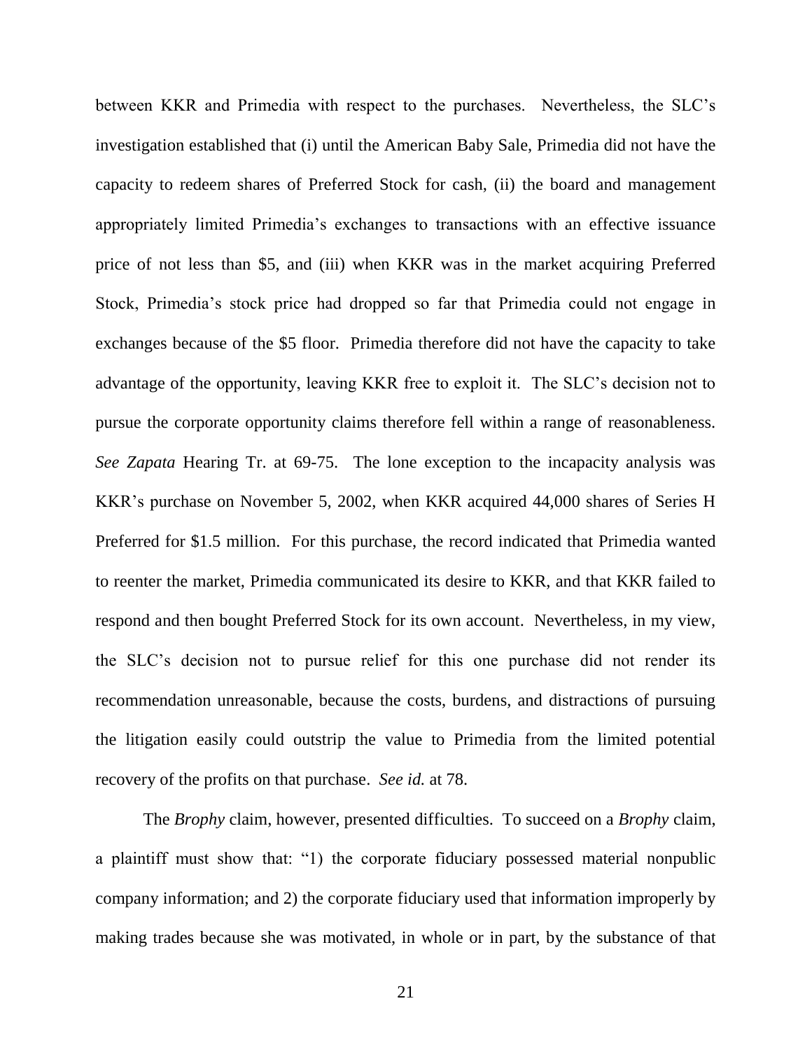between KKR and Primedia with respect to the purchases. Nevertheless, the SLC's investigation established that (i) until the American Baby Sale, Primedia did not have the capacity to redeem shares of Preferred Stock for cash, (ii) the board and management appropriately limited Primedia's exchanges to transactions with an effective issuance price of not less than $5, and (iii) when KKR was in the market acquiring Preferred Stock, Primedia's stock price had dropped so far that Primedia could not engage in exchanges because of the $5 floor. Primedia therefore did not have the capacity to take advantage of the opportunity, leaving KKR free to exploit it. The SLC's decision not to pursue the corporate opportunity claims therefore fell within a range of reasonableness. *See Zapata* Hearing Tr. at 69-75. The lone exception to the incapacity analysis was KKR's purchase on November 5, 2002, when KKR acquired 44,000 shares of Series H Preferred for $1.5 million. For this purchase, the record indicated that Primedia wanted to reenter the market, Primedia communicated its desire to KKR, and that KKR failed to respond and then bought Preferred Stock for its own account. Nevertheless, in my view, the SLC's decision not to pursue relief for this one purchase did not render its recommendation unreasonable, because the costs, burdens, and distractions of pursuing the litigation easily could outstrip the value to Primedia from the limited potential recovery of the profits on that purchase. *See id.* at 78.

The *Brophy* claim, however, presented difficulties. To succeed on a *Brophy* claim, a plaintiff must show that: "1) the corporate fiduciary possessed material nonpublic company information; and 2) the corporate fiduciary used that information improperly by making trades because she was motivated, in whole or in part, by the substance of that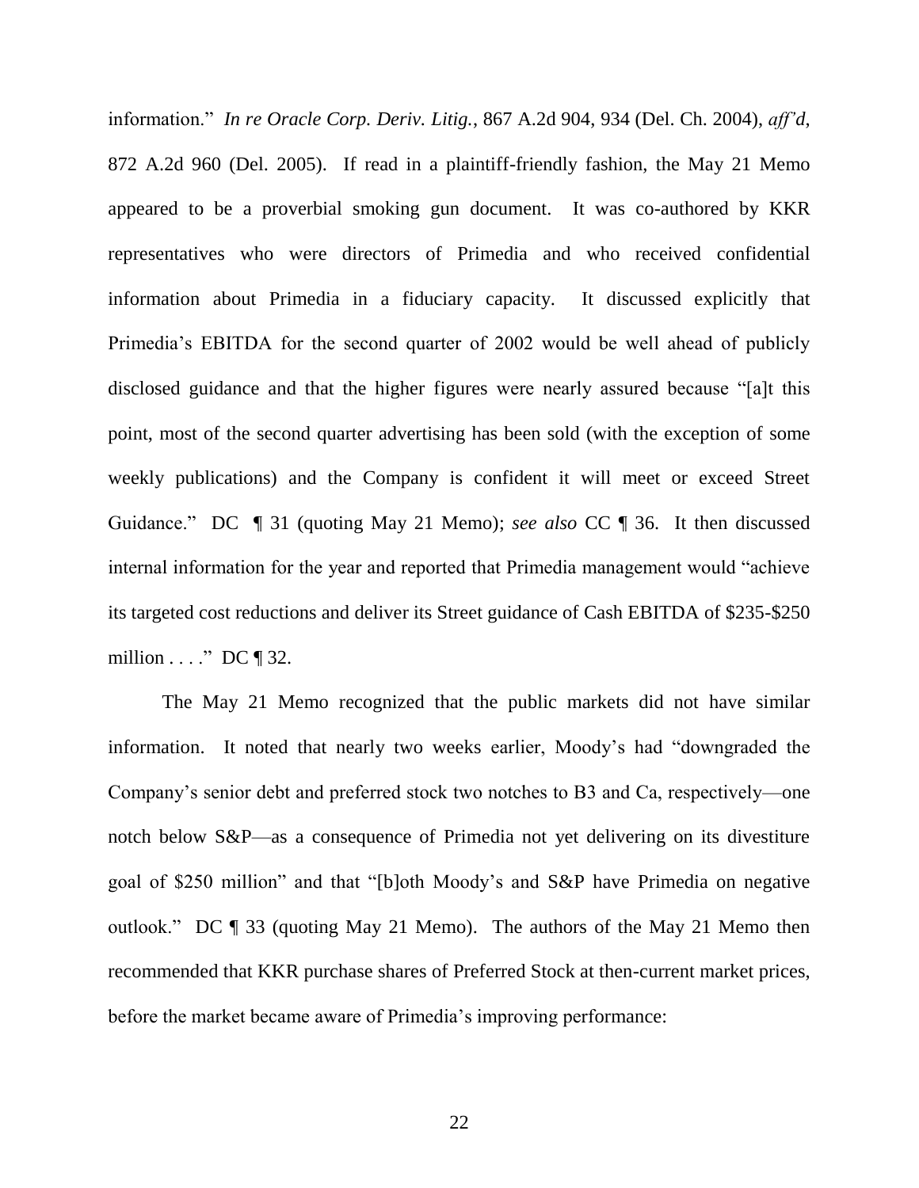information." *In re Oracle Corp. Deriv. Litig.*, 867 A.2d 904, 934 (Del. Ch. 2004), *aff'd*, 872 A.2d 960 (Del. 2005). If read in a plaintiff-friendly fashion, the May 21 Memo appeared to be a proverbial smoking gun document. It was co-authored by KKR representatives who were directors of Primedia and who received confidential information about Primedia in a fiduciary capacity. It discussed explicitly that Primedia's EBITDA for the second quarter of 2002 would be well ahead of publicly disclosed guidance and that the higher figures were nearly assured because "[a]t this point, most of the second quarter advertising has been sold (with the exception of some weekly publications) and the Company is confident it will meet or exceed Street Guidance." DC ¶ 31 (quoting May 21 Memo); *see also* CC ¶ 36. It then discussed internal information for the year and reported that Primedia management would "achieve its targeted cost reductions and deliver its Street guidance of Cash EBITDA of $235-$250 million . . . ." DC ¶ 32.

The May 21 Memo recognized that the public markets did not have similar information. It noted that nearly two weeks earlier, Moody's had "downgraded the Company's senior debt and preferred stock two notches to B3 and Ca, respectively—one notch below S&P—as a consequence of Primedia not yet delivering on its divestiture goal of $250 million" and that "[b]oth Moody's and S&P have Primedia on negative outlook." DC ¶ 33 (quoting May 21 Memo). The authors of the May 21 Memo then recommended that KKR purchase shares of Preferred Stock at then-current market prices, before the market became aware of Primedia's improving performance: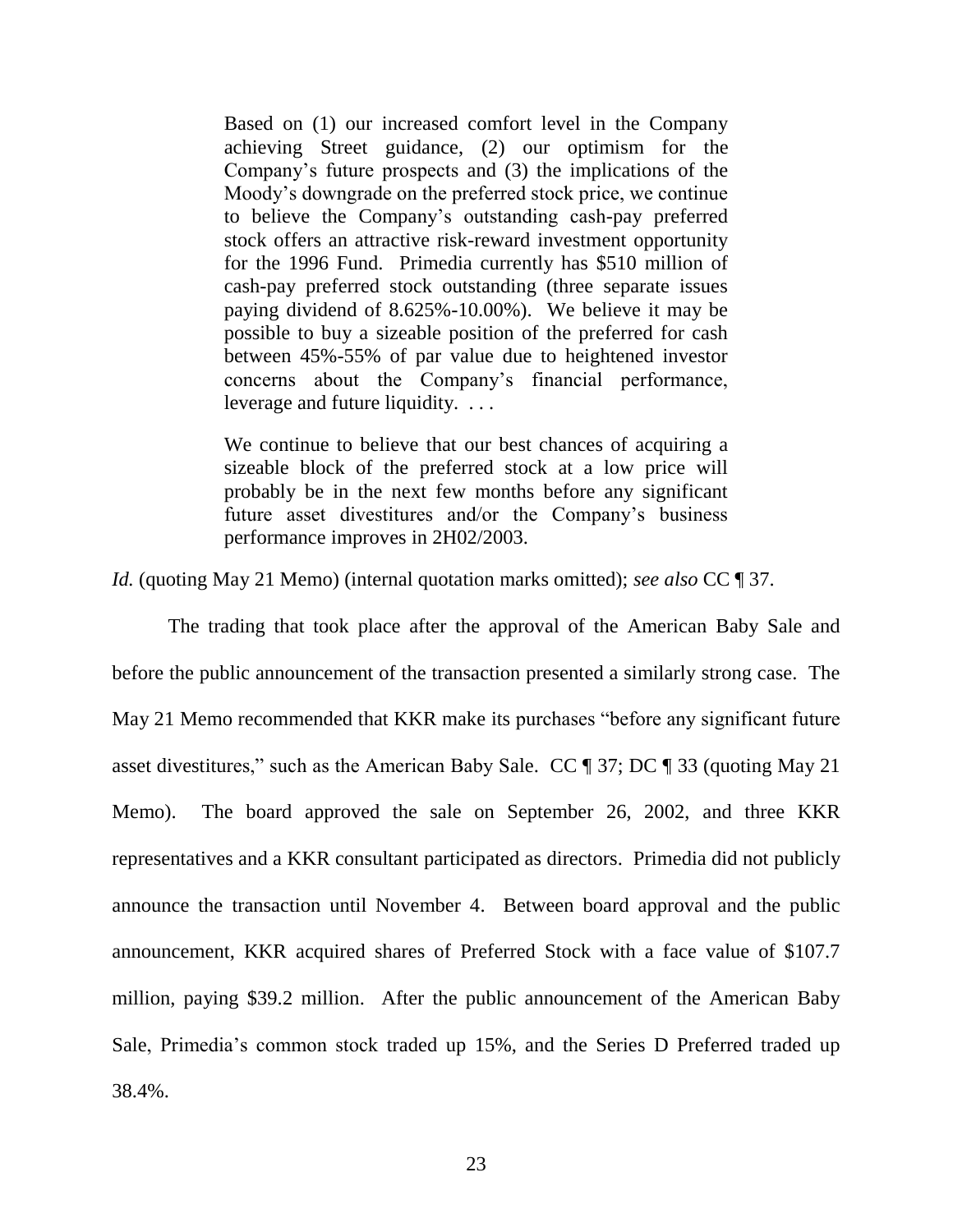> Based on (1) our increased comfort level in the Company achieving Street guidance, (2) our optimism for the Company's future prospects and (3) the implications of the Moody's downgrade on the preferred stock price, we continue to believe the Company's outstanding cash-pay preferred stock offers an attractive risk-reward investment opportunity for the 1996 Fund. Primedia currently has $510 million of cash-pay preferred stock outstanding (three separate issues paying dividend of 8.625%-10.00%). We believe it may be possible to buy a sizeable position of the preferred for cash between 45%-55% of par value due to heightened investor concerns about the Company's financial performance, leverage and future liquidity. . . .
>
> We continue to believe that our best chances of acquiring a sizeable block of the preferred stock at a low price will probably be in the next few months before any significant future asset divestitures and/or the Company's business performance improves in 2H02/2003.

*Id.* (quoting May 21 Memo) (internal quotation marks omitted); *see also* CC ¶ 37.

The trading that took place after the approval of the American Baby Sale and before the public announcement of the transaction presented a similarly strong case. The May 21 Memo recommended that KKR make its purchases "before any significant future asset divestitures," such as the American Baby Sale. CC ¶ 37; DC ¶ 33 (quoting May 21 Memo). The board approved the sale on September 26, 2002, and three KKR representatives and a KKR consultant participated as directors. Primedia did not publicly announce the transaction until November 4. Between board approval and the public announcement, KKR acquired shares of Preferred Stock with a face value of $107.7 million, paying $39.2 million. After the public announcement of the American Baby Sale, Primedia's common stock traded up 15%, and the Series D Preferred traded up 38.4%.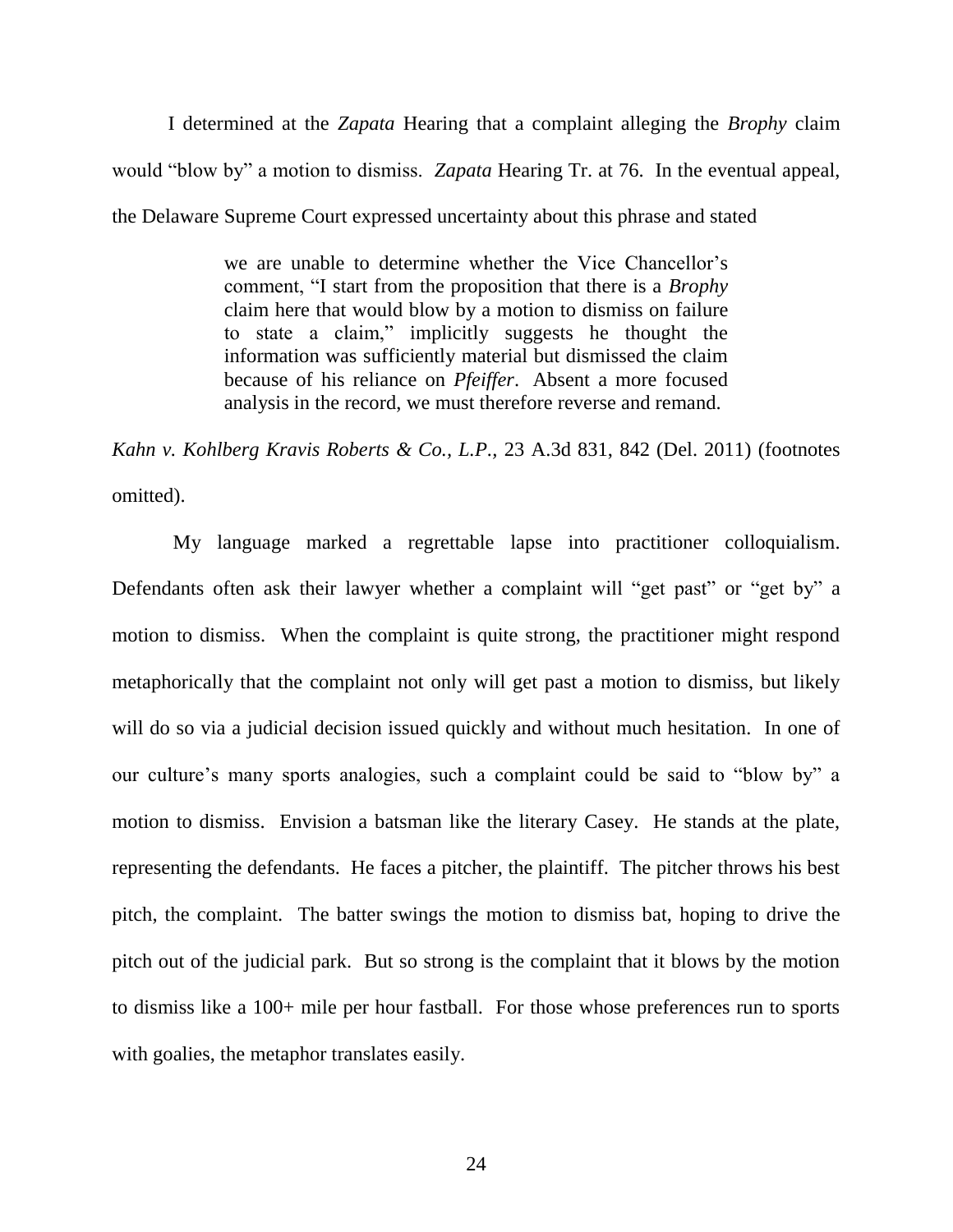I determined at the *Zapata* Hearing that a complaint alleging the *Brophy* claim would "blow by" a motion to dismiss. *Zapata* Hearing Tr. at 76. In the eventual appeal, the Delaware Supreme Court expressed uncertainty about this phrase and stated

> we are unable to determine whether the Vice Chancellor's comment, "I start from the proposition that there is a *Brophy* claim here that would blow by a motion to dismiss on failure to state a claim," implicitly suggests he thought the information was sufficiently material but dismissed the claim because of his reliance on *Pfeiffer*. Absent a more focused analysis in the record, we must therefore reverse and remand.

*Kahn v. Kohlberg Kravis Roberts & Co., L.P.*, 23 A.3d 831, 842 (Del. 2011) (footnotes omitted).

My language marked a regrettable lapse into practitioner colloquialism. Defendants often ask their lawyer whether a complaint will "get past" or "get by" a motion to dismiss. When the complaint is quite strong, the practitioner might respond metaphorically that the complaint not only will get past a motion to dismiss, but likely will do so via a judicial decision issued quickly and without much hesitation. In one of our culture's many sports analogies, such a complaint could be said to "blow by" a motion to dismiss. Envision a batsman like the literary Casey. He stands at the plate, representing the defendants. He faces a pitcher, the plaintiff. The pitcher throws his best pitch, the complaint. The batter swings the motion to dismiss bat, hoping to drive the pitch out of the judicial park. But so strong is the complaint that it blows by the motion to dismiss like a 100+ mile per hour fastball. For those whose preferences run to sports with goalies, the metaphor translates easily.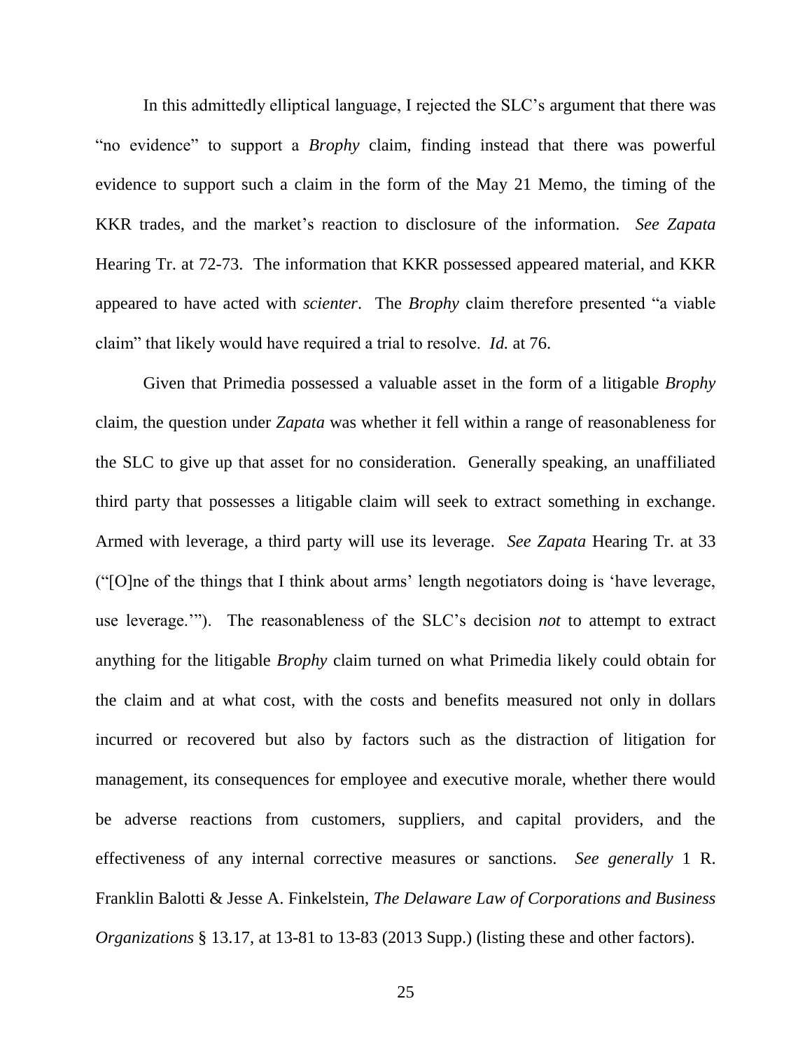In this admittedly elliptical language, I rejected the SLC's argument that there was "no evidence" to support a *Brophy* claim, finding instead that there was powerful evidence to support such a claim in the form of the May 21 Memo, the timing of the KKR trades, and the market's reaction to disclosure of the information. *See Zapata* Hearing Tr. at 72-73. The information that KKR possessed appeared material, and KKR appeared to have acted with *scienter*. The *Brophy* claim therefore presented "a viable claim" that likely would have required a trial to resolve. *Id.* at 76.

Given that Primedia possessed a valuable asset in the form of a litigable *Brophy* claim, the question under *Zapata* was whether it fell within a range of reasonableness for the SLC to give up that asset for no consideration. Generally speaking, an unaffiliated third party that possesses a litigable claim will seek to extract something in exchange. Armed with leverage, a third party will use its leverage. *See Zapata* Hearing Tr. at 33 ("[O]ne of the things that I think about arms' length negotiators doing is 'have leverage, use leverage.'"). The reasonableness of the SLC's decision *not* to attempt to extract anything for the litigable *Brophy* claim turned on what Primedia likely could obtain for the claim and at what cost, with the costs and benefits measured not only in dollars incurred or recovered but also by factors such as the distraction of litigation for management, its consequences for employee and executive morale, whether there would be adverse reactions from customers, suppliers, and capital providers, and the effectiveness of any internal corrective measures or sanctions. *See generally* 1 R. Franklin Balotti & Jesse A. Finkelstein, *The Delaware Law of Corporations and Business Organizations* § 13.17, at 13-81 to 13-83 (2013 Supp.) (listing these and other factors).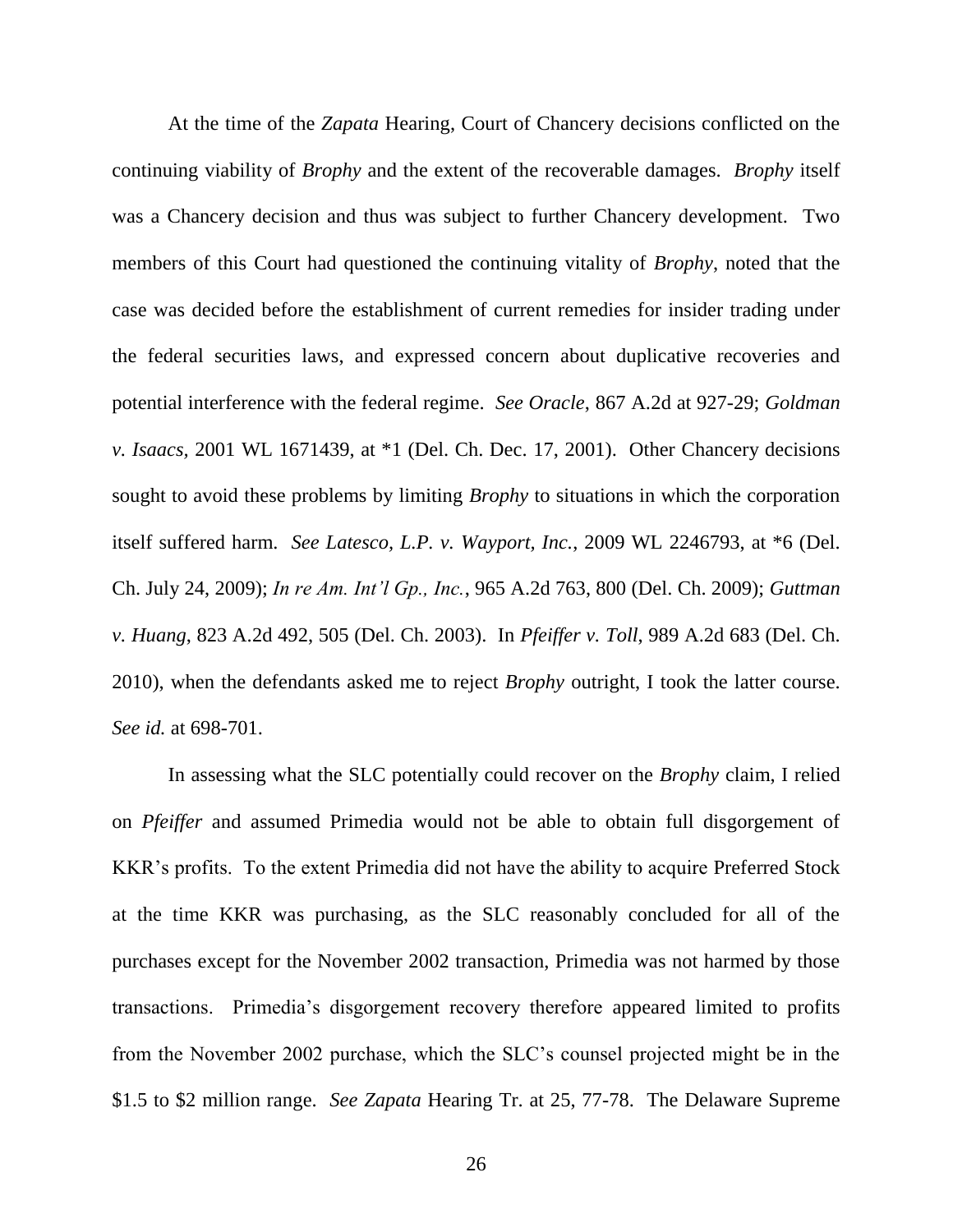At the time of the *Zapata* Hearing, Court of Chancery decisions conflicted on the continuing viability of *Brophy* and the extent of the recoverable damages. *Brophy* itself was a Chancery decision and thus was subject to further Chancery development. Two members of this Court had questioned the continuing vitality of *Brophy*, noted that the case was decided before the establishment of current remedies for insider trading under the federal securities laws, and expressed concern about duplicative recoveries and potential interference with the federal regime. *See Oracle*, 867 A.2d at 927-29; *Goldman v. Isaacs*, 2001 WL 1671439, at *1 (Del. Ch. Dec. 17, 2001). Other Chancery decisions sought to avoid these problems by limiting *Brophy* to situations in which the corporation itself suffered harm. *See Latesco, L.P. v. Wayport, Inc.*, 2009 WL 2246793, at *6 (Del. Ch. July 24, 2009); *In re Am. Int'l Gp., Inc.*, 965 A.2d 763, 800 (Del. Ch. 2009); *Guttman v. Huang*, 823 A.2d 492, 505 (Del. Ch. 2003). In *Pfeiffer v. Toll*, 989 A.2d 683 (Del. Ch. 2010), when the defendants asked me to reject *Brophy* outright, I took the latter course. *See id.* at 698-701.

In assessing what the SLC potentially could recover on the *Brophy* claim, I relied on *Pfeiffer* and assumed Primedia would not be able to obtain full disgorgement of KKR's profits. To the extent Primedia did not have the ability to acquire Preferred Stock at the time KKR was purchasing, as the SLC reasonably concluded for all of the purchases except for the November 2002 transaction, Primedia was not harmed by those transactions. Primedia's disgorgement recovery therefore appeared limited to profits from the November 2002 purchase, which the SLC's counsel projected might be in the \$1.5 to \$2 million range. *See Zapata* Hearing Tr. at 25, 77-78. The Delaware Supreme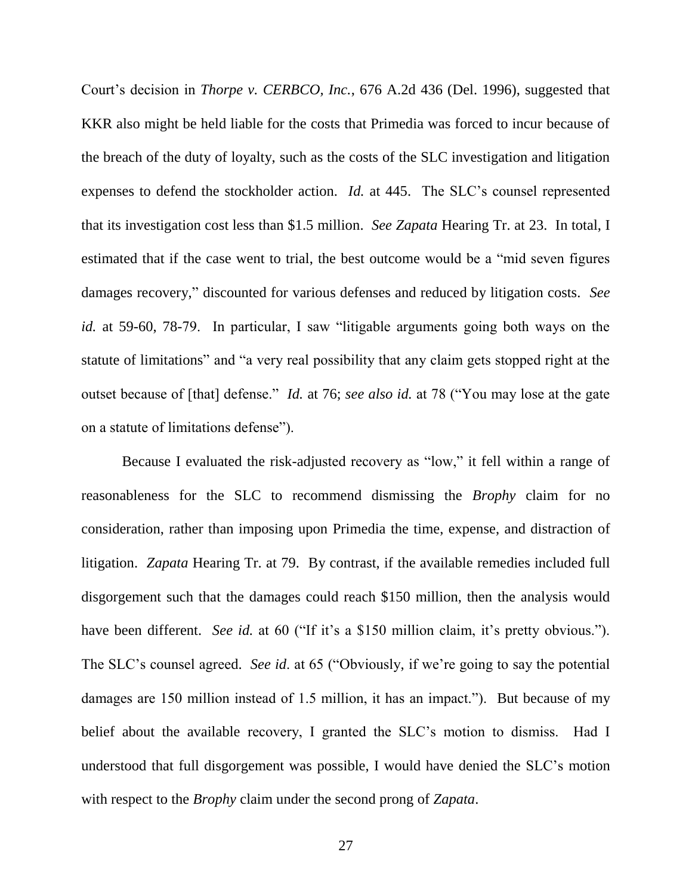Court's decision in *Thorpe v. CERBCO, Inc.*, 676 A.2d 436 (Del. 1996), suggested that KKR also might be held liable for the costs that Primedia was forced to incur because of the breach of the duty of loyalty, such as the costs of the SLC investigation and litigation expenses to defend the stockholder action. *Id.* at 445. The SLC's counsel represented that its investigation cost less than $1.5 million. *See Zapata* Hearing Tr. at 23. In total, I estimated that if the case went to trial, the best outcome would be a "mid seven figures damages recovery," discounted for various defenses and reduced by litigation costs. *See id.* at 59-60, 78-79. In particular, I saw "litigable arguments going both ways on the statute of limitations" and "a very real possibility that any claim gets stopped right at the outset because of [that] defense." *Id.* at 76; *see also id.* at 78 ("You may lose at the gate on a statute of limitations defense").

Because I evaluated the risk-adjusted recovery as "low," it fell within a range of reasonableness for the SLC to recommend dismissing the *Brophy* claim for no consideration, rather than imposing upon Primedia the time, expense, and distraction of litigation. *Zapata* Hearing Tr. at 79. By contrast, if the available remedies included full disgorgement such that the damages could reach $150 million, then the analysis would have been different. *See id.* at 60 ("If it's a $150 million claim, it's pretty obvious."). The SLC's counsel agreed. *See id*. at 65 ("Obviously, if we're going to say the potential damages are 150 million instead of 1.5 million, it has an impact."). But because of my belief about the available recovery, I granted the SLC's motion to dismiss. Had I understood that full disgorgement was possible, I would have denied the SLC's motion with respect to the *Brophy* claim under the second prong of *Zapata*.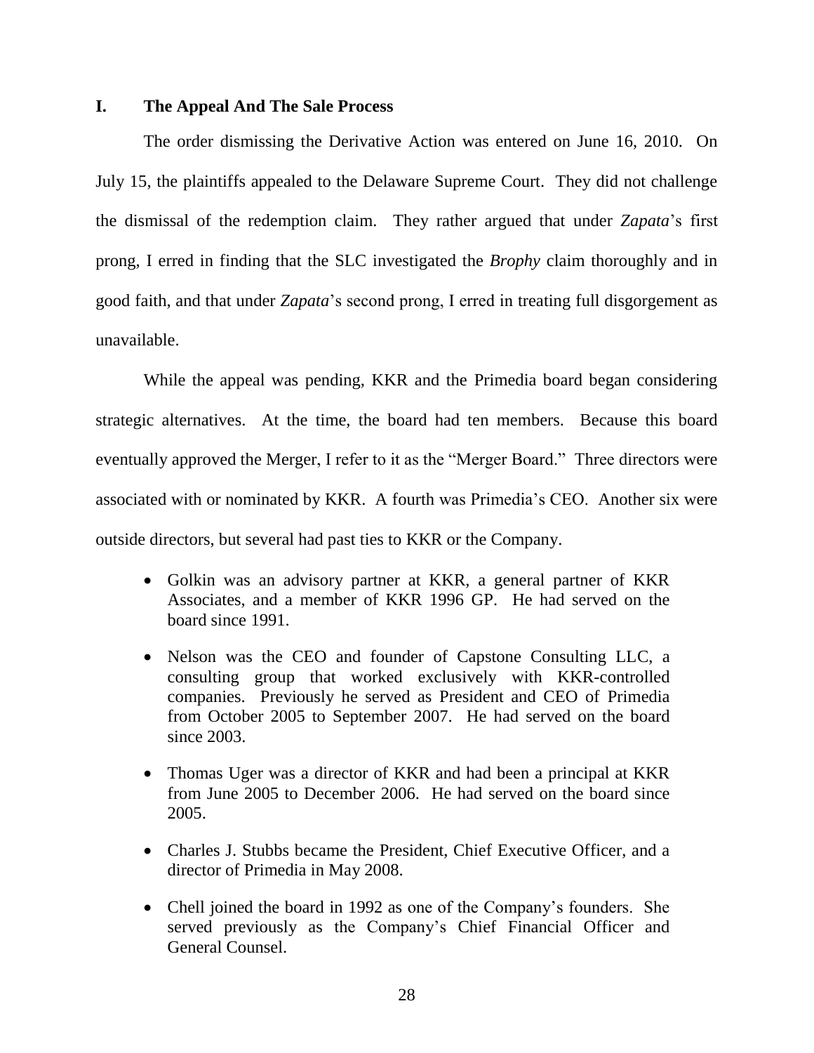## I. The Appeal And The Sale Process

The order dismissing the Derivative Action was entered on June 16, 2010. On July 15, the plaintiffs appealed to the Delaware Supreme Court. They did not challenge the dismissal of the redemption claim. They rather argued that under *Zapata*'s first prong, I erred in finding that the SLC investigated the *Brophy* claim thoroughly and in good faith, and that under *Zapata*'s second prong, I erred in treating full disgorgement as unavailable.

While the appeal was pending, KKR and the Primedia board began considering strategic alternatives. At the time, the board had ten members. Because this board eventually approved the Merger, I refer to it as the "Merger Board." Three directors were associated with or nominated by KKR. A fourth was Primedia's CEO. Another six were outside directors, but several had past ties to KKR or the Company.

- Golkin was an advisory partner at KKR, a general partner of KKR Associates, and a member of KKR 1996 GP. He had served on the board since 1991.
- Nelson was the CEO and founder of Capstone Consulting LLC, a consulting group that worked exclusively with KKR-controlled companies. Previously he served as President and CEO of Primedia from October 2005 to September 2007. He had served on the board since 2003.
- Thomas Uger was a director of KKR and had been a principal at KKR from June 2005 to December 2006. He had served on the board since 2005.
- Charles J. Stubbs became the President, Chief Executive Officer, and a director of Primedia in May 2008.
- Chell joined the board in 1992 as one of the Company's founders. She served previously as the Company's Chief Financial Officer and General Counsel.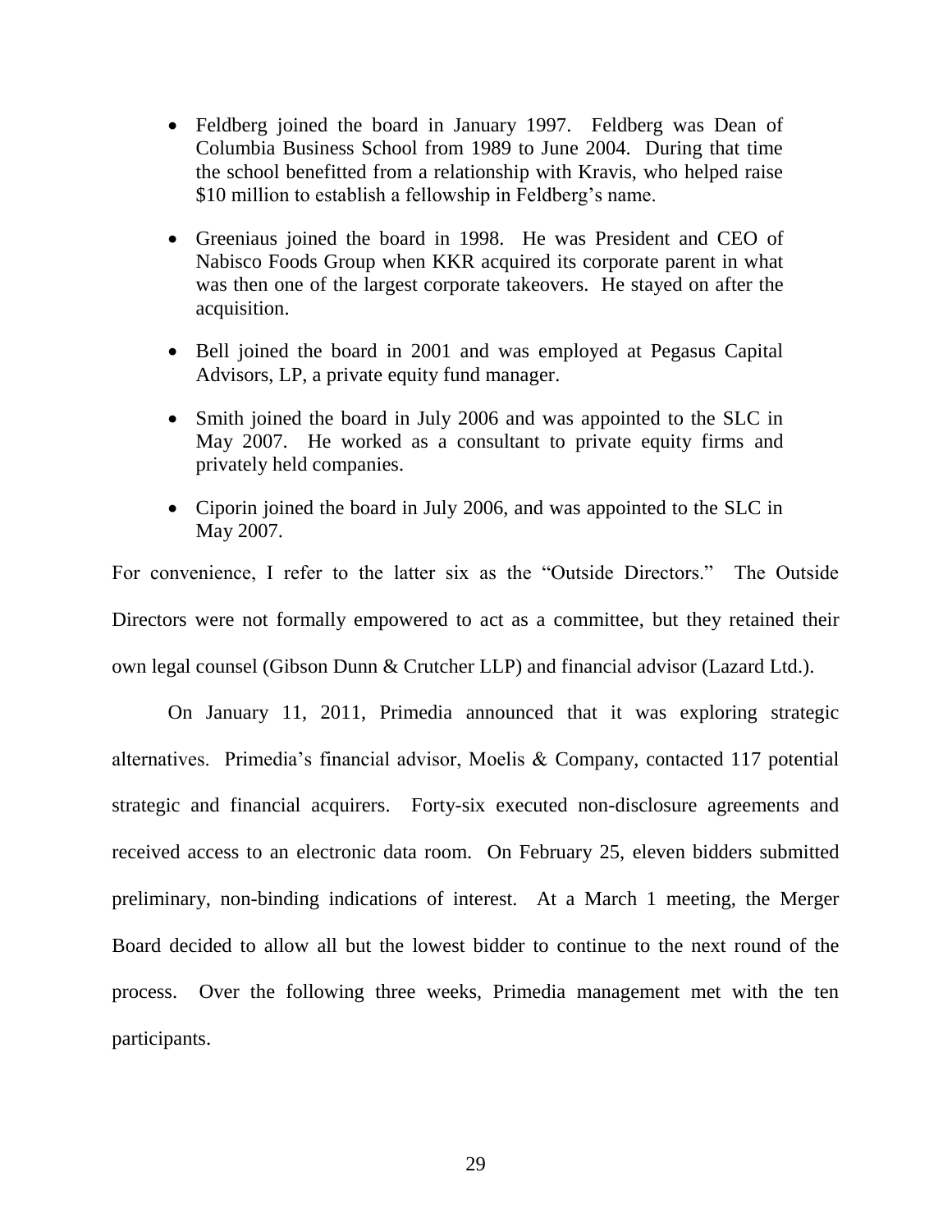- Feldberg joined the board in January 1997. Feldberg was Dean of Columbia Business School from 1989 to June 2004. During that time the school benefitted from a relationship with Kravis, who helped raise $10 million to establish a fellowship in Feldberg's name.

- Greeniaus joined the board in 1998. He was President and CEO of Nabisco Foods Group when KKR acquired its corporate parent in what was then one of the largest corporate takeovers. He stayed on after the acquisition.

- Bell joined the board in 2001 and was employed at Pegasus Capital Advisors, LP, a private equity fund manager.

- Smith joined the board in July 2006 and was appointed to the SLC in May 2007. He worked as a consultant to private equity firms and privately held companies.

- Ciporin joined the board in July 2006, and was appointed to the SLC in May 2007.

For convenience, I refer to the latter six as the "Outside Directors." The Outside Directors were not formally empowered to act as a committee, but they retained their own legal counsel (Gibson Dunn & Crutcher LLP) and financial advisor (Lazard Ltd.).

On January 11, 2011, Primedia announced that it was exploring strategic alternatives. Primedia's financial advisor, Moelis & Company, contacted 117 potential strategic and financial acquirers. Forty-six executed non-disclosure agreements and received access to an electronic data room. On February 25, eleven bidders submitted preliminary, non-binding indications of interest. At a March 1 meeting, the Merger Board decided to allow all but the lowest bidder to continue to the next round of the process. Over the following three weeks, Primedia management met with the ten participants.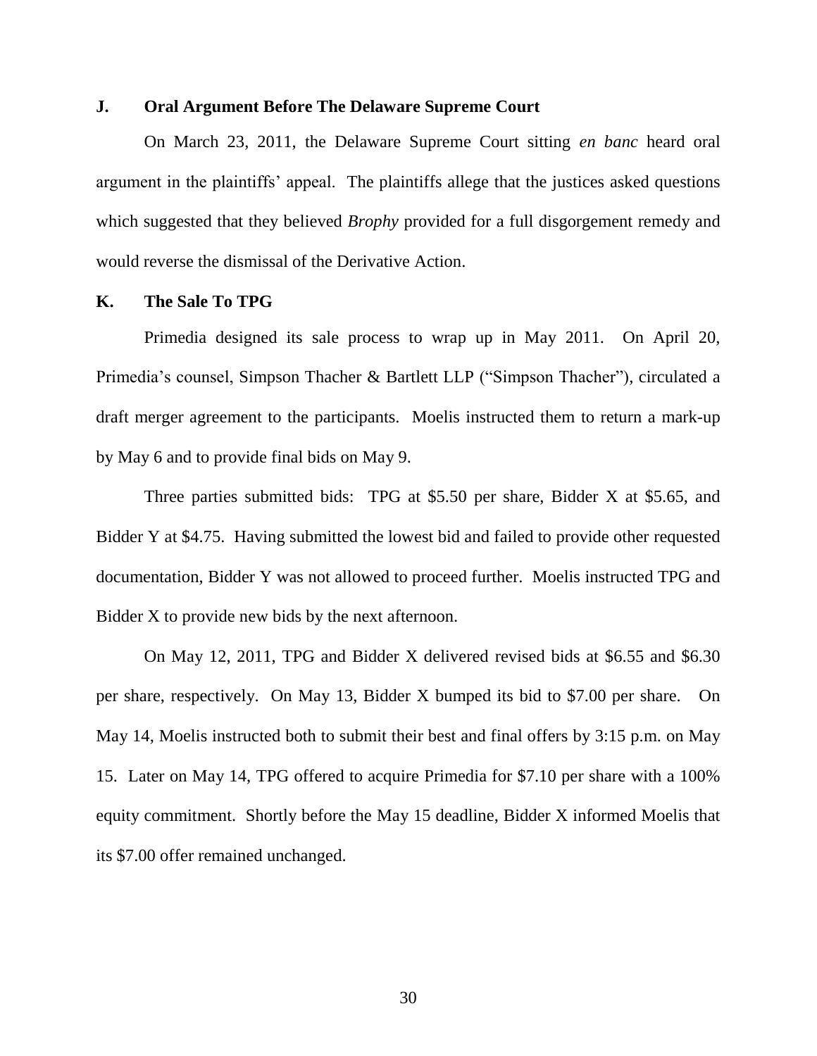### J. Oral Argument Before The Delaware Supreme Court

On March 23, 2011, the Delaware Supreme Court sitting *en banc* heard oral argument in the plaintiffs' appeal. The plaintiffs allege that the justices asked questions which suggested that they believed *Brophy* provided for a full disgorgement remedy and would reverse the dismissal of the Derivative Action.

### K. The Sale To TPG

Primedia designed its sale process to wrap up in May 2011. On April 20, Primedia's counsel, Simpson Thacher & Bartlett LLP ("Simpson Thacher"), circulated a draft merger agreement to the participants. Moelis instructed them to return a mark-up by May 6 and to provide final bids on May 9.

Three parties submitted bids: TPG at $5.50 per share, Bidder X at $5.65, and Bidder Y at $4.75. Having submitted the lowest bid and failed to provide other requested documentation, Bidder Y was not allowed to proceed further. Moelis instructed TPG and Bidder X to provide new bids by the next afternoon.

On May 12, 2011, TPG and Bidder X delivered revised bids at $6.55 and $6.30 per share, respectively. On May 13, Bidder X bumped its bid to $7.00 per share. On May 14, Moelis instructed both to submit their best and final offers by 3:15 p.m. on May 15. Later on May 14, TPG offered to acquire Primedia for $7.10 per share with a 100% equity commitment. Shortly before the May 15 deadline, Bidder X informed Moelis that its $7.00 offer remained unchanged.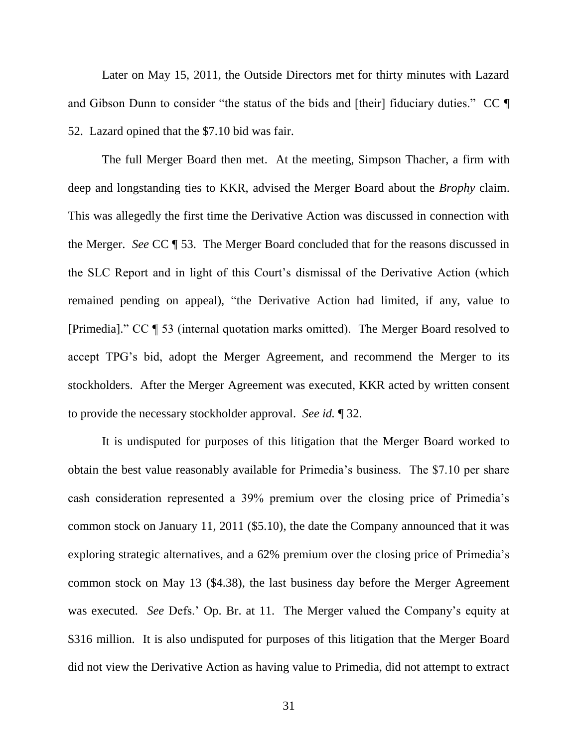Later on May 15, 2011, the Outside Directors met for thirty minutes with Lazard and Gibson Dunn to consider "the status of the bids and [their] fiduciary duties." CC ¶ 52. Lazard opined that the $7.10 bid was fair.

The full Merger Board then met. At the meeting, Simpson Thacher, a firm with deep and longstanding ties to KKR, advised the Merger Board about the *Brophy* claim. This was allegedly the first time the Derivative Action was discussed in connection with the Merger. *See* CC ¶ 53. The Merger Board concluded that for the reasons discussed in the SLC Report and in light of this Court's dismissal of the Derivative Action (which remained pending on appeal), "the Derivative Action had limited, if any, value to [Primedia]." CC ¶ 53 (internal quotation marks omitted). The Merger Board resolved to accept TPG's bid, adopt the Merger Agreement, and recommend the Merger to its stockholders. After the Merger Agreement was executed, KKR acted by written consent to provide the necessary stockholder approval. *See id.* ¶ 32.

It is undisputed for purposes of this litigation that the Merger Board worked to obtain the best value reasonably available for Primedia's business. The $7.10 per share cash consideration represented a 39% premium over the closing price of Primedia's common stock on January 11, 2011 ($5.10), the date the Company announced that it was exploring strategic alternatives, and a 62% premium over the closing price of Primedia's common stock on May 13 ($4.38), the last business day before the Merger Agreement was executed. *See* Defs.' Op. Br. at 11. The Merger valued the Company's equity at $316 million. It is also undisputed for purposes of this litigation that the Merger Board did not view the Derivative Action as having value to Primedia, did not attempt to extract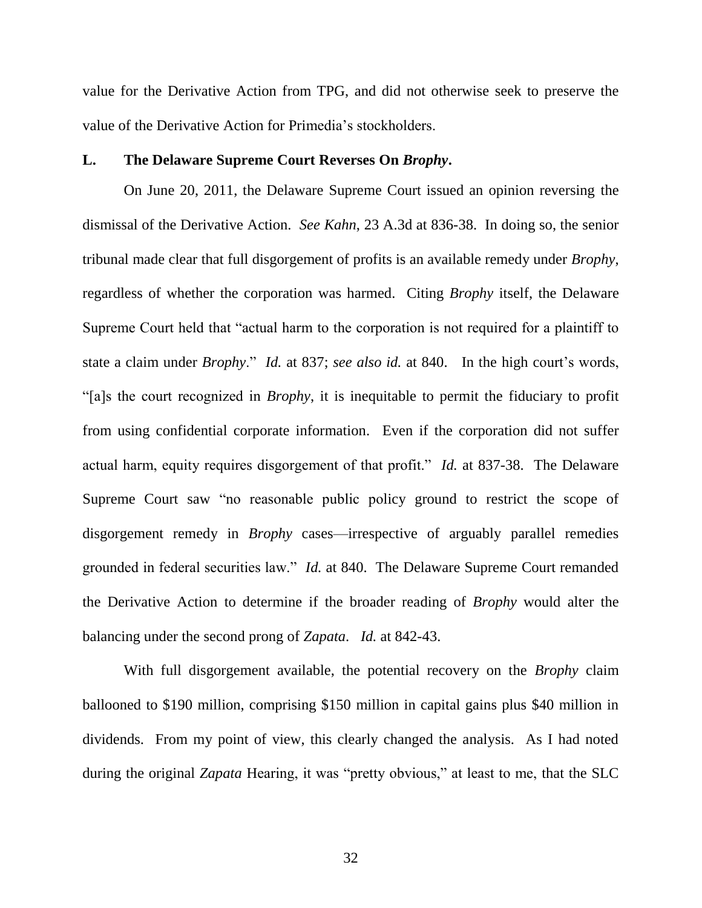value for the Derivative Action from TPG, and did not otherwise seek to preserve the value of the Derivative Action for Primedia's stockholders.

### L. The Delaware Supreme Court Reverses On *Brophy*.

On June 20, 2011, the Delaware Supreme Court issued an opinion reversing the dismissal of the Derivative Action. *See Kahn*, 23 A.3d at 836-38. In doing so, the senior tribunal made clear that full disgorgement of profits is an available remedy under *Brophy*, regardless of whether the corporation was harmed. Citing *Brophy* itself, the Delaware Supreme Court held that "actual harm to the corporation is not required for a plaintiff to state a claim under *Brophy*." *Id.* at 837; *see also id.* at 840. In the high court's words, "[a]s the court recognized in *Brophy*, it is inequitable to permit the fiduciary to profit from using confidential corporate information. Even if the corporation did not suffer actual harm, equity requires disgorgement of that profit." *Id.* at 837-38. The Delaware Supreme Court saw "no reasonable public policy ground to restrict the scope of disgorgement remedy in *Brophy* cases—irrespective of arguably parallel remedies grounded in federal securities law." *Id.* at 840. The Delaware Supreme Court remanded the Derivative Action to determine if the broader reading of *Brophy* would alter the balancing under the second prong of *Zapata*. *Id.* at 842-43.

With full disgorgement available, the potential recovery on the *Brophy* claim ballooned to $190 million, comprising $150 million in capital gains plus $40 million in dividends. From my point of view, this clearly changed the analysis. As I had noted during the original *Zapata* Hearing, it was "pretty obvious," at least to me, that the SLC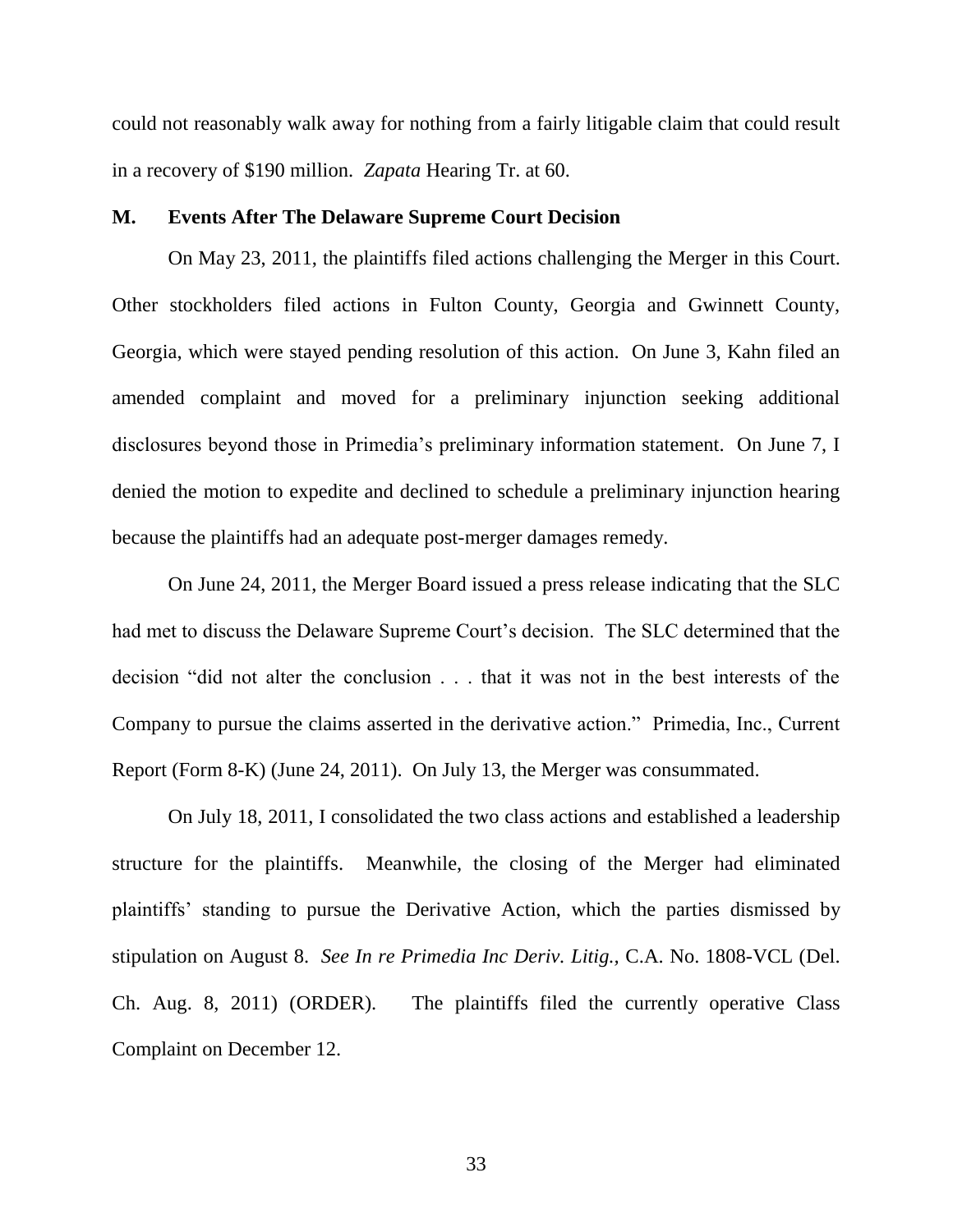could not reasonably walk away for nothing from a fairly litigable claim that could result in a recovery of $190 million. *Zapata* Hearing Tr. at 60.

### M. Events After The Delaware Supreme Court Decision

On May 23, 2011, the plaintiffs filed actions challenging the Merger in this Court. Other stockholders filed actions in Fulton County, Georgia and Gwinnett County, Georgia, which were stayed pending resolution of this action. On June 3, Kahn filed an amended complaint and moved for a preliminary injunction seeking additional disclosures beyond those in Primedia's preliminary information statement. On June 7, I denied the motion to expedite and declined to schedule a preliminary injunction hearing because the plaintiffs had an adequate post-merger damages remedy.

On June 24, 2011, the Merger Board issued a press release indicating that the SLC had met to discuss the Delaware Supreme Court's decision. The SLC determined that the decision "did not alter the conclusion . . . that it was not in the best interests of the Company to pursue the claims asserted in the derivative action." Primedia, Inc., Current Report (Form 8-K) (June 24, 2011). On July 13, the Merger was consummated.

On July 18, 2011, I consolidated the two class actions and established a leadership structure for the plaintiffs. Meanwhile, the closing of the Merger had eliminated plaintiffs' standing to pursue the Derivative Action, which the parties dismissed by stipulation on August 8. *See In re Primedia Inc Deriv. Litig.*, C.A. No. 1808-VCL (Del. Ch. Aug. 8, 2011) (ORDER). The plaintiffs filed the currently operative Class Complaint on December 12.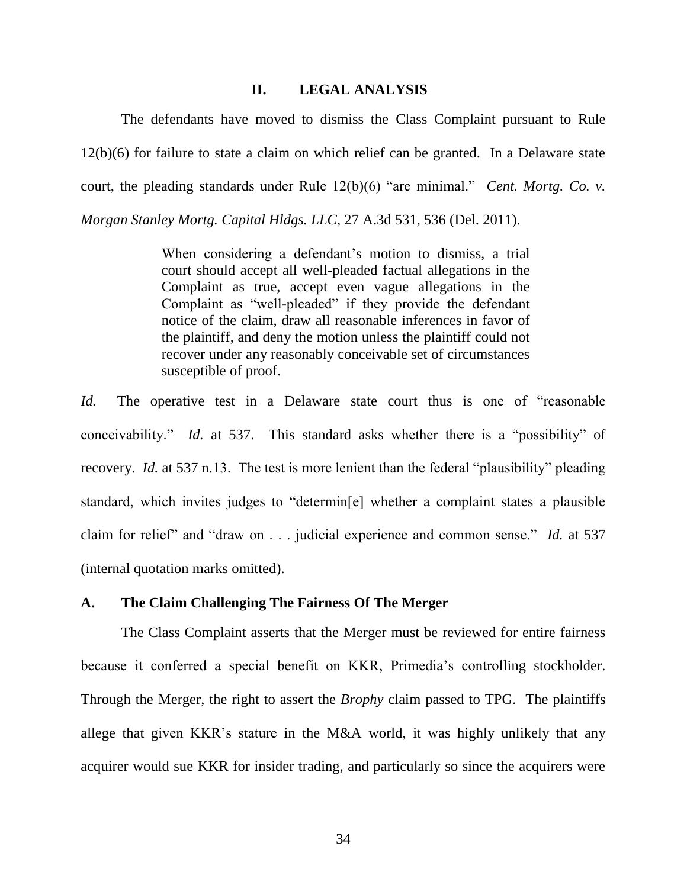## II. LEGAL ANALYSIS

The defendants have moved to dismiss the Class Complaint pursuant to Rule 12(b)(6) for failure to state a claim on which relief can be granted. In a Delaware state court, the pleading standards under Rule 12(b)(6) "are minimal." *Cent. Mortg. Co. v. Morgan Stanley Mortg. Capital Hldgs. LLC*, 27 A.3d 531, 536 (Del. 2011).

> When considering a defendant's motion to dismiss, a trial court should accept all well-pleaded factual allegations in the Complaint as true, accept even vague allegations in the Complaint as "well-pleaded" if they provide the defendant notice of the claim, draw all reasonable inferences in favor of the plaintiff, and deny the motion unless the plaintiff could not recover under any reasonably conceivable set of circumstances susceptible of proof.

*Id.* The operative test in a Delaware state court thus is one of "reasonable conceivability." *Id.* at 537. This standard asks whether there is a "possibility" of recovery. *Id.* at 537 n.13. The test is more lenient than the federal "plausibility" pleading standard, which invites judges to "determin[e] whether a complaint states a plausible claim for relief" and "draw on . . . judicial experience and common sense." *Id.* at 537 (internal quotation marks omitted).

### A. The Claim Challenging The Fairness Of The Merger

The Class Complaint asserts that the Merger must be reviewed for entire fairness because it conferred a special benefit on KKR, Primedia's controlling stockholder. Through the Merger, the right to assert the *Brophy* claim passed to TPG. The plaintiffs allege that given KKR's stature in the M&A world, it was highly unlikely that any acquirer would sue KKR for insider trading, and particularly so since the acquirers were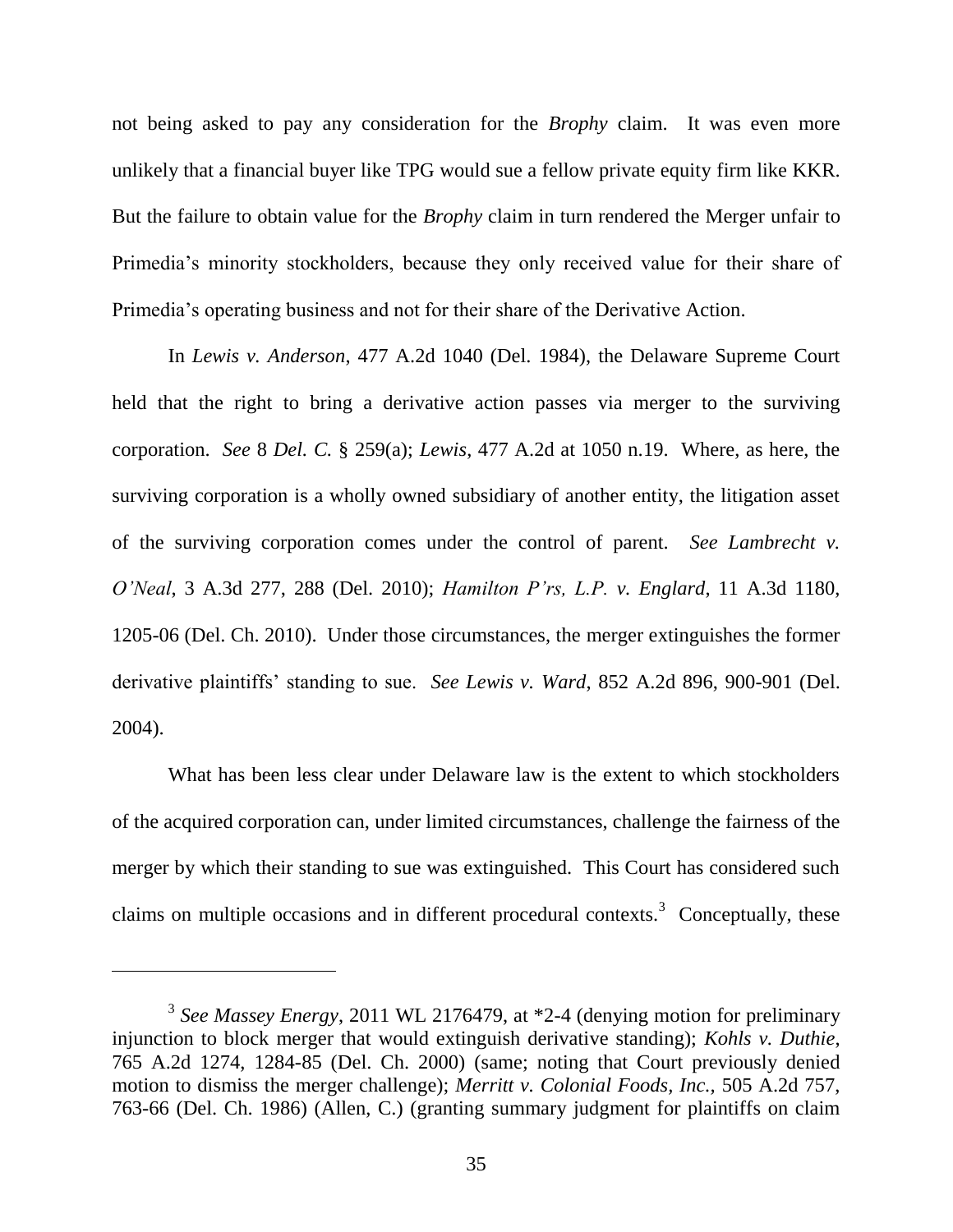not being asked to pay any consideration for the *Brophy* claim. It was even more unlikely that a financial buyer like TPG would sue a fellow private equity firm like KKR. But the failure to obtain value for the *Brophy* claim in turn rendered the Merger unfair to Primedia's minority stockholders, because they only received value for their share of Primedia's operating business and not for their share of the Derivative Action.

In *Lewis v. Anderson*, 477 A.2d 1040 (Del. 1984), the Delaware Supreme Court held that the right to bring a derivative action passes via merger to the surviving corporation. *See* 8 *Del. C.* § 259(a); *Lewis*, 477 A.2d at 1050 n.19. Where, as here, the surviving corporation is a wholly owned subsidiary of another entity, the litigation asset of the surviving corporation comes under the control of parent. *See Lambrecht v. O'Neal*, 3 A.3d 277, 288 (Del. 2010); *Hamilton P'rs, L.P. v. Englard*, 11 A.3d 1180, 1205-06 (Del. Ch. 2010). Under those circumstances, the merger extinguishes the former derivative plaintiffs' standing to sue. *See Lewis v. Ward*, 852 A.2d 896, 900-901 (Del. 2004).

What has been less clear under Delaware law is the extent to which stockholders of the acquired corporation can, under limited circumstances, challenge the fairness of the merger by which their standing to sue was extinguished. This Court has considered such claims on multiple occasions and in different procedural contexts.[3] Conceptually, these

[3] *See Massey Energy*, 2011 WL 2176479, at *2-4 (denying motion for preliminary injunction to block merger that would extinguish derivative standing); *Kohls v. Duthie*, 765 A.2d 1274, 1284-85 (Del. Ch. 2000) (same; noting that Court previously denied motion to dismiss the merger challenge); *Merritt v. Colonial Foods, Inc.*, 505 A.2d 757, 763-66 (Del. Ch. 1986) (Allen, C.) (granting summary judgment for plaintiffs on claim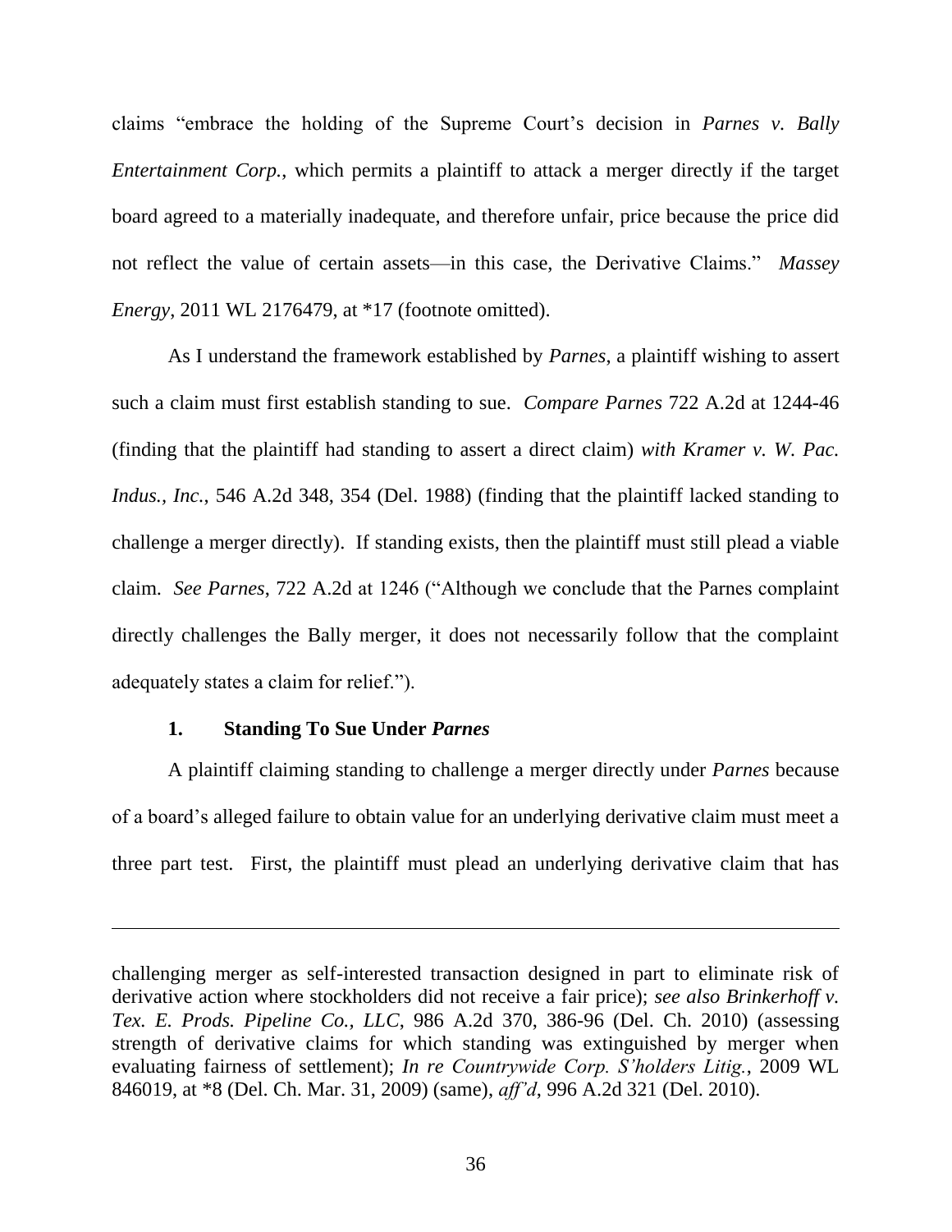claims "embrace the holding of the Supreme Court's decision in *Parnes v. Bally Entertainment Corp.*, which permits a plaintiff to attack a merger directly if the target board agreed to a materially inadequate, and therefore unfair, price because the price did not reflect the value of certain assets—in this case, the Derivative Claims." *Massey Energy*, 2011 WL 2176479, at *17 (footnote omitted).

As I understand the framework established by *Parnes*, a plaintiff wishing to assert such a claim must first establish standing to sue. *Compare Parnes* 722 A.2d at 1244-46 (finding that the plaintiff had standing to assert a direct claim) *with Kramer v. W. Pac. Indus., Inc.*, 546 A.2d 348, 354 (Del. 1988) (finding that the plaintiff lacked standing to challenge a merger directly). If standing exists, then the plaintiff must still plead a viable claim. *See Parnes*, 722 A.2d at 1246 ("Although we conclude that the Parnes complaint directly challenges the Bally merger, it does not necessarily follow that the complaint adequately states a claim for relief.").

### 1. Standing To Sue Under *Parnes*

A plaintiff claiming standing to challenge a merger directly under *Parnes* because of a board's alleged failure to obtain value for an underlying derivative claim must meet a three part test. First, the plaintiff must plead an underlying derivative claim that has

---

challenging merger as self-interested transaction designed in part to eliminate risk of derivative action where stockholders did not receive a fair price); *see also Brinkerhoff v. Tex. E. Prods. Pipeline Co., LLC*, 986 A.2d 370, 386-96 (Del. Ch. 2010) (assessing strength of derivative claims for which standing was extinguished by merger when evaluating fairness of settlement); *In re Countrywide Corp. S'holders Litig.*, 2009 WL 846019, at *8 (Del. Ch. Mar. 31, 2009) (same), *aff'd*, 996 A.2d 321 (Del. 2010).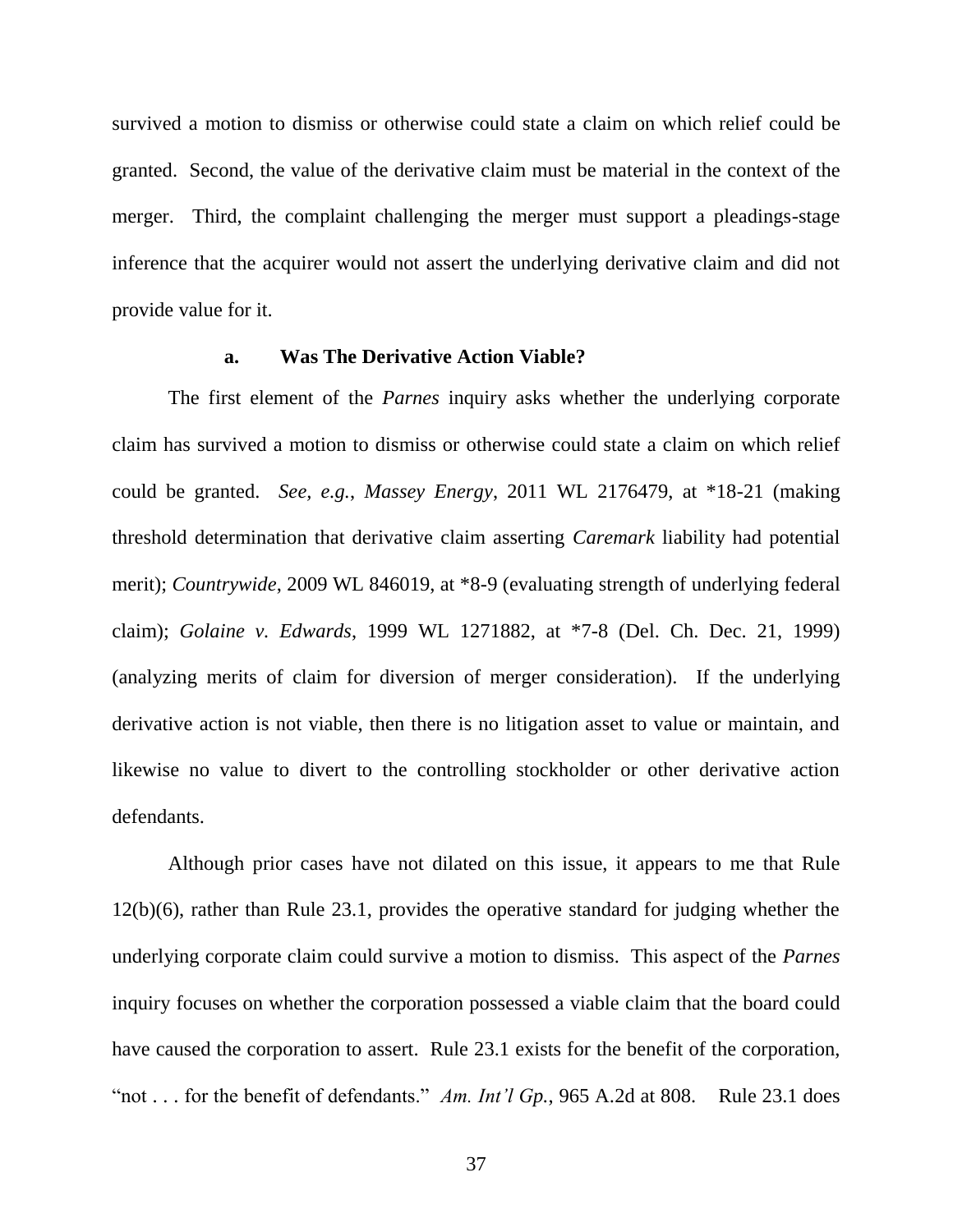survived a motion to dismiss or otherwise could state a claim on which relief could be granted. Second, the value of the derivative claim must be material in the context of the merger. Third, the complaint challenging the merger must support a pleadings-stage inference that the acquirer would not assert the underlying derivative claim and did not provide value for it.

**a. Was The Derivative Action Viable?**

The first element of the *Parnes* inquiry asks whether the underlying corporate claim has survived a motion to dismiss or otherwise could state a claim on which relief could be granted. *See, e.g.*, *Massey Energy*, 2011 WL 2176479, at *18-21 (making threshold determination that derivative claim asserting *Caremark* liability had potential merit); *Countrywide*, 2009 WL 846019, at *8-9 (evaluating strength of underlying federal claim); *Golaine v. Edwards*, 1999 WL 1271882, at *7-8 (Del. Ch. Dec. 21, 1999) (analyzing merits of claim for diversion of merger consideration). If the underlying derivative action is not viable, then there is no litigation asset to value or maintain, and likewise no value to divert to the controlling stockholder or other derivative action defendants.

Although prior cases have not dilated on this issue, it appears to me that Rule 12(b)(6), rather than Rule 23.1, provides the operative standard for judging whether the underlying corporate claim could survive a motion to dismiss. This aspect of the *Parnes* inquiry focuses on whether the corporation possessed a viable claim that the board could have caused the corporation to assert. Rule 23.1 exists for the benefit of the corporation, "not . . . for the benefit of defendants." *Am. Int'l Gp.*, 965 A.2d at 808. Rule 23.1 does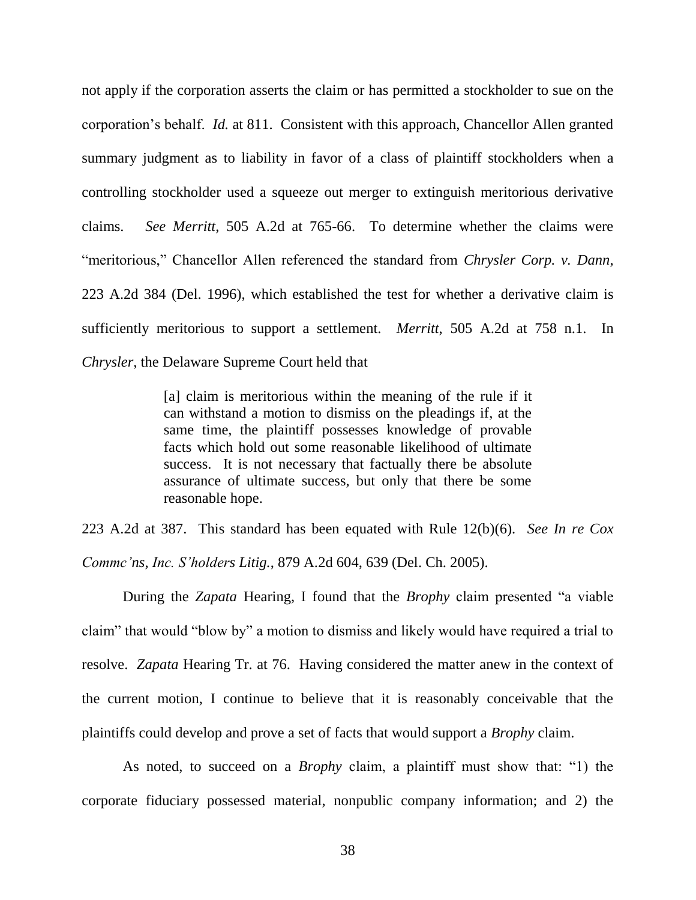not apply if the corporation asserts the claim or has permitted a stockholder to sue on the corporation's behalf. *Id.* at 811. Consistent with this approach, Chancellor Allen granted summary judgment as to liability in favor of a class of plaintiff stockholders when a controlling stockholder used a squeeze out merger to extinguish meritorious derivative claims. *See Merritt*, 505 A.2d at 765-66. To determine whether the claims were "meritorious," Chancellor Allen referenced the standard from *Chrysler Corp. v. Dann*, 223 A.2d 384 (Del. 1996), which established the test for whether a derivative claim is sufficiently meritorious to support a settlement. *Merritt*, 505 A.2d at 758 n.1. In *Chrysler*, the Delaware Supreme Court held that

> [a] claim is meritorious within the meaning of the rule if it can withstand a motion to dismiss on the pleadings if, at the same time, the plaintiff possesses knowledge of provable facts which hold out some reasonable likelihood of ultimate success. It is not necessary that factually there be absolute assurance of ultimate success, but only that there be some reasonable hope.

223 A.2d at 387. This standard has been equated with Rule 12(b)(6). *See In re Cox Commc'ns, Inc. S'holders Litig.*, 879 A.2d 604, 639 (Del. Ch. 2005).

During the *Zapata* Hearing, I found that the *Brophy* claim presented "a viable claim" that would "blow by" a motion to dismiss and likely would have required a trial to resolve. *Zapata* Hearing Tr. at 76. Having considered the matter anew in the context of the current motion, I continue to believe that it is reasonably conceivable that the plaintiffs could develop and prove a set of facts that would support a *Brophy* claim.

As noted, to succeed on a *Brophy* claim, a plaintiff must show that: "1) the corporate fiduciary possessed material, nonpublic company information; and 2) the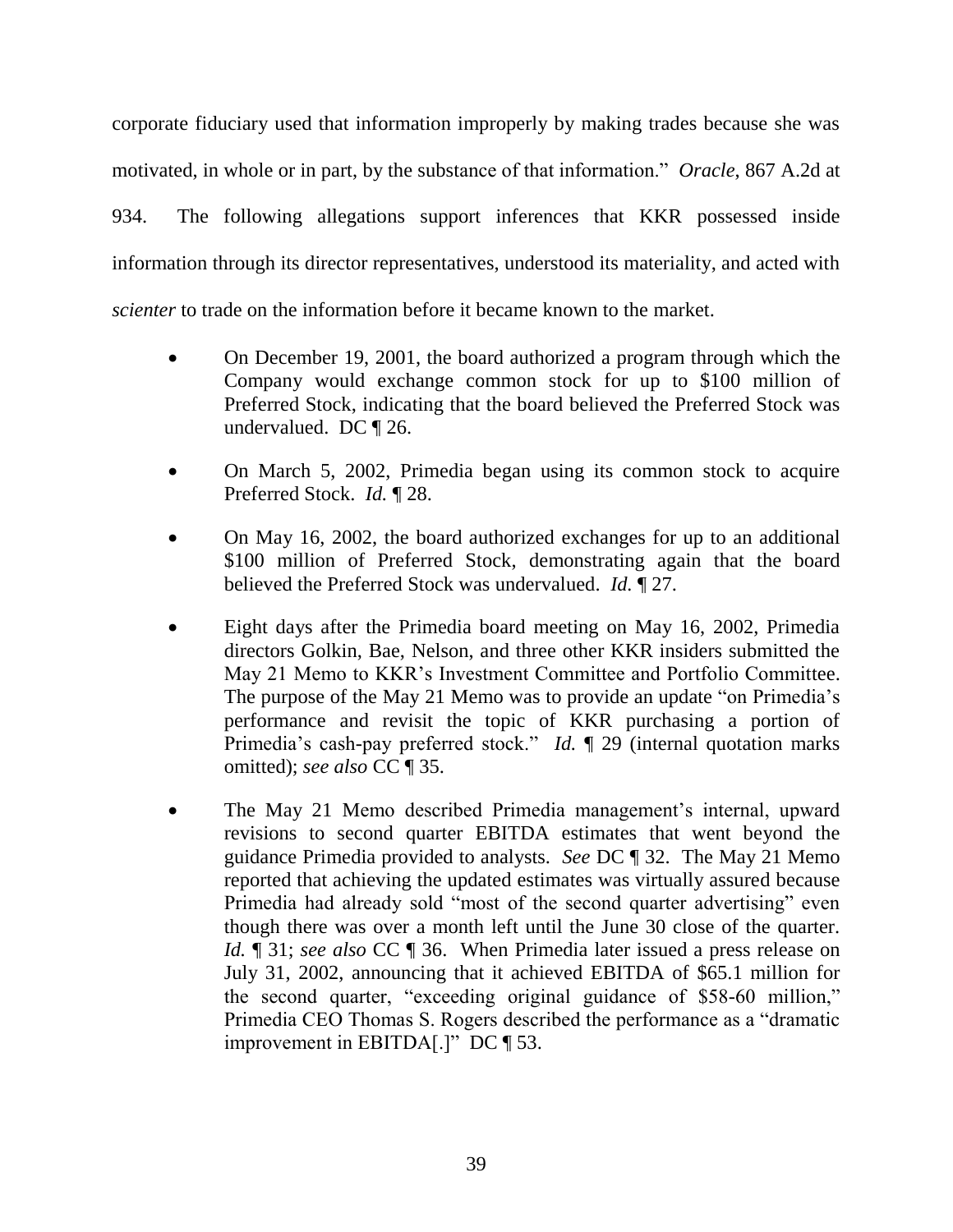corporate fiduciary used that information improperly by making trades because she was motivated, in whole or in part, by the substance of that information." *Oracle*, 867 A.2d at 934. The following allegations support inferences that KKR possessed inside information through its director representatives, understood its materiality, and acted with *scienter* to trade on the information before it became known to the market.

- On December 19, 2001, the board authorized a program through which the Company would exchange common stock for up to $100 million of Preferred Stock, indicating that the board believed the Preferred Stock was undervalued. DC ¶ 26.

- On March 5, 2002, Primedia began using its common stock to acquire Preferred Stock. *Id.* ¶ 28.

- On May 16, 2002, the board authorized exchanges for up to an additional $100 million of Preferred Stock, demonstrating again that the board believed the Preferred Stock was undervalued. *Id.* ¶ 27.

- Eight days after the Primedia board meeting on May 16, 2002, Primedia directors Golkin, Bae, Nelson, and three other KKR insiders submitted the May 21 Memo to KKR's Investment Committee and Portfolio Committee. The purpose of the May 21 Memo was to provide an update "on Primedia's performance and revisit the topic of KKR purchasing a portion of Primedia's cash-pay preferred stock." *Id.* ¶ 29 (internal quotation marks omitted); *see also* CC ¶ 35.

- The May 21 Memo described Primedia management's internal, upward revisions to second quarter EBITDA estimates that went beyond the guidance Primedia provided to analysts. *See* DC ¶ 32. The May 21 Memo reported that achieving the updated estimates was virtually assured because Primedia had already sold "most of the second quarter advertising" even though there was over a month left until the June 30 close of the quarter. *Id.* ¶ 31; *see also* CC ¶ 36. When Primedia later issued a press release on July 31, 2002, announcing that it achieved EBITDA of $65.1 million for the second quarter, "exceeding original guidance of $58-60 million," Primedia CEO Thomas S. Rogers described the performance as a "dramatic improvement in EBITDA[.]" DC ¶ 53.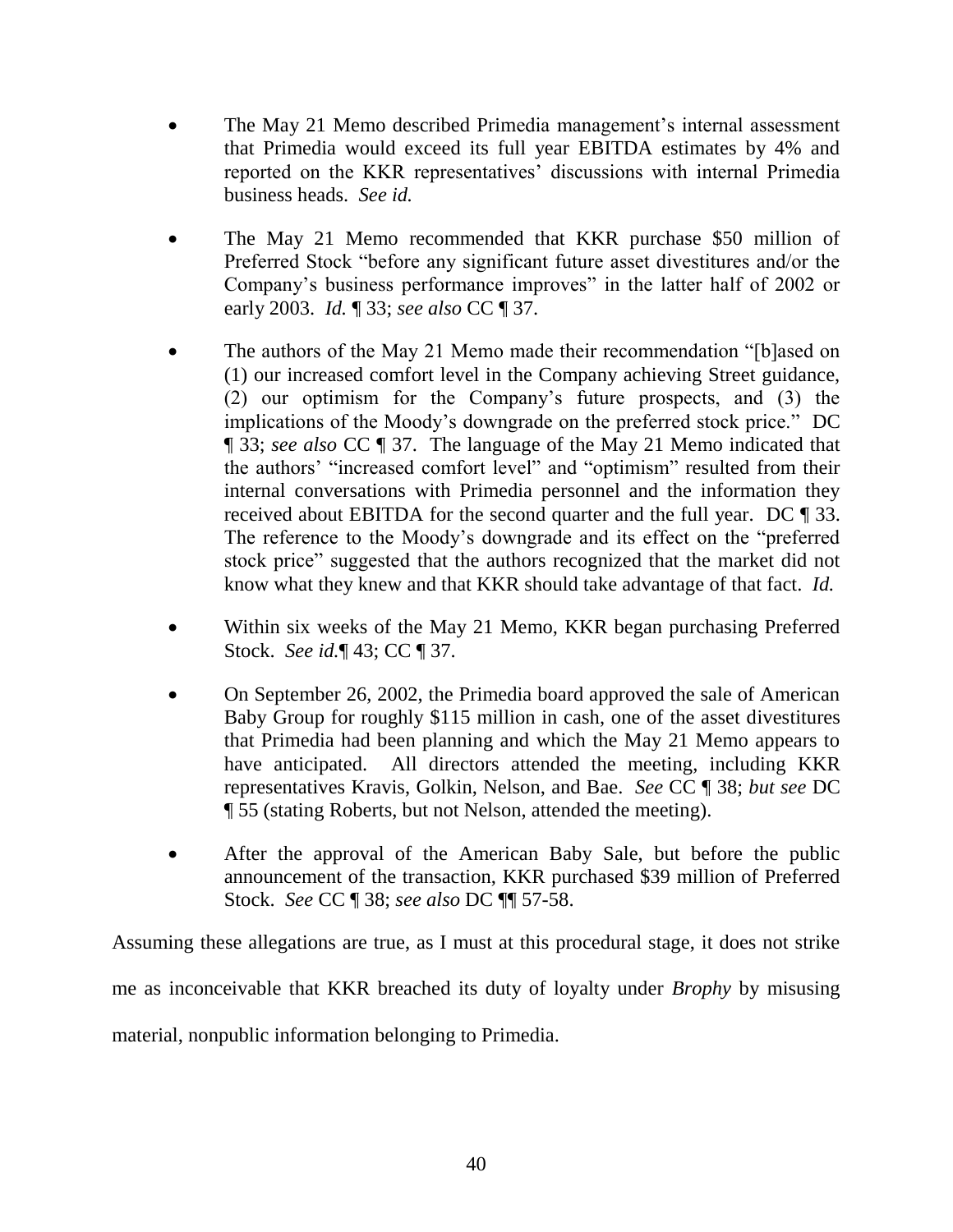- The May 21 Memo described Primedia management's internal assessment that Primedia would exceed its full year EBITDA estimates by 4% and reported on the KKR representatives' discussions with internal Primedia business heads. *See id.*

- The May 21 Memo recommended that KKR purchase $50 million of Preferred Stock "before any significant future asset divestitures and/or the Company's business performance improves" in the latter half of 2002 or early 2003. *Id.* ¶ 33; *see also* CC ¶ 37.

- The authors of the May 21 Memo made their recommendation "[b]ased on (1) our increased comfort level in the Company achieving Street guidance, (2) our optimism for the Company's future prospects, and (3) the implications of the Moody's downgrade on the preferred stock price." DC ¶ 33; *see also* CC ¶ 37. The language of the May 21 Memo indicated that the authors' "increased comfort level" and "optimism" resulted from their internal conversations with Primedia personnel and the information they received about EBITDA for the second quarter and the full year. DC ¶ 33. The reference to the Moody's downgrade and its effect on the "preferred stock price" suggested that the authors recognized that the market did not know what they knew and that KKR should take advantage of that fact. *Id.*

- Within six weeks of the May 21 Memo, KKR began purchasing Preferred Stock. *See id.*¶ 43; CC ¶ 37.

- On September 26, 2002, the Primedia board approved the sale of American Baby Group for roughly $115 million in cash, one of the asset divestitures that Primedia had been planning and which the May 21 Memo appears to have anticipated. All directors attended the meeting, including KKR representatives Kravis, Golkin, Nelson, and Bae. *See* CC ¶ 38; *but see* DC ¶ 55 (stating Roberts, but not Nelson, attended the meeting).

- After the approval of the American Baby Sale, but before the public announcement of the transaction, KKR purchased $39 million of Preferred Stock. *See* CC ¶ 38; *see also* DC ¶¶ 57-58.

Assuming these allegations are true, as I must at this procedural stage, it does not strike me as inconceivable that KKR breached its duty of loyalty under *Brophy* by misusing material, nonpublic information belonging to Primedia.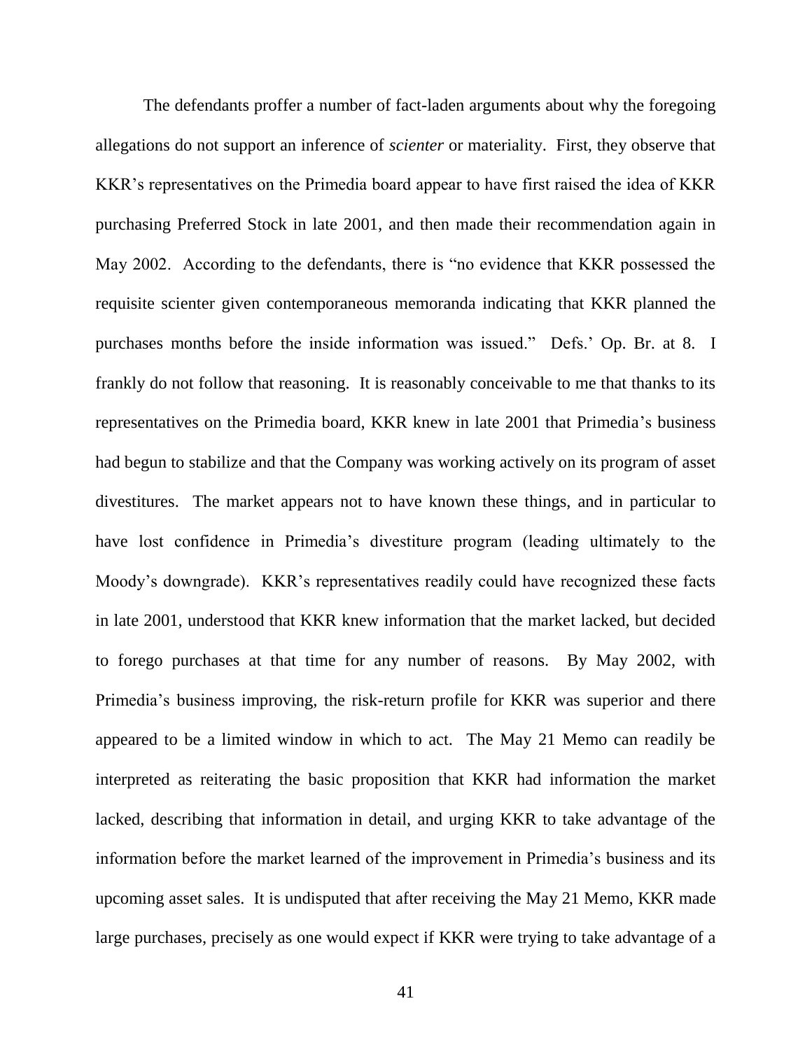The defendants proffer a number of fact-laden arguments about why the foregoing allegations do not support an inference of *scienter* or materiality. First, they observe that KKR's representatives on the Primedia board appear to have first raised the idea of KKR purchasing Preferred Stock in late 2001, and then made their recommendation again in May 2002. According to the defendants, there is "no evidence that KKR possessed the requisite scienter given contemporaneous memoranda indicating that KKR planned the purchases months before the inside information was issued." Defs.' Op. Br. at 8. I frankly do not follow that reasoning. It is reasonably conceivable to me that thanks to its representatives on the Primedia board, KKR knew in late 2001 that Primedia's business had begun to stabilize and that the Company was working actively on its program of asset divestitures. The market appears not to have known these things, and in particular to have lost confidence in Primedia's divestiture program (leading ultimately to the Moody's downgrade). KKR's representatives readily could have recognized these facts in late 2001, understood that KKR knew information that the market lacked, but decided to forego purchases at that time for any number of reasons. By May 2002, with Primedia's business improving, the risk-return profile for KKR was superior and there appeared to be a limited window in which to act. The May 21 Memo can readily be interpreted as reiterating the basic proposition that KKR had information the market lacked, describing that information in detail, and urging KKR to take advantage of the information before the market learned of the improvement in Primedia's business and its upcoming asset sales. It is undisputed that after receiving the May 21 Memo, KKR made large purchases, precisely as one would expect if KKR were trying to take advantage of a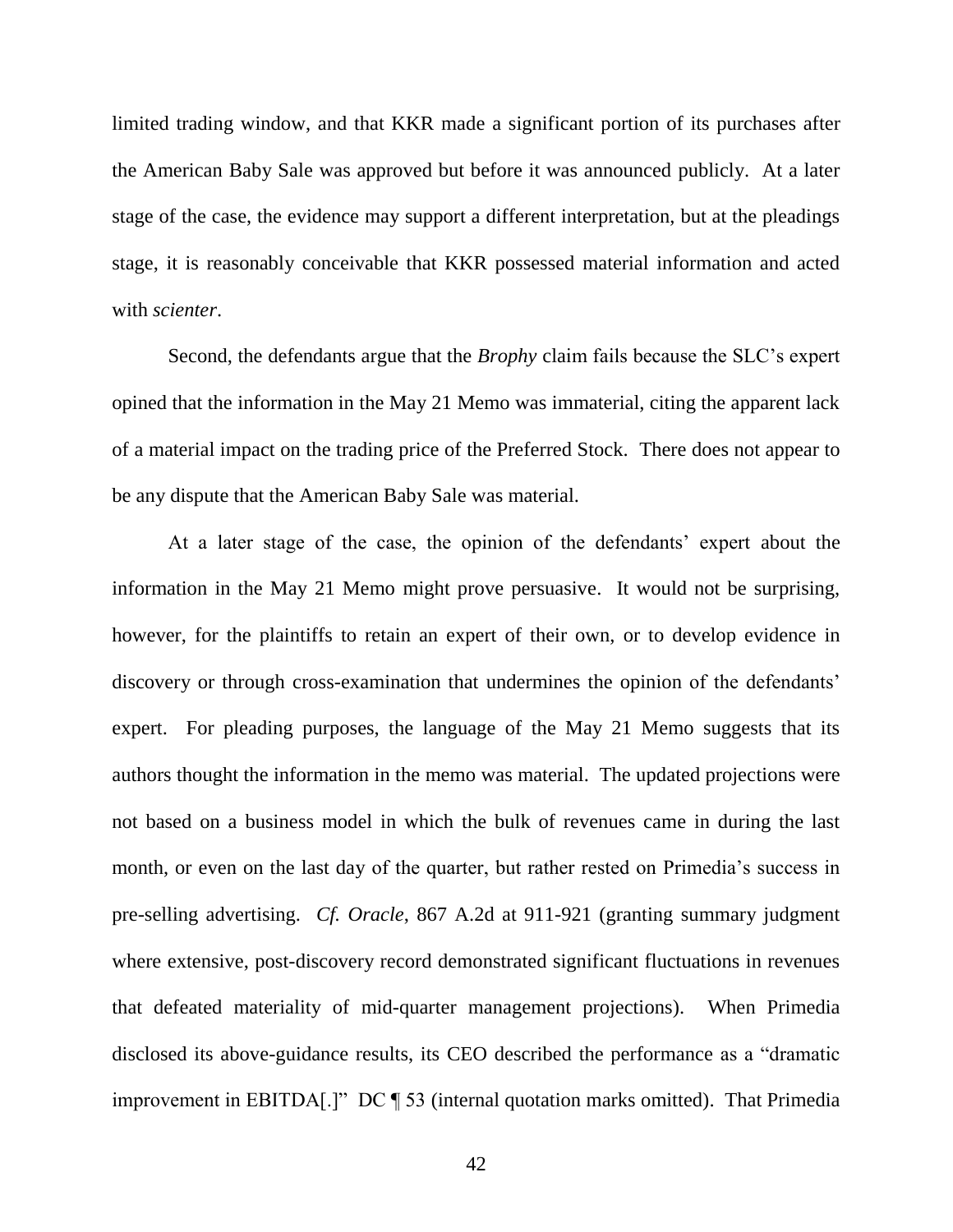limited trading window, and that KKR made a significant portion of its purchases after the American Baby Sale was approved but before it was announced publicly. At a later stage of the case, the evidence may support a different interpretation, but at the pleadings stage, it is reasonably conceivable that KKR possessed material information and acted with *scienter*.

Second, the defendants argue that the *Brophy* claim fails because the SLC's expert opined that the information in the May 21 Memo was immaterial, citing the apparent lack of a material impact on the trading price of the Preferred Stock. There does not appear to be any dispute that the American Baby Sale was material.

At a later stage of the case, the opinion of the defendants' expert about the information in the May 21 Memo might prove persuasive. It would not be surprising, however, for the plaintiffs to retain an expert of their own, or to develop evidence in discovery or through cross-examination that undermines the opinion of the defendants' expert. For pleading purposes, the language of the May 21 Memo suggests that its authors thought the information in the memo was material. The updated projections were not based on a business model in which the bulk of revenues came in during the last month, or even on the last day of the quarter, but rather rested on Primedia's success in pre-selling advertising. *Cf. Oracle*, 867 A.2d at 911-921 (granting summary judgment where extensive, post-discovery record demonstrated significant fluctuations in revenues that defeated materiality of mid-quarter management projections). When Primedia disclosed its above-guidance results, its CEO described the performance as a "dramatic improvement in EBITDA[.]" DC ¶ 53 (internal quotation marks omitted). That Primedia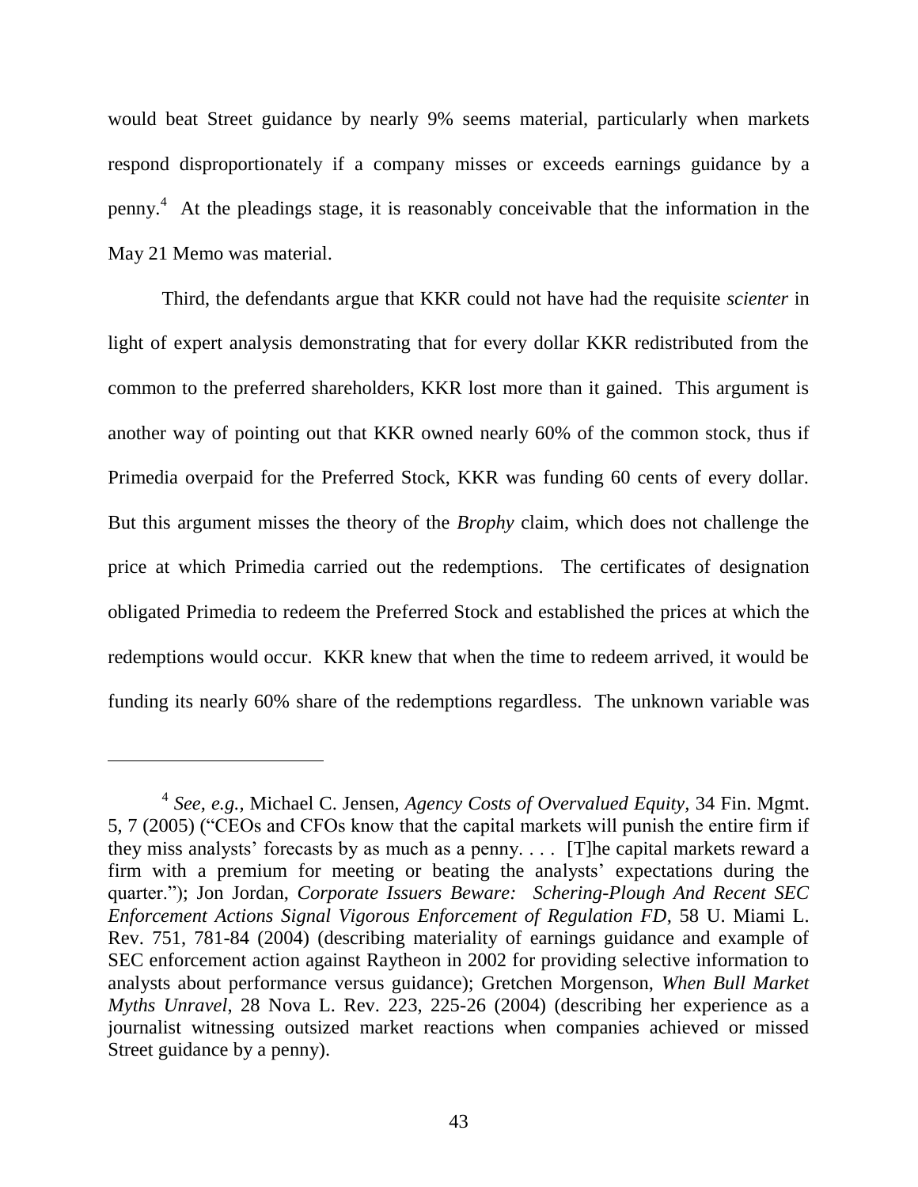would beat Street guidance by nearly 9% seems material, particularly when markets respond disproportionately if a company misses or exceeds earnings guidance by a penny.[4] At the pleadings stage, it is reasonably conceivable that the information in the May 21 Memo was material.

Third, the defendants argue that KKR could not have had the requisite *scienter* in light of expert analysis demonstrating that for every dollar KKR redistributed from the common to the preferred shareholders, KKR lost more than it gained. This argument is another way of pointing out that KKR owned nearly 60% of the common stock, thus if Primedia overpaid for the Preferred Stock, KKR was funding 60 cents of every dollar. But this argument misses the theory of the *Brophy* claim, which does not challenge the price at which Primedia carried out the redemptions. The certificates of designation obligated Primedia to redeem the Preferred Stock and established the prices at which the redemptions would occur. KKR knew that when the time to redeem arrived, it would be funding its nearly 60% share of the redemptions regardless. The unknown variable was

---

[4] *See, e.g.*, Michael C. Jensen, *Agency Costs of Overvalued Equity*, 34 Fin. Mgmt. 5, 7 (2005) ("CEOs and CFOs know that the capital markets will punish the entire firm if they miss analysts' forecasts by as much as a penny. . . . [T]he capital markets reward a firm with a premium for meeting or beating the analysts' expectations during the quarter."); Jon Jordan, *Corporate Issuers Beware: Schering-Plough And Recent SEC Enforcement Actions Signal Vigorous Enforcement of Regulation FD*, 58 U. Miami L. Rev. 751, 781-84 (2004) (describing materiality of earnings guidance and example of SEC enforcement action against Raytheon in 2002 for providing selective information to analysts about performance versus guidance); Gretchen Morgenson, *When Bull Market Myths Unravel*, 28 Nova L. Rev. 223, 225-26 (2004) (describing her experience as a journalist witnessing outsized market reactions when companies achieved or missed Street guidance by a penny).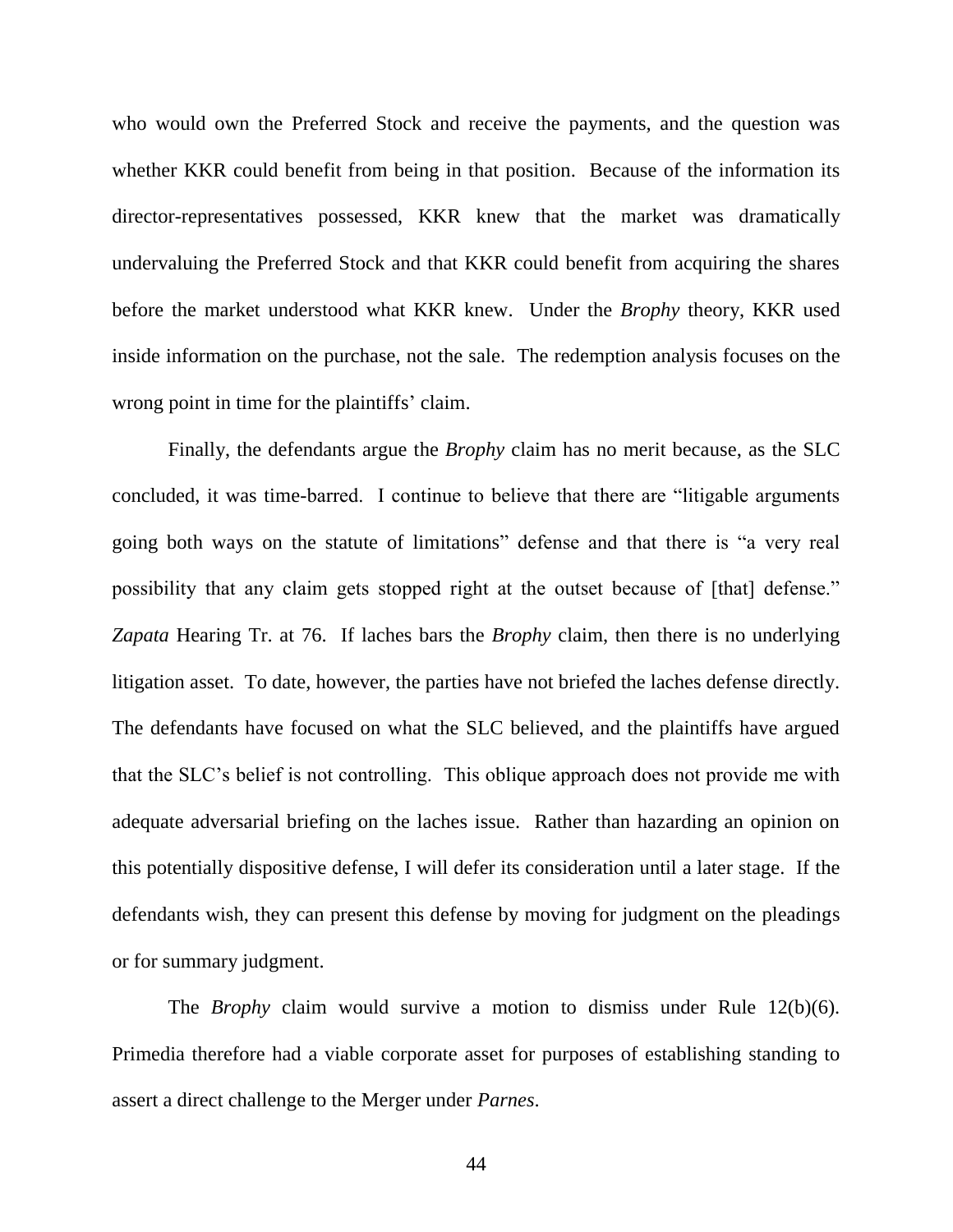who would own the Preferred Stock and receive the payments, and the question was whether KKR could benefit from being in that position. Because of the information its director-representatives possessed, KKR knew that the market was dramatically undervaluing the Preferred Stock and that KKR could benefit from acquiring the shares before the market understood what KKR knew. Under the *Brophy* theory, KKR used inside information on the purchase, not the sale. The redemption analysis focuses on the wrong point in time for the plaintiffs' claim.

Finally, the defendants argue the *Brophy* claim has no merit because, as the SLC concluded, it was time-barred. I continue to believe that there are "litigable arguments going both ways on the statute of limitations" defense and that there is "a very real possibility that any claim gets stopped right at the outset because of [that] defense." *Zapata* Hearing Tr. at 76. If laches bars the *Brophy* claim, then there is no underlying litigation asset. To date, however, the parties have not briefed the laches defense directly. The defendants have focused on what the SLC believed, and the plaintiffs have argued that the SLC's belief is not controlling. This oblique approach does not provide me with adequate adversarial briefing on the laches issue. Rather than hazarding an opinion on this potentially dispositive defense, I will defer its consideration until a later stage. If the defendants wish, they can present this defense by moving for judgment on the pleadings or for summary judgment.

The *Brophy* claim would survive a motion to dismiss under Rule 12(b)(6). Primedia therefore had a viable corporate asset for purposes of establishing standing to assert a direct challenge to the Merger under *Parnes*.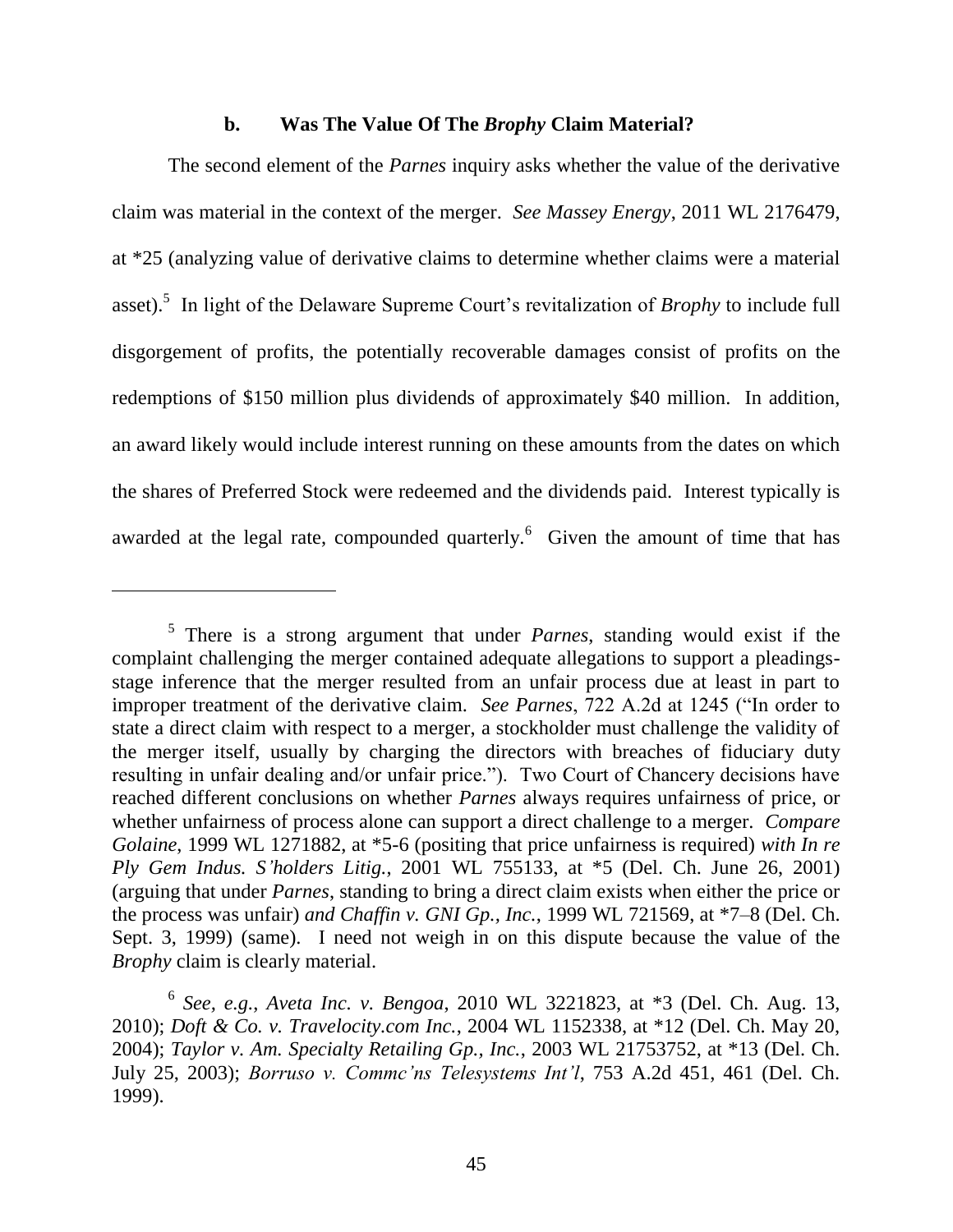#### b. Was The Value Of The *Brophy* Claim Material?

The second element of the *Parnes* inquiry asks whether the value of the derivative claim was material in the context of the merger. *See Massey Energy*, 2011 WL 2176479, at *25 (analyzing value of derivative claims to determine whether claims were a material asset).[5] In light of the Delaware Supreme Court's revitalization of *Brophy* to include full disgorgement of profits, the potentially recoverable damages consist of profits on the redemptions of $150 million plus dividends of approximately $40 million. In addition, an award likely would include interest running on these amounts from the dates on which the shares of Preferred Stock were redeemed and the dividends paid. Interest typically is awarded at the legal rate, compounded quarterly.[6] Given the amount of time that has

---

[5] There is a strong argument that under *Parnes*, standing would exist if the complaint challenging the merger contained adequate allegations to support a pleadings-stage inference that the merger resulted from an unfair process due at least in part to improper treatment of the derivative claim. *See Parnes*, 722 A.2d at 1245 ("In order to state a direct claim with respect to a merger, a stockholder must challenge the validity of the merger itself, usually by charging the directors with breaches of fiduciary duty resulting in unfair dealing and/or unfair price."). Two Court of Chancery decisions have reached different conclusions on whether *Parnes* always requires unfairness of price, or whether unfairness of process alone can support a direct challenge to a merger. *Compare Golaine*, 1999 WL 1271882, at *5-6 (positing that price unfairness is required) *with In re Ply Gem Indus. S'holders Litig.*, 2001 WL 755133, at *5 (Del. Ch. June 26, 2001) (arguing that under *Parnes*, standing to bring a direct claim exists when either the price or the process was unfair) *and Chaffin v. GNI Gp., Inc.*, 1999 WL 721569, at *7–8 (Del. Ch. Sept. 3, 1999) (same). I need not weigh in on this dispute because the value of the *Brophy* claim is clearly material.

[6] *See, e.g.*, *Aveta Inc. v. Bengoa*, 2010 WL 3221823, at *3 (Del. Ch. Aug. 13, 2010); *Doft & Co. v. Travelocity.com Inc.*, 2004 WL 1152338, at *12 (Del. Ch. May 20, 2004); *Taylor v. Am. Specialty Retailing Gp., Inc.*, 2003 WL 21753752, at *13 (Del. Ch. July 25, 2003); *Borruso v. Commc'ns Telesystems Int'l*, 753 A.2d 451, 461 (Del. Ch. 1999).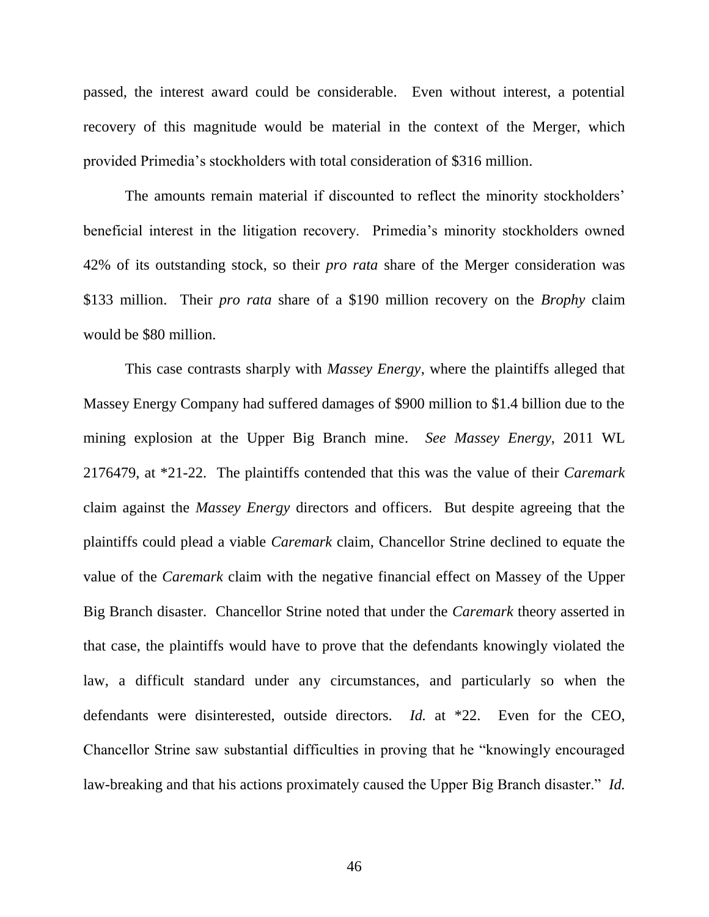passed, the interest award could be considerable. Even without interest, a potential recovery of this magnitude would be material in the context of the Merger, which provided Primedia's stockholders with total consideration of $316 million.

The amounts remain material if discounted to reflect the minority stockholders' beneficial interest in the litigation recovery. Primedia's minority stockholders owned 42% of its outstanding stock, so their *pro rata* share of the Merger consideration was $133 million. Their *pro rata* share of a $190 million recovery on the *Brophy* claim would be $80 million.

This case contrasts sharply with *Massey Energy*, where the plaintiffs alleged that Massey Energy Company had suffered damages of $900 million to $1.4 billion due to the mining explosion at the Upper Big Branch mine. *See Massey Energy*, 2011 WL 2176479, at *21-22. The plaintiffs contended that this was the value of their *Caremark* claim against the *Massey Energy* directors and officers. But despite agreeing that the plaintiffs could plead a viable *Caremark* claim, Chancellor Strine declined to equate the value of the *Caremark* claim with the negative financial effect on Massey of the Upper Big Branch disaster. Chancellor Strine noted that under the *Caremark* theory asserted in that case, the plaintiffs would have to prove that the defendants knowingly violated the law, a difficult standard under any circumstances, and particularly so when the defendants were disinterested, outside directors. *Id.* at *22. Even for the CEO, Chancellor Strine saw substantial difficulties in proving that he "knowingly encouraged law-breaking and that his actions proximately caused the Upper Big Branch disaster." *Id.*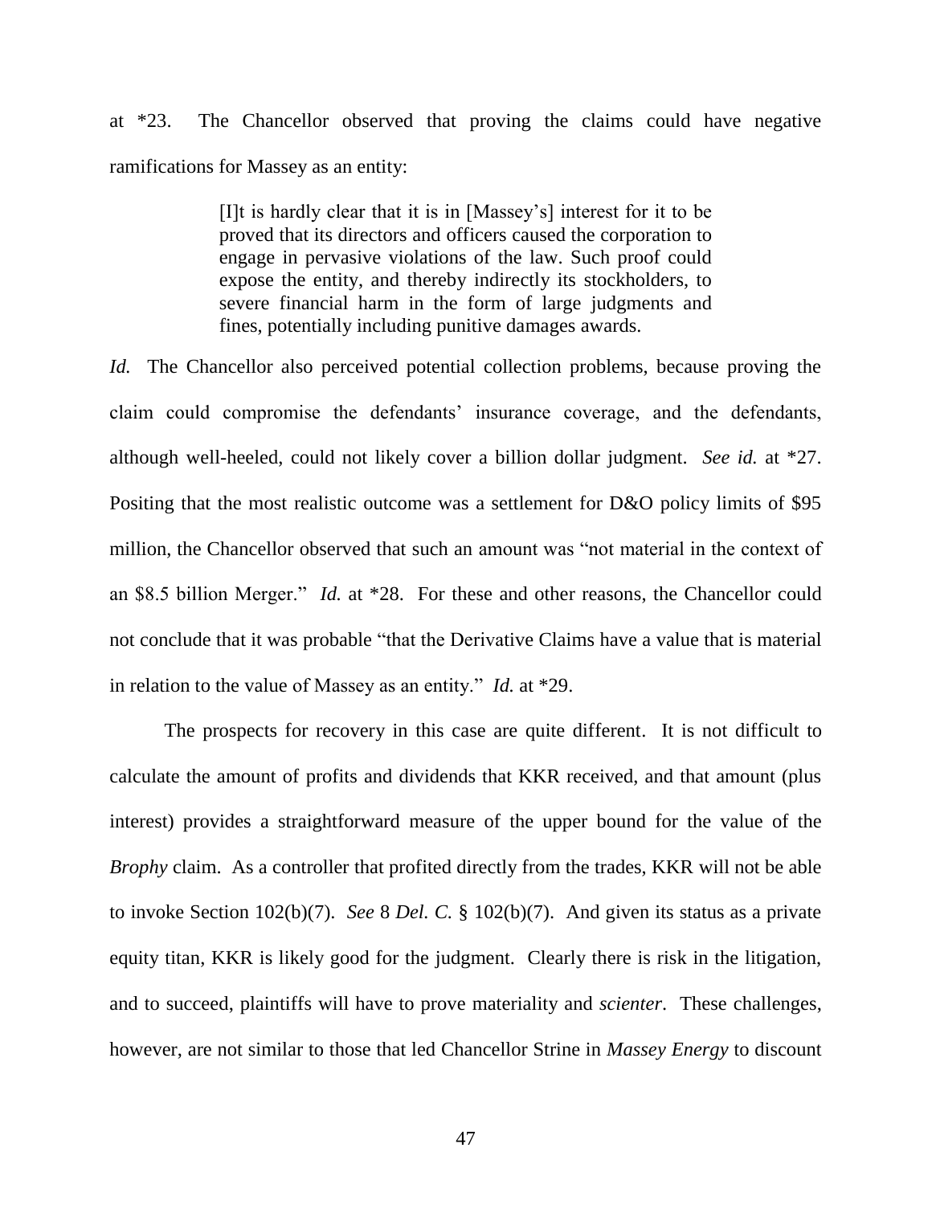at *23. The Chancellor observed that proving the claims could have negative ramifications for Massey as an entity:

> [I]t is hardly clear that it is in [Massey's] interest for it to be proved that its directors and officers caused the corporation to engage in pervasive violations of the law. Such proof could expose the entity, and thereby indirectly its stockholders, to severe financial harm in the form of large judgments and fines, potentially including punitive damages awards.

*Id.* The Chancellor also perceived potential collection problems, because proving the claim could compromise the defendants' insurance coverage, and the defendants, although well-heeled, could not likely cover a billion dollar judgment. *See id.* at *27. Positing that the most realistic outcome was a settlement for D&O policy limits of $95 million, the Chancellor observed that such an amount was "not material in the context of an $8.5 billion Merger." *Id.* at *28. For these and other reasons, the Chancellor could not conclude that it was probable "that the Derivative Claims have a value that is material in relation to the value of Massey as an entity." *Id.* at *29.

The prospects for recovery in this case are quite different. It is not difficult to calculate the amount of profits and dividends that KKR received, and that amount (plus interest) provides a straightforward measure of the upper bound for the value of the *Brophy* claim. As a controller that profited directly from the trades, KKR will not be able to invoke Section 102(b)(7). *See* 8 *Del. C.* § 102(b)(7). And given its status as a private equity titan, KKR is likely good for the judgment. Clearly there is risk in the litigation, and to succeed, plaintiffs will have to prove materiality and *scienter*. These challenges, however, are not similar to those that led Chancellor Strine in *Massey Energy* to discount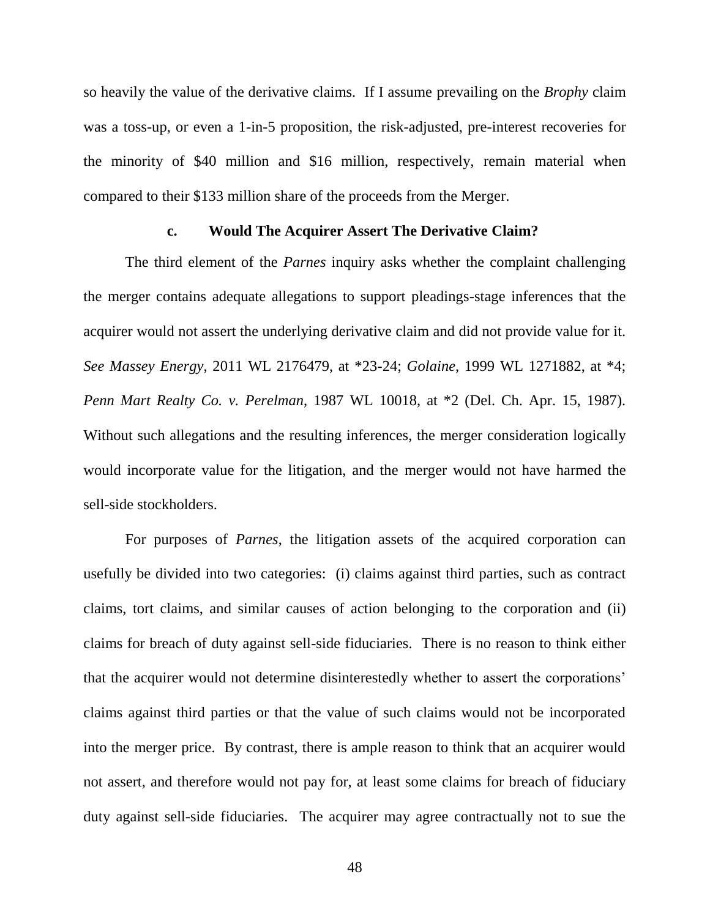so heavily the value of the derivative claims. If I assume prevailing on the *Brophy* claim was a toss-up, or even a 1-in-5 proposition, the risk-adjusted, pre-interest recoveries for the minority of $40 million and $16 million, respectively, remain material when compared to their $133 million share of the proceeds from the Merger.

#### c. Would The Acquirer Assert The Derivative Claim?

The third element of the *Parnes* inquiry asks whether the complaint challenging the merger contains adequate allegations to support pleadings-stage inferences that the acquirer would not assert the underlying derivative claim and did not provide value for it. *See Massey Energy*, 2011 WL 2176479, at *23-24; *Golaine*, 1999 WL 1271882, at *4; *Penn Mart Realty Co. v. Perelman*, 1987 WL 10018, at *2 (Del. Ch. Apr. 15, 1987). Without such allegations and the resulting inferences, the merger consideration logically would incorporate value for the litigation, and the merger would not have harmed the sell-side stockholders.

For purposes of *Parnes*, the litigation assets of the acquired corporation can usefully be divided into two categories: (i) claims against third parties, such as contract claims, tort claims, and similar causes of action belonging to the corporation and (ii) claims for breach of duty against sell-side fiduciaries. There is no reason to think either that the acquirer would not determine disinterestedly whether to assert the corporations' claims against third parties or that the value of such claims would not be incorporated into the merger price. By contrast, there is ample reason to think that an acquirer would not assert, and therefore would not pay for, at least some claims for breach of fiduciary duty against sell-side fiduciaries. The acquirer may agree contractually not to sue the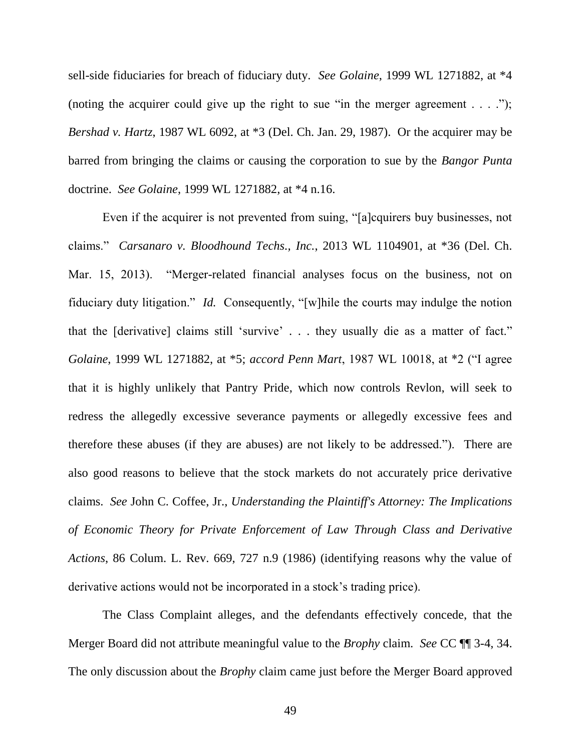sell-side fiduciaries for breach of fiduciary duty. *See Golaine*, 1999 WL 1271882, at *4 (noting the acquirer could give up the right to sue "in the merger agreement . . . ."); *Bershad v. Hartz*, 1987 WL 6092, at *3 (Del. Ch. Jan. 29, 1987). Or the acquirer may be barred from bringing the claims or causing the corporation to sue by the *Bangor Punta* doctrine. *See Golaine*, 1999 WL 1271882, at *4 n.16.

Even if the acquirer is not prevented from suing, "[a]cquirers buy businesses, not claims." *Carsanaro v. Bloodhound Techs., Inc.*, 2013 WL 1104901, at *36 (Del. Ch. Mar. 15, 2013). "Merger-related financial analyses focus on the business, not on fiduciary duty litigation." *Id.* Consequently, "[w]hile the courts may indulge the notion that the [derivative] claims still 'survive' . . . they usually die as a matter of fact." *Golaine*, 1999 WL 1271882, at *5; *accord Penn Mart*, 1987 WL 10018, at *2 ("I agree that it is highly unlikely that Pantry Pride, which now controls Revlon, will seek to redress the allegedly excessive severance payments or allegedly excessive fees and therefore these abuses (if they are abuses) are not likely to be addressed."). There are also good reasons to believe that the stock markets do not accurately price derivative claims. *See* John C. Coffee, Jr., *Understanding the Plaintiff's Attorney: The Implications of Economic Theory for Private Enforcement of Law Through Class and Derivative Actions*, 86 Colum. L. Rev. 669, 727 n.9 (1986) (identifying reasons why the value of derivative actions would not be incorporated in a stock's trading price).

The Class Complaint alleges, and the defendants effectively concede, that the Merger Board did not attribute meaningful value to the *Brophy* claim. *See* CC ¶¶ 3-4, 34. The only discussion about the *Brophy* claim came just before the Merger Board approved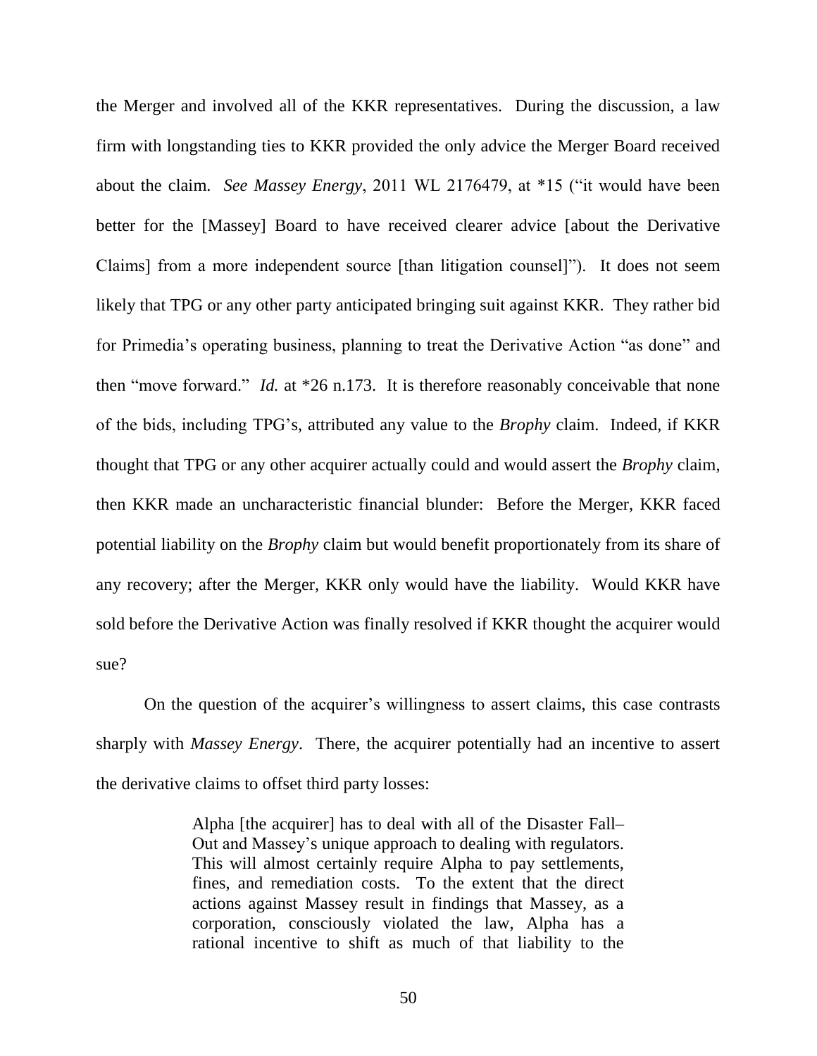the Merger and involved all of the KKR representatives. During the discussion, a law firm with longstanding ties to KKR provided the only advice the Merger Board received about the claim. *See Massey Energy*, 2011 WL 2176479, at *15 ("it would have been better for the [Massey] Board to have received clearer advice [about the Derivative Claims] from a more independent source [than litigation counsel]"). It does not seem likely that TPG or any other party anticipated bringing suit against KKR. They rather bid for Primedia's operating business, planning to treat the Derivative Action "as done" and then "move forward." *Id.* at *26 n.173. It is therefore reasonably conceivable that none of the bids, including TPG's, attributed any value to the *Brophy* claim. Indeed, if KKR thought that TPG or any other acquirer actually could and would assert the *Brophy* claim, then KKR made an uncharacteristic financial blunder: Before the Merger, KKR faced potential liability on the *Brophy* claim but would benefit proportionately from its share of any recovery; after the Merger, KKR only would have the liability. Would KKR have sold before the Derivative Action was finally resolved if KKR thought the acquirer would sue?

On the question of the acquirer's willingness to assert claims, this case contrasts sharply with *Massey Energy*. There, the acquirer potentially had an incentive to assert the derivative claims to offset third party losses:

> Alpha [the acquirer] has to deal with all of the Disaster Fall–Out and Massey's unique approach to dealing with regulators. This will almost certainly require Alpha to pay settlements, fines, and remediation costs. To the extent that the direct actions against Massey result in findings that Massey, as a corporation, consciously violated the law, Alpha has a rational incentive to shift as much of that liability to the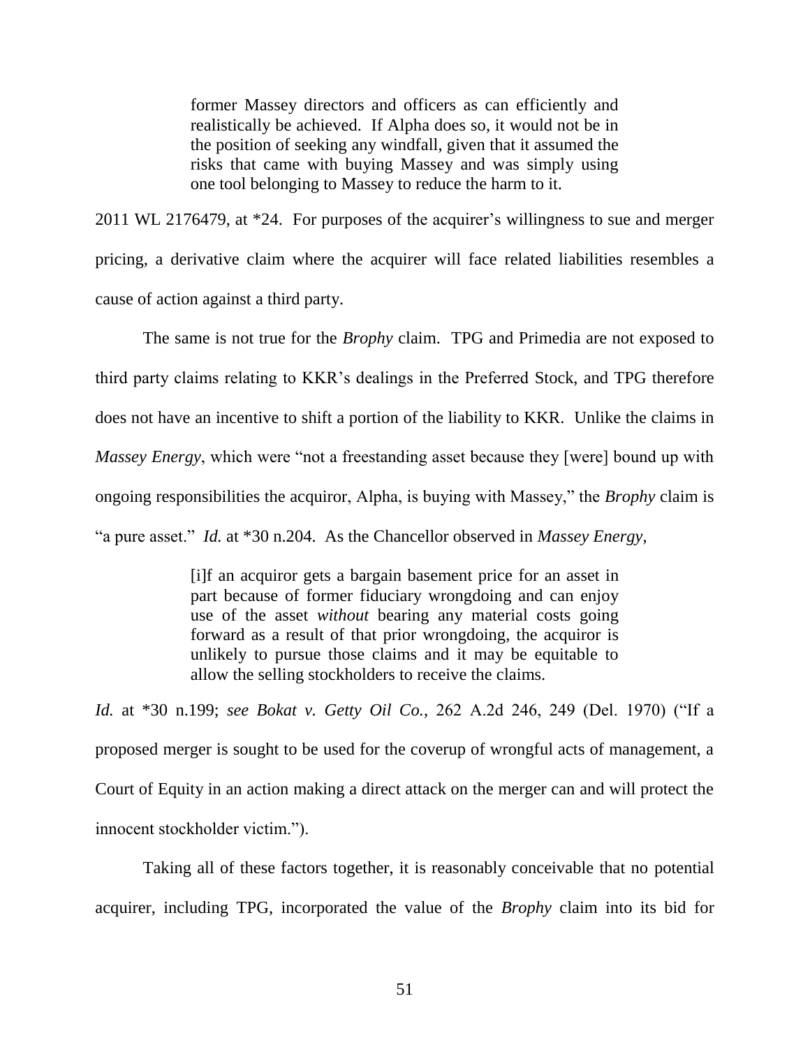> former Massey directors and officers as can efficiently and realistically be achieved. If Alpha does so, it would not be in the position of seeking any windfall, given that it assumed the risks that came with buying Massey and was simply using one tool belonging to Massey to reduce the harm to it.

2011 WL 2176479, at *24. For purposes of the acquirer's willingness to sue and merger pricing, a derivative claim where the acquirer will face related liabilities resembles a cause of action against a third party.

The same is not true for the *Brophy* claim. TPG and Primedia are not exposed to third party claims relating to KKR's dealings in the Preferred Stock, and TPG therefore does not have an incentive to shift a portion of the liability to KKR. Unlike the claims in *Massey Energy*, which were "not a freestanding asset because they [were] bound up with ongoing responsibilities the acquiror, Alpha, is buying with Massey," the *Brophy* claim is "a pure asset." *Id.* at *30 n.204. As the Chancellor observed in *Massey Energy*,

> [i]f an acquiror gets a bargain basement price for an asset in part because of former fiduciary wrongdoing and can enjoy use of the asset *without* bearing any material costs going forward as a result of that prior wrongdoing, the acquiror is unlikely to pursue those claims and it may be equitable to allow the selling stockholders to receive the claims.

*Id.* at *30 n.199; *see Bokat v. Getty Oil Co.*, 262 A.2d 246, 249 (Del. 1970) ("If a proposed merger is sought to be used for the coverup of wrongful acts of management, a Court of Equity in an action making a direct attack on the merger can and will protect the innocent stockholder victim.").

Taking all of these factors together, it is reasonably conceivable that no potential acquirer, including TPG, incorporated the value of the *Brophy* claim into its bid for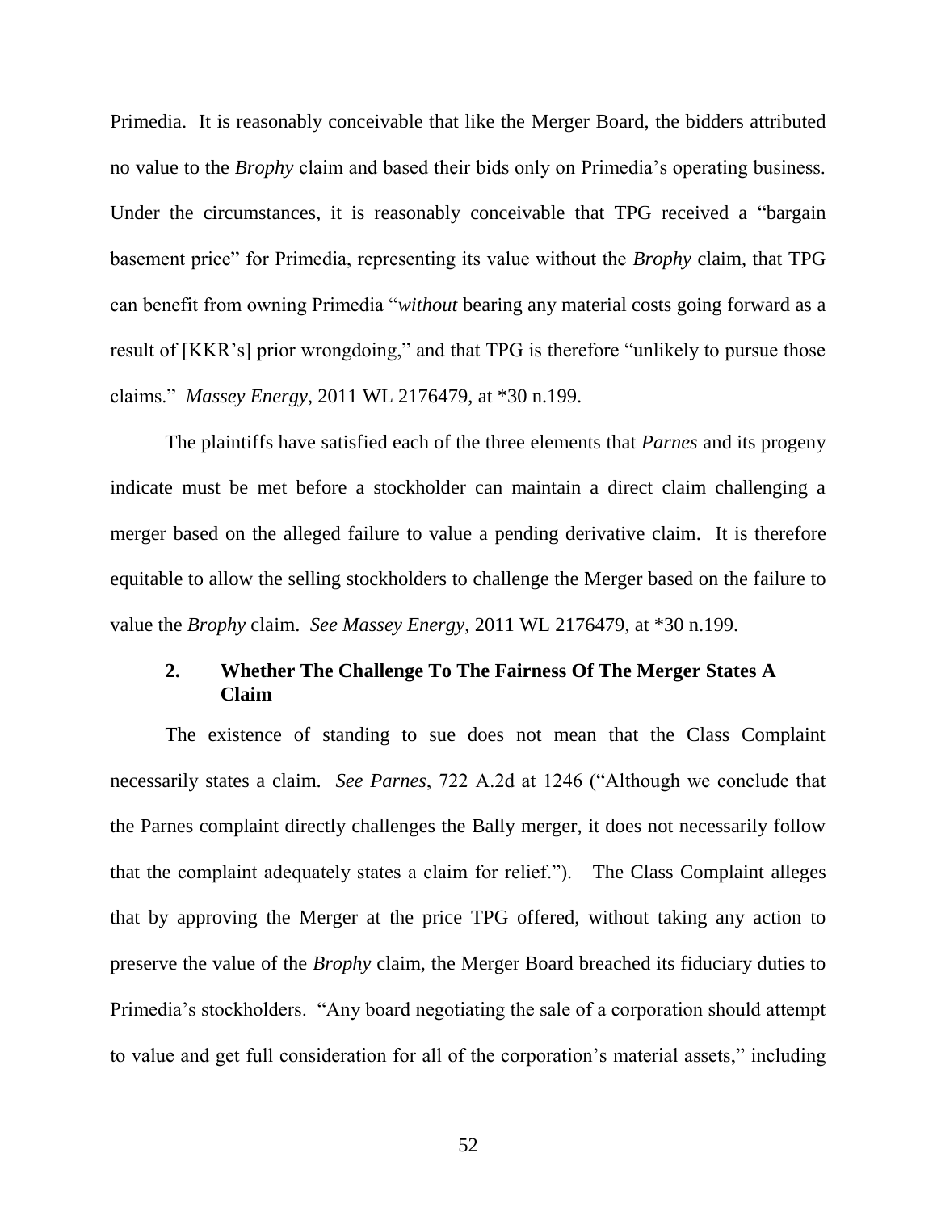Primedia. It is reasonably conceivable that like the Merger Board, the bidders attributed no value to the *Brophy* claim and based their bids only on Primedia's operating business. Under the circumstances, it is reasonably conceivable that TPG received a "bargain basement price" for Primedia, representing its value without the *Brophy* claim, that TPG can benefit from owning Primedia "*without* bearing any material costs going forward as a result of [KKR's] prior wrongdoing," and that TPG is therefore "unlikely to pursue those claims." *Massey Energy*, 2011 WL 2176479, at *30 n.199.

The plaintiffs have satisfied each of the three elements that *Parnes* and its progeny indicate must be met before a stockholder can maintain a direct claim challenging a merger based on the alleged failure to value a pending derivative claim. It is therefore equitable to allow the selling stockholders to challenge the Merger based on the failure to value the *Brophy* claim. *See Massey Energy*, 2011 WL 2176479, at *30 n.199.

### 2. Whether The Challenge To The Fairness Of The Merger States A Claim

The existence of standing to sue does not mean that the Class Complaint necessarily states a claim. *See Parnes*, 722 A.2d at 1246 ("Although we conclude that the Parnes complaint directly challenges the Bally merger, it does not necessarily follow that the complaint adequately states a claim for relief."). The Class Complaint alleges that by approving the Merger at the price TPG offered, without taking any action to preserve the value of the *Brophy* claim, the Merger Board breached its fiduciary duties to Primedia's stockholders. "Any board negotiating the sale of a corporation should attempt to value and get full consideration for all of the corporation's material assets," including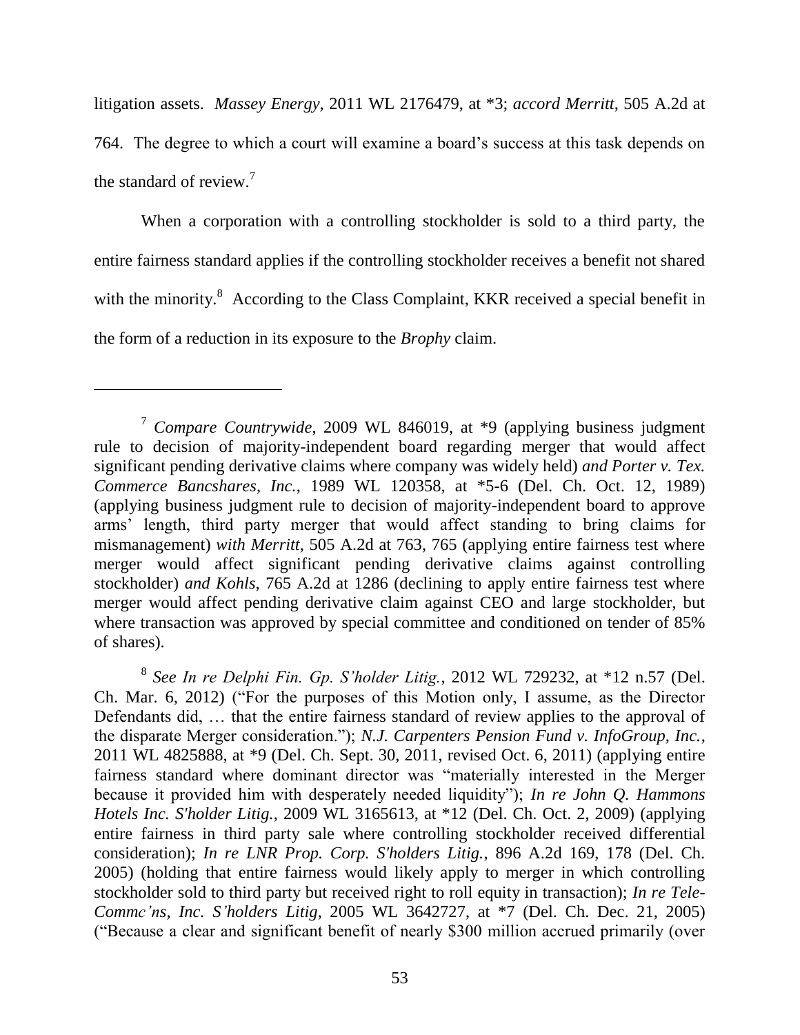litigation assets. *Massey Energy*, 2011 WL 2176479, at \*3; *accord Merritt*, 505 A.2d at 764. The degree to which a court will examine a board's success at this task depends on the standard of review.[7]

When a corporation with a controlling stockholder is sold to a third party, the entire fairness standard applies if the controlling stockholder receives a benefit not shared with the minority.[8] According to the Class Complaint, KKR received a special benefit in the form of a reduction in its exposure to the *Brophy* claim.

---

[7] *Compare Countrywide*, 2009 WL 846019, at \*9 (applying business judgment rule to decision of majority-independent board regarding merger that would affect significant pending derivative claims where company was widely held) *and Porter v. Tex. Commerce Bancshares, Inc.*, 1989 WL 120358, at \*5-6 (Del. Ch. Oct. 12, 1989) (applying business judgment rule to decision of majority-independent board to approve arms' length, third party merger that would affect standing to bring claims for mismanagement) *with Merritt*, 505 A.2d at 763, 765 (applying entire fairness test where merger would affect significant pending derivative claims against controlling stockholder) *and Kohls*, 765 A.2d at 1286 (declining to apply entire fairness test where merger would affect pending derivative claim against CEO and large stockholder, but where transaction was approved by special committee and conditioned on tender of 85% of shares).

[8] *See In re Delphi Fin. Gp. S'holder Litig.*, 2012 WL 729232, at \*12 n.57 (Del. Ch. Mar. 6, 2012) ("For the purposes of this Motion only, I assume, as the Director Defendants did, … that the entire fairness standard of review applies to the approval of the disparate Merger consideration."); *N.J. Carpenters Pension Fund v. InfoGroup, Inc.*, 2011 WL 4825888, at \*9 (Del. Ch. Sept. 30, 2011, revised Oct. 6, 2011) (applying entire fairness standard where dominant director was "materially interested in the Merger because it provided him with desperately needed liquidity"); *In re John Q. Hammons Hotels Inc. S'holder Litig.*, 2009 WL 3165613, at \*12 (Del. Ch. Oct. 2, 2009) (applying entire fairness in third party sale where controlling stockholder received differential consideration); *In re LNR Prop. Corp. S'holders Litig.*, 896 A.2d 169, 178 (Del. Ch. 2005) (holding that entire fairness would likely apply to merger in which controlling stockholder sold to third party but received right to roll equity in transaction); *In re Tele-Commc'ns, Inc. S'holders Litig*, 2005 WL 3642727, at \*7 (Del. Ch. Dec. 21, 2005) ("Because a clear and significant benefit of nearly $300 million accrued primarily (over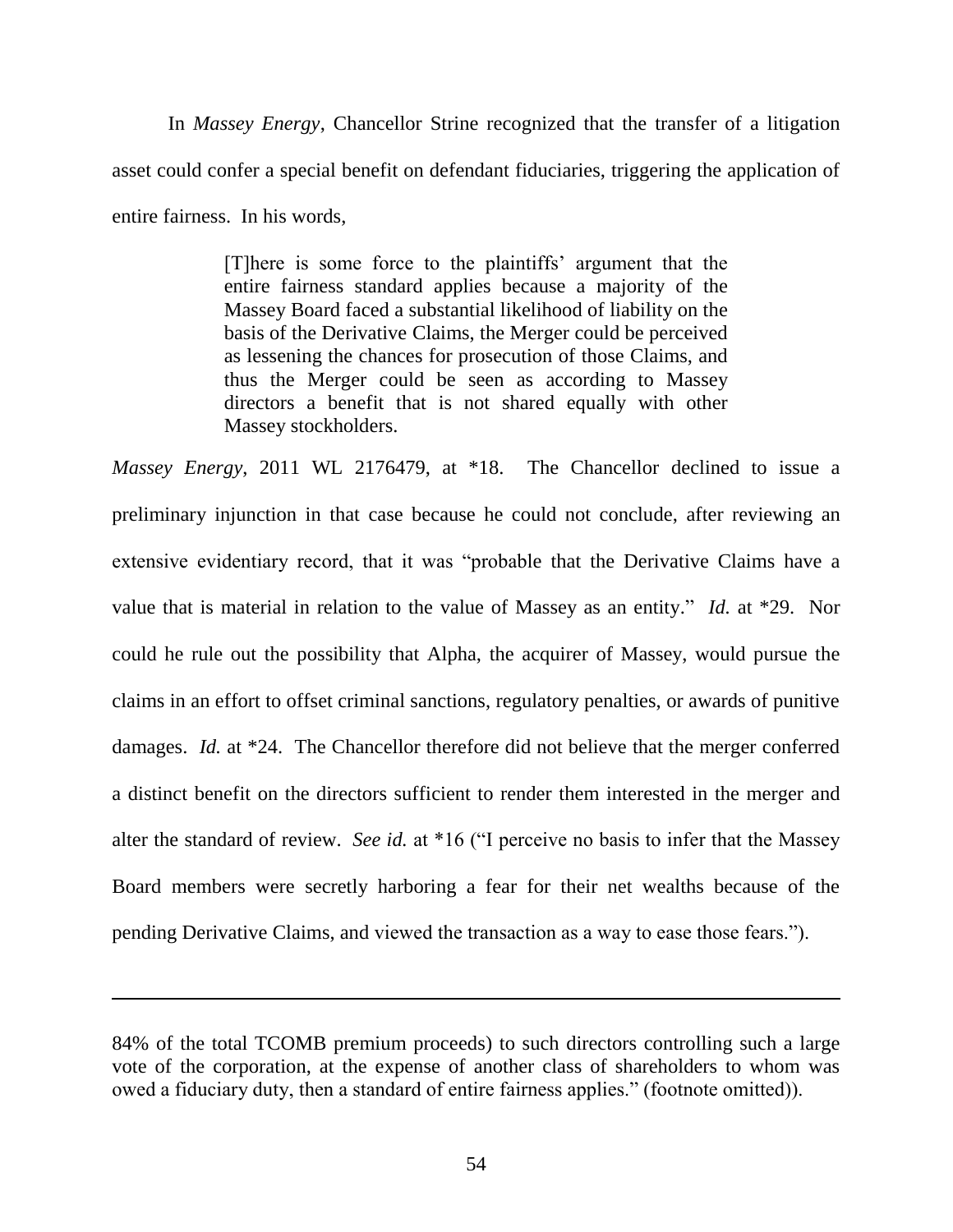In *Massey Energy*, Chancellor Strine recognized that the transfer of a litigation asset could confer a special benefit on defendant fiduciaries, triggering the application of entire fairness. In his words,

> [T]here is some force to the plaintiffs' argument that the entire fairness standard applies because a majority of the Massey Board faced a substantial likelihood of liability on the basis of the Derivative Claims, the Merger could be perceived as lessening the chances for prosecution of those Claims, and thus the Merger could be seen as according to Massey directors a benefit that is not shared equally with other Massey stockholders.

*Massey Energy*, 2011 WL 2176479, at *18. The Chancellor declined to issue a preliminary injunction in that case because he could not conclude, after reviewing an extensive evidentiary record, that it was "probable that the Derivative Claims have a value that is material in relation to the value of Massey as an entity." *Id.* at *29. Nor could he rule out the possibility that Alpha, the acquirer of Massey, would pursue the claims in an effort to offset criminal sanctions, regulatory penalties, or awards of punitive damages. *Id.* at *24. The Chancellor therefore did not believe that the merger conferred a distinct benefit on the directors sufficient to render them interested in the merger and alter the standard of review. *See id.* at *16 ("I perceive no basis to infer that the Massey Board members were secretly harboring a fear for their net wealths because of the pending Derivative Claims, and viewed the transaction as a way to ease those fears.").

---

84% of the total TCOMB premium proceeds) to such directors controlling such a large vote of the corporation, at the expense of another class of shareholders to whom was owed a fiduciary duty, then a standard of entire fairness applies." (footnote omitted)).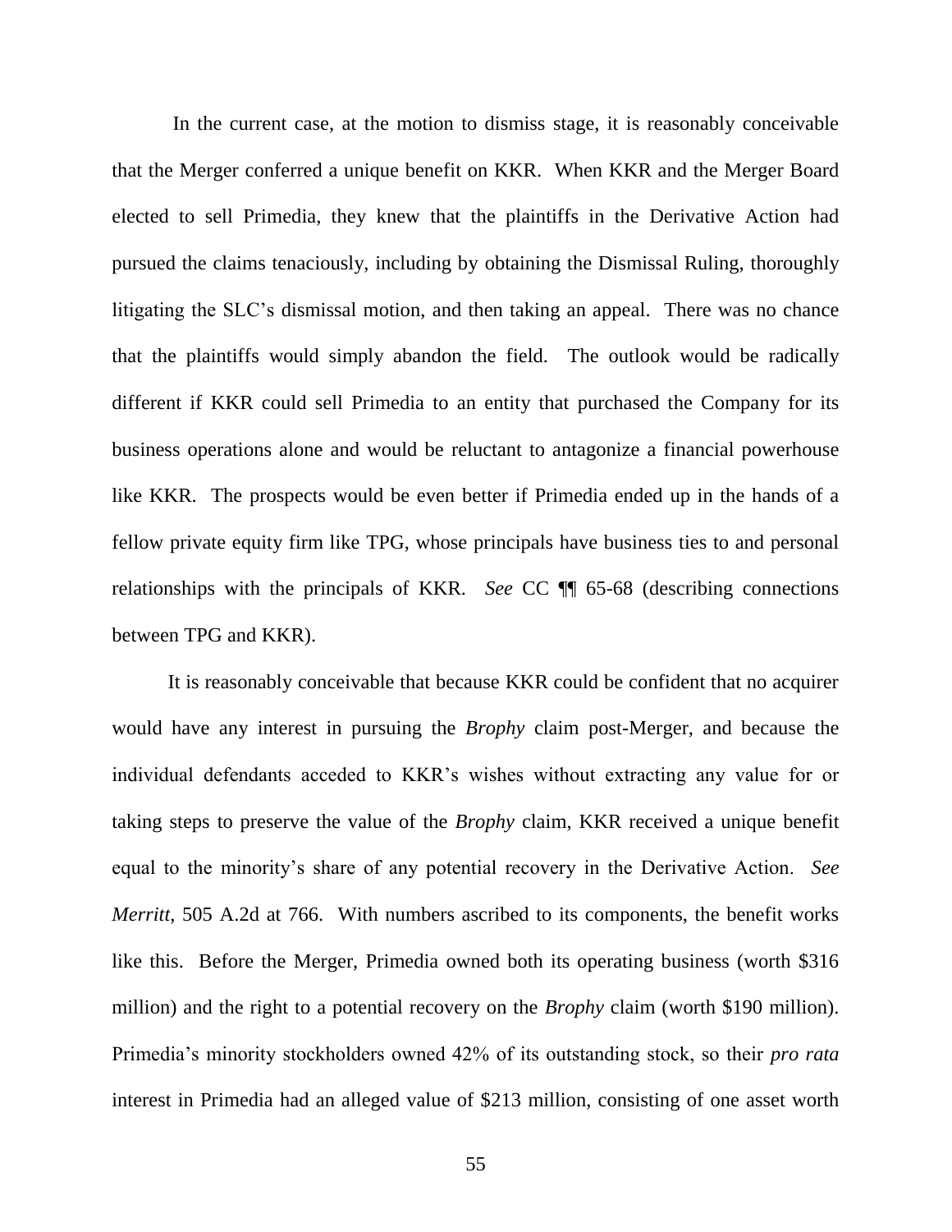In the current case, at the motion to dismiss stage, it is reasonably conceivable that the Merger conferred a unique benefit on KKR. When KKR and the Merger Board elected to sell Primedia, they knew that the plaintiffs in the Derivative Action had pursued the claims tenaciously, including by obtaining the Dismissal Ruling, thoroughly litigating the SLC's dismissal motion, and then taking an appeal. There was no chance that the plaintiffs would simply abandon the field. The outlook would be radically different if KKR could sell Primedia to an entity that purchased the Company for its business operations alone and would be reluctant to antagonize a financial powerhouse like KKR. The prospects would be even better if Primedia ended up in the hands of a fellow private equity firm like TPG, whose principals have business ties to and personal relationships with the principals of KKR. *See* CC ¶¶ 65-68 (describing connections between TPG and KKR).

It is reasonably conceivable that because KKR could be confident that no acquirer would have any interest in pursuing the *Brophy* claim post-Merger, and because the individual defendants acceded to KKR's wishes without extracting any value for or taking steps to preserve the value of the *Brophy* claim, KKR received a unique benefit equal to the minority's share of any potential recovery in the Derivative Action. *See Merritt*, 505 A.2d at 766. With numbers ascribed to its components, the benefit works like this. Before the Merger, Primedia owned both its operating business (worth \$316 million) and the right to a potential recovery on the *Brophy* claim (worth \$190 million). Primedia's minority stockholders owned 42% of its outstanding stock, so their *pro rata* interest in Primedia had an alleged value of \$213 million, consisting of one asset worth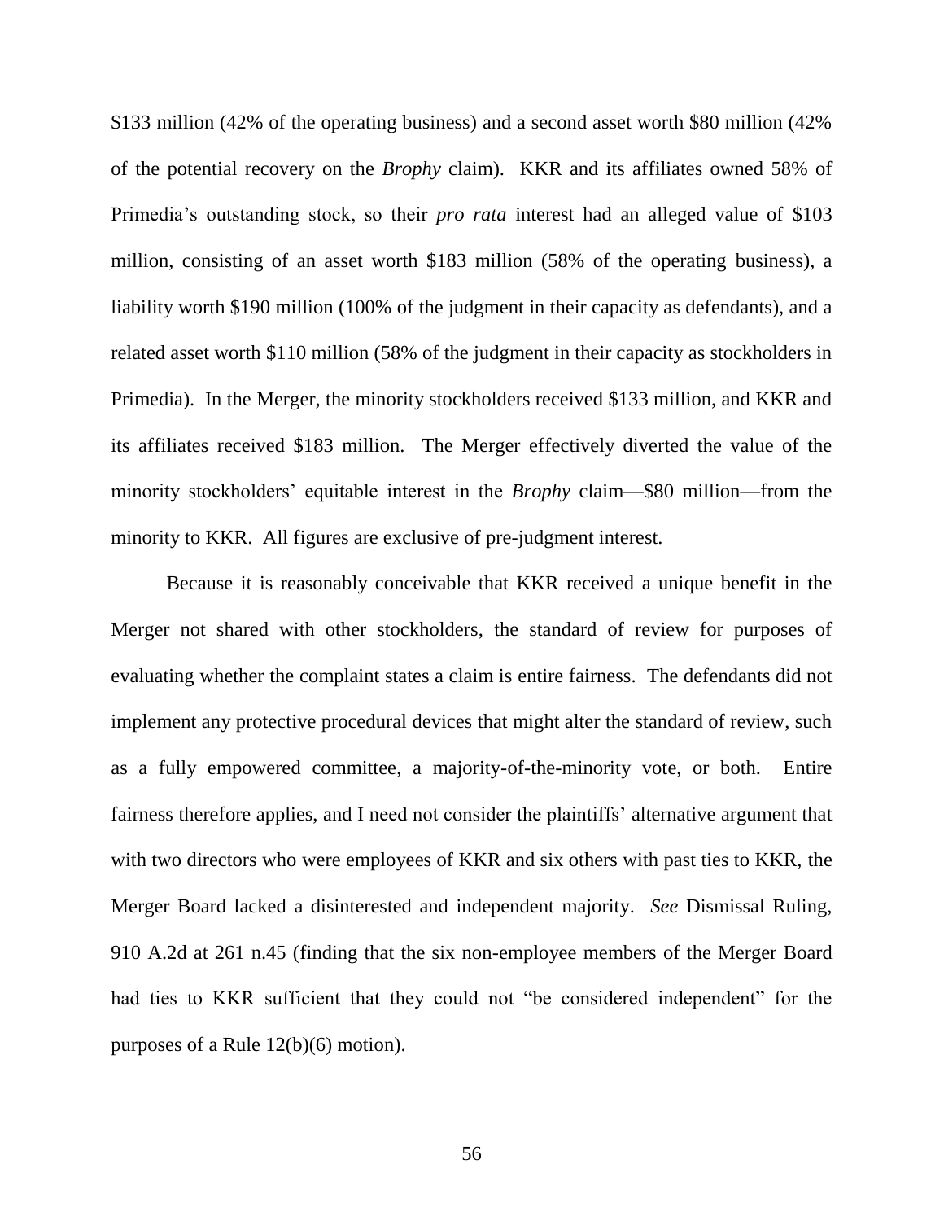$133 million (42% of the operating business) and a second asset worth $80 million (42% of the potential recovery on the *Brophy* claim). KKR and its affiliates owned 58% of Primedia's outstanding stock, so their *pro rata* interest had an alleged value of $103 million, consisting of an asset worth $183 million (58% of the operating business), a liability worth $190 million (100% of the judgment in their capacity as defendants), and a related asset worth $110 million (58% of the judgment in their capacity as stockholders in Primedia). In the Merger, the minority stockholders received $133 million, and KKR and its affiliates received $183 million. The Merger effectively diverted the value of the minority stockholders' equitable interest in the *Brophy* claim—$80 million—from the minority to KKR. All figures are exclusive of pre-judgment interest.

Because it is reasonably conceivable that KKR received a unique benefit in the Merger not shared with other stockholders, the standard of review for purposes of evaluating whether the complaint states a claim is entire fairness. The defendants did not implement any protective procedural devices that might alter the standard of review, such as a fully empowered committee, a majority-of-the-minority vote, or both. Entire fairness therefore applies, and I need not consider the plaintiffs' alternative argument that with two directors who were employees of KKR and six others with past ties to KKR, the Merger Board lacked a disinterested and independent majority. *See* Dismissal Ruling, 910 A.2d at 261 n.45 (finding that the six non-employee members of the Merger Board had ties to KKR sufficient that they could not "be considered independent" for the purposes of a Rule 12(b)(6) motion).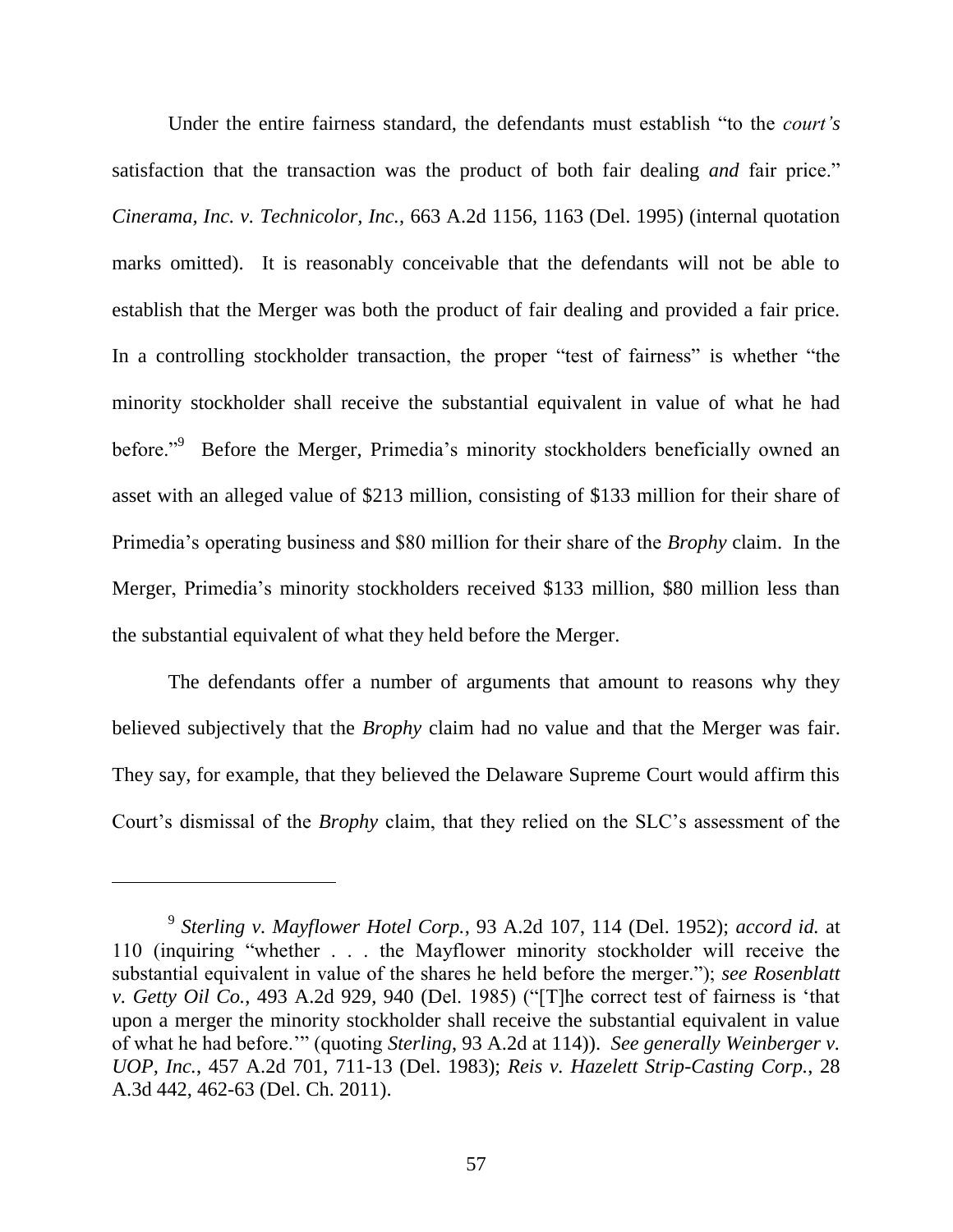Under the entire fairness standard, the defendants must establish "to the *court's* satisfaction that the transaction was the product of both fair dealing *and* fair price." *Cinerama, Inc. v. Technicolor, Inc.*, 663 A.2d 1156, 1163 (Del. 1995) (internal quotation marks omitted). It is reasonably conceivable that the defendants will not be able to establish that the Merger was both the product of fair dealing and provided a fair price. In a controlling stockholder transaction, the proper "test of fairness" is whether "the minority stockholder shall receive the substantial equivalent in value of what he had before."[9] Before the Merger, Primedia's minority stockholders beneficially owned an asset with an alleged value of $213 million, consisting of $133 million for their share of Primedia's operating business and $80 million for their share of the *Brophy* claim. In the Merger, Primedia's minority stockholders received $133 million, $80 million less than the substantial equivalent of what they held before the Merger.

The defendants offer a number of arguments that amount to reasons why they believed subjectively that the *Brophy* claim had no value and that the Merger was fair. They say, for example, that they believed the Delaware Supreme Court would affirm this Court's dismissal of the *Brophy* claim, that they relied on the SLC's assessment of the

---

[9] *Sterling v. Mayflower Hotel Corp.*, 93 A.2d 107, 114 (Del. 1952); *accord id.* at 110 (inquiring "whether . . . the Mayflower minority stockholder will receive the substantial equivalent in value of the shares he held before the merger."); *see Rosenblatt v. Getty Oil Co.*, 493 A.2d 929, 940 (Del. 1985) ("[T]he correct test of fairness is 'that upon a merger the minority stockholder shall receive the substantial equivalent in value of what he had before.'" (quoting *Sterling*, 93 A.2d at 114)). *See generally Weinberger v. UOP, Inc.*, 457 A.2d 701, 711-13 (Del. 1983); *Reis v. Hazelett Strip-Casting Corp.*, 28 A.3d 442, 462-63 (Del. Ch. 2011).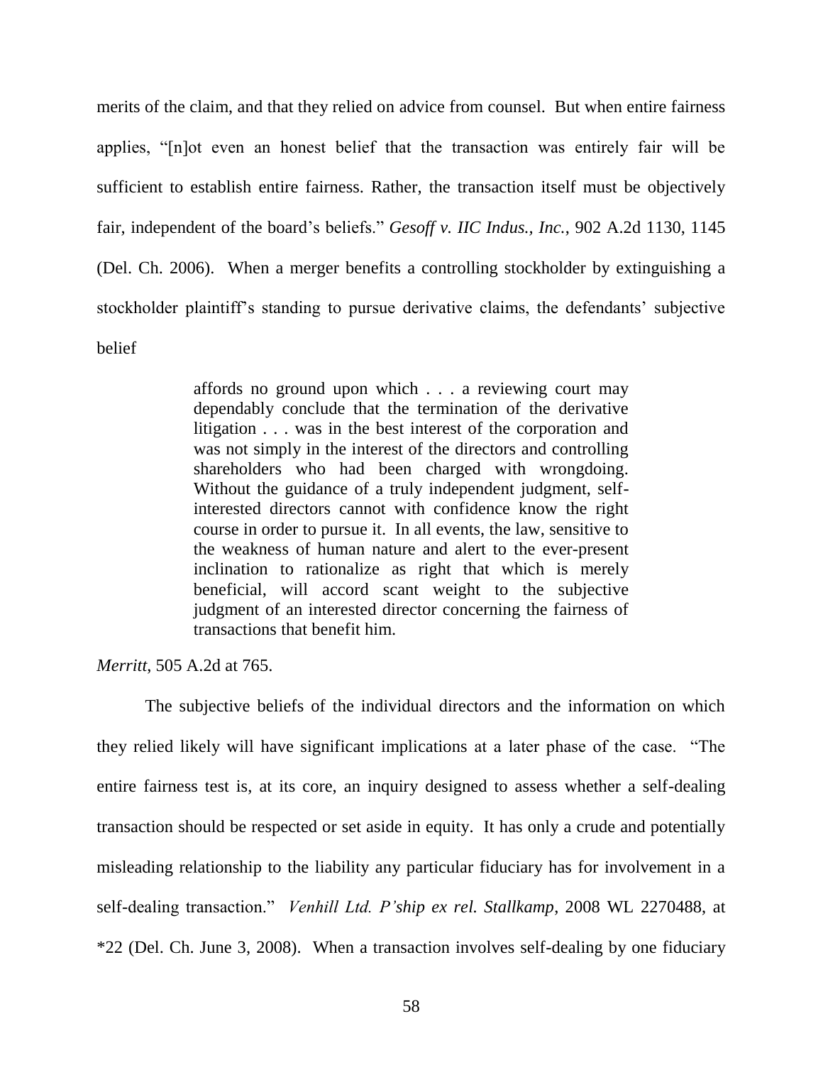merits of the claim, and that they relied on advice from counsel. But when entire fairness applies, "[n]ot even an honest belief that the transaction was entirely fair will be sufficient to establish entire fairness. Rather, the transaction itself must be objectively fair, independent of the board's beliefs." *Gesoff v. IIC Indus., Inc.*, 902 A.2d 1130, 1145 (Del. Ch. 2006). When a merger benefits a controlling stockholder by extinguishing a stockholder plaintiff's standing to pursue derivative claims, the defendants' subjective belief

> affords no ground upon which . . . a reviewing court may dependably conclude that the termination of the derivative litigation . . . was in the best interest of the corporation and was not simply in the interest of the directors and controlling shareholders who had been charged with wrongdoing. Without the guidance of a truly independent judgment, self-interested directors cannot with confidence know the right course in order to pursue it. In all events, the law, sensitive to the weakness of human nature and alert to the ever-present inclination to rationalize as right that which is merely beneficial, will accord scant weight to the subjective judgment of an interested director concerning the fairness of transactions that benefit him.

*Merritt*, 505 A.2d at 765.

The subjective beliefs of the individual directors and the information on which they relied likely will have significant implications at a later phase of the case. "The entire fairness test is, at its core, an inquiry designed to assess whether a self-dealing transaction should be respected or set aside in equity. It has only a crude and potentially misleading relationship to the liability any particular fiduciary has for involvement in a self-dealing transaction." *Venhill Ltd. P'ship ex rel. Stallkamp*, 2008 WL 2270488, at *22 (Del. Ch. June 3, 2008). When a transaction involves self-dealing by one fiduciary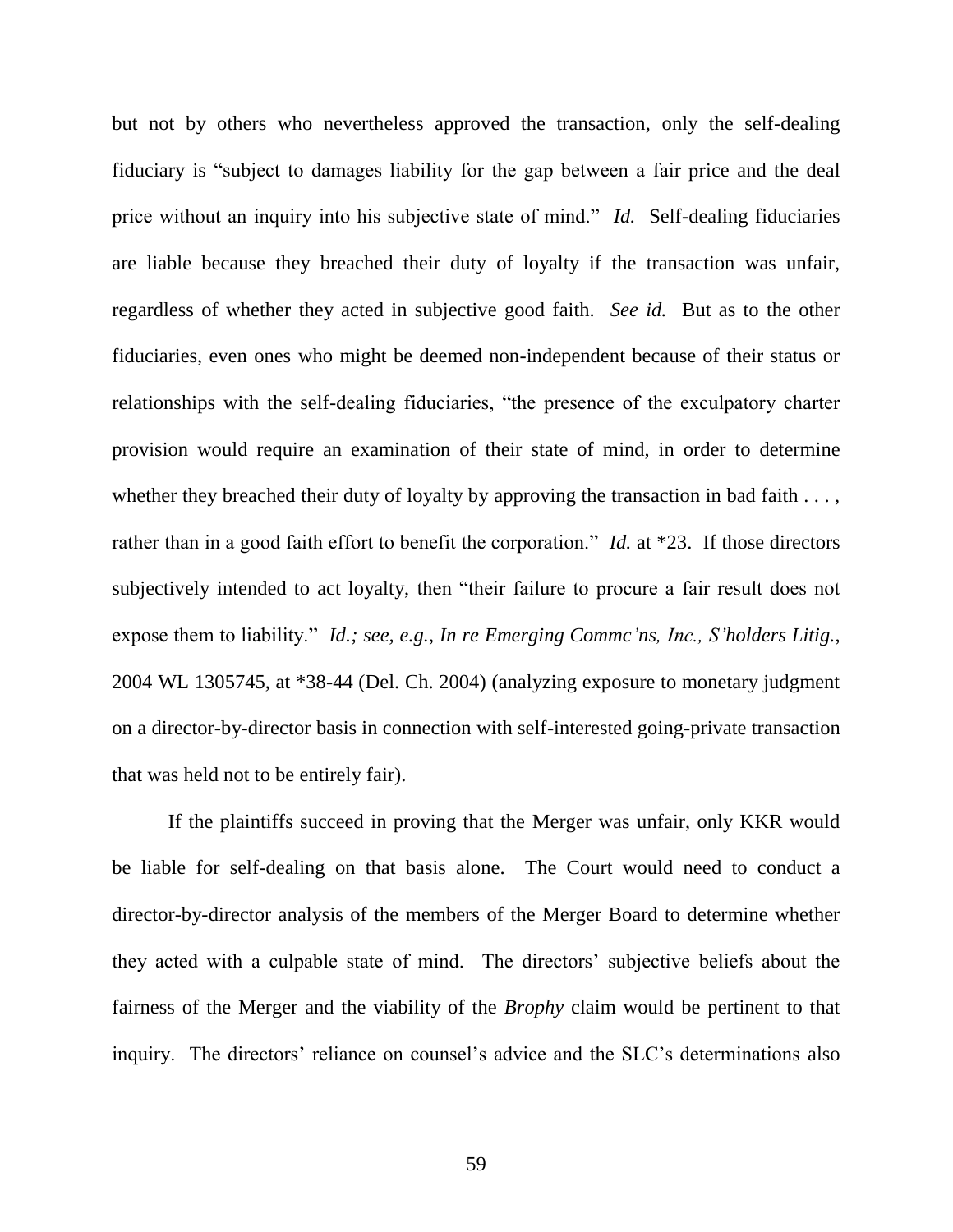but not by others who nevertheless approved the transaction, only the self-dealing fiduciary is "subject to damages liability for the gap between a fair price and the deal price without an inquiry into his subjective state of mind." *Id.* Self-dealing fiduciaries are liable because they breached their duty of loyalty if the transaction was unfair, regardless of whether they acted in subjective good faith. *See id.* But as to the other fiduciaries, even ones who might be deemed non-independent because of their status or relationships with the self-dealing fiduciaries, "the presence of the exculpatory charter provision would require an examination of their state of mind, in order to determine whether they breached their duty of loyalty by approving the transaction in bad faith . . . , rather than in a good faith effort to benefit the corporation." *Id.* at *23. If those directors subjectively intended to act loyalty, then "their failure to procure a fair result does not expose them to liability." *Id.; see, e.g.*, *In re Emerging Commc'ns, Inc., S'holders Litig.*, 2004 WL 1305745, at *38-44 (Del. Ch. 2004) (analyzing exposure to monetary judgment on a director-by-director basis in connection with self-interested going-private transaction that was held not to be entirely fair).

If the plaintiffs succeed in proving that the Merger was unfair, only KKR would be liable for self-dealing on that basis alone. The Court would need to conduct a director-by-director analysis of the members of the Merger Board to determine whether they acted with a culpable state of mind. The directors' subjective beliefs about the fairness of the Merger and the viability of the *Brophy* claim would be pertinent to that inquiry. The directors' reliance on counsel's advice and the SLC's determinations also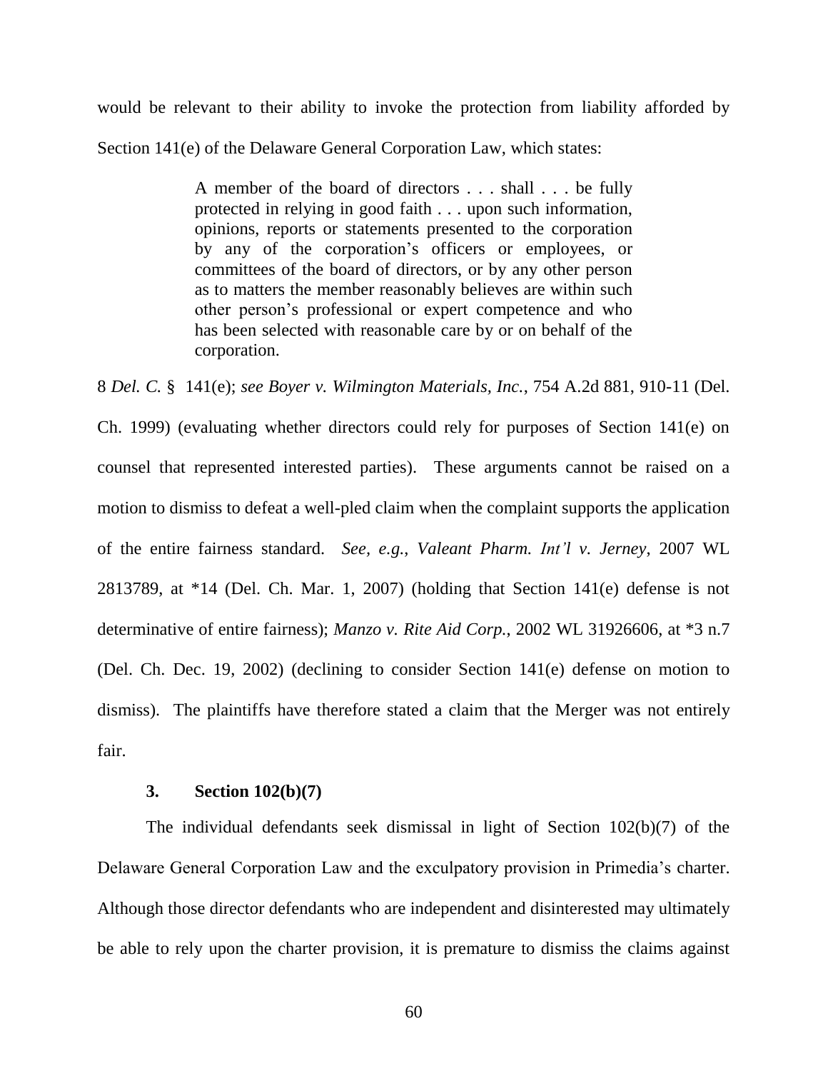would be relevant to their ability to invoke the protection from liability afforded by Section 141(e) of the Delaware General Corporation Law, which states:

> A member of the board of directors . . . shall . . . be fully protected in relying in good faith . . . upon such information, opinions, reports or statements presented to the corporation by any of the corporation's officers or employees, or committees of the board of directors, or by any other person as to matters the member reasonably believes are within such other person's professional or expert competence and who has been selected with reasonable care by or on behalf of the corporation.

8 *Del. C.* § 141(e); *see Boyer v. Wilmington Materials, Inc.*, 754 A.2d 881, 910-11 (Del. Ch. 1999) (evaluating whether directors could rely for purposes of Section 141(e) on counsel that represented interested parties). These arguments cannot be raised on a motion to dismiss to defeat a well-pled claim when the complaint supports the application of the entire fairness standard. *See, e.g.*, *Valeant Pharm. Int'l v. Jerney*, 2007 WL 2813789, at *14 (Del. Ch. Mar. 1, 2007) (holding that Section 141(e) defense is not determinative of entire fairness); *Manzo v. Rite Aid Corp.*, 2002 WL 31926606, at *3 n.7 (Del. Ch. Dec. 19, 2002) (declining to consider Section 141(e) defense on motion to dismiss). The plaintiffs have therefore stated a claim that the Merger was not entirely fair.

### 3. Section 102(b)(7)

The individual defendants seek dismissal in light of Section 102(b)(7) of the Delaware General Corporation Law and the exculpatory provision in Primedia's charter. Although those director defendants who are independent and disinterested may ultimately be able to rely upon the charter provision, it is premature to dismiss the claims against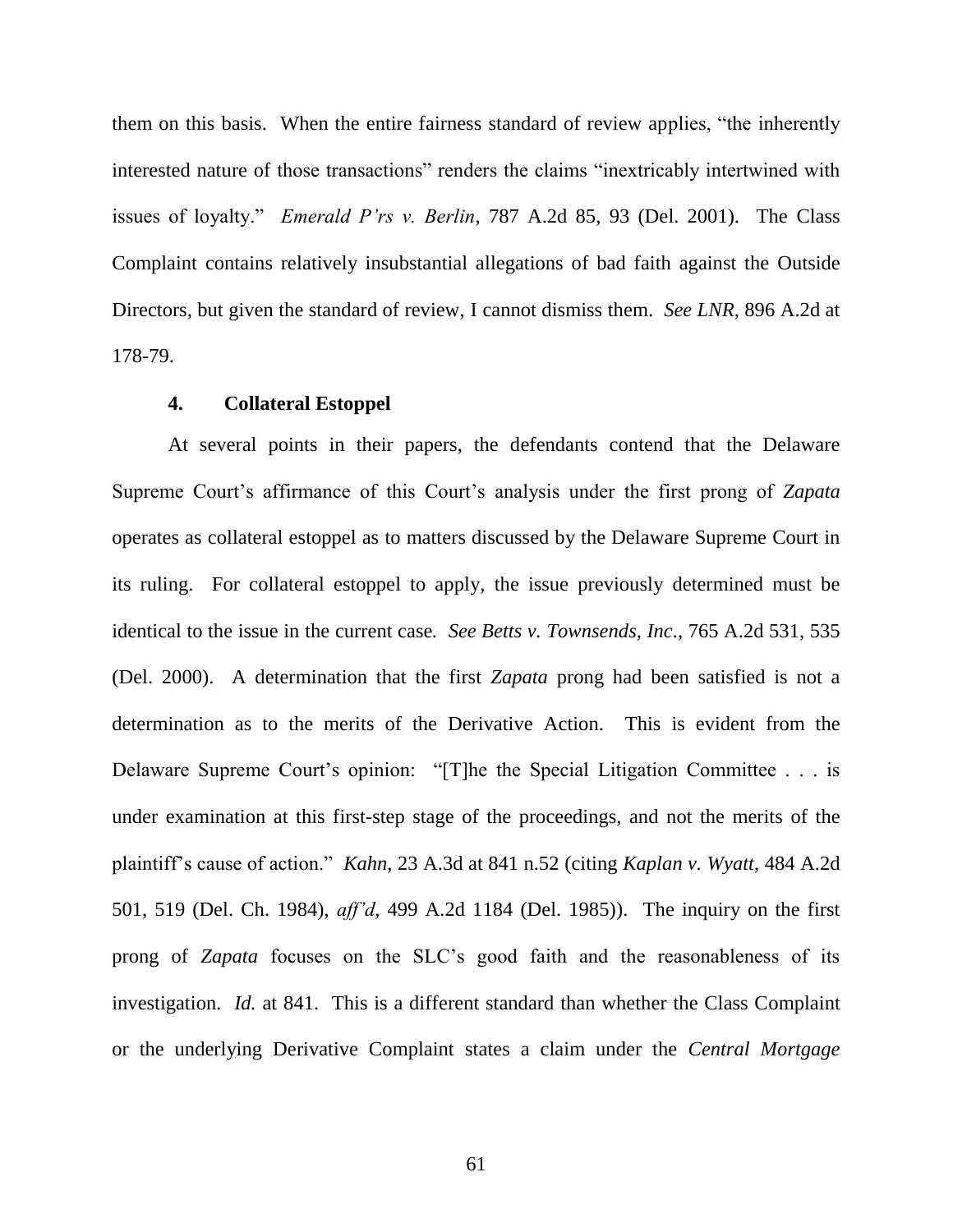them on this basis. When the entire fairness standard of review applies, "the inherently interested nature of those transactions" renders the claims "inextricably intertwined with issues of loyalty." *Emerald P'rs v. Berlin*, 787 A.2d 85, 93 (Del. 2001). The Class Complaint contains relatively insubstantial allegations of bad faith against the Outside Directors, but given the standard of review, I cannot dismiss them. *See LNR*, 896 A.2d at 178-79.

#### 4. Collateral Estoppel

At several points in their papers, the defendants contend that the Delaware Supreme Court's affirmance of this Court's analysis under the first prong of *Zapata* operates as collateral estoppel as to matters discussed by the Delaware Supreme Court in its ruling. For collateral estoppel to apply, the issue previously determined must be identical to the issue in the current case. *See Betts v. Townsends, Inc.*, 765 A.2d 531, 535 (Del. 2000). A determination that the first *Zapata* prong had been satisfied is not a determination as to the merits of the Derivative Action. This is evident from the Delaware Supreme Court's opinion: "[T]he the Special Litigation Committee . . . is under examination at this first-step stage of the proceedings, and not the merits of the plaintiff's cause of action." *Kahn*, 23 A.3d at 841 n.52 (citing *Kaplan v. Wyatt*, 484 A.2d 501, 519 (Del. Ch. 1984), *aff'd*, 499 A.2d 1184 (Del. 1985)). The inquiry on the first prong of *Zapata* focuses on the SLC's good faith and the reasonableness of its investigation. *Id.* at 841. This is a different standard than whether the Class Complaint or the underlying Derivative Complaint states a claim under the *Central Mortgage*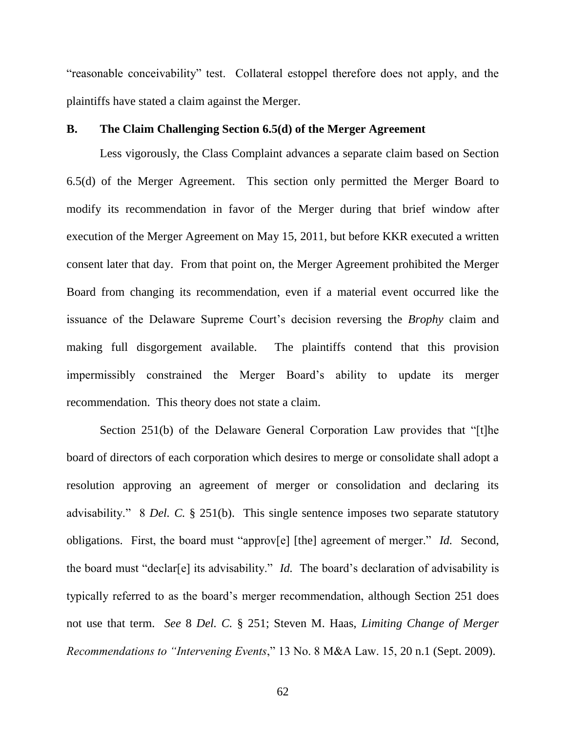"reasonable conceivability" test. Collateral estoppel therefore does not apply, and the plaintiffs have stated a claim against the Merger.

### B. The Claim Challenging Section 6.5(d) of the Merger Agreement

Less vigorously, the Class Complaint advances a separate claim based on Section 6.5(d) of the Merger Agreement. This section only permitted the Merger Board to modify its recommendation in favor of the Merger during that brief window after execution of the Merger Agreement on May 15, 2011, but before KKR executed a written consent later that day. From that point on, the Merger Agreement prohibited the Merger Board from changing its recommendation, even if a material event occurred like the issuance of the Delaware Supreme Court's decision reversing the *Brophy* claim and making full disgorgement available. The plaintiffs contend that this provision impermissibly constrained the Merger Board's ability to update its merger recommendation. This theory does not state a claim.

Section 251(b) of the Delaware General Corporation Law provides that "[t]he board of directors of each corporation which desires to merge or consolidate shall adopt a resolution approving an agreement of merger or consolidation and declaring its advisability." 8 *Del. C.* § 251(b). This single sentence imposes two separate statutory obligations. First, the board must "approv[e] [the] agreement of merger." *Id.* Second, the board must "declar[e] its advisability." *Id.* The board's declaration of advisability is typically referred to as the board's merger recommendation, although Section 251 does not use that term. *See* 8 *Del. C.* § 251; Steven M. Haas, *Limiting Change of Merger Recommendations to "Intervening Events*," 13 No. 8 M&A Law. 15, 20 n.1 (Sept. 2009).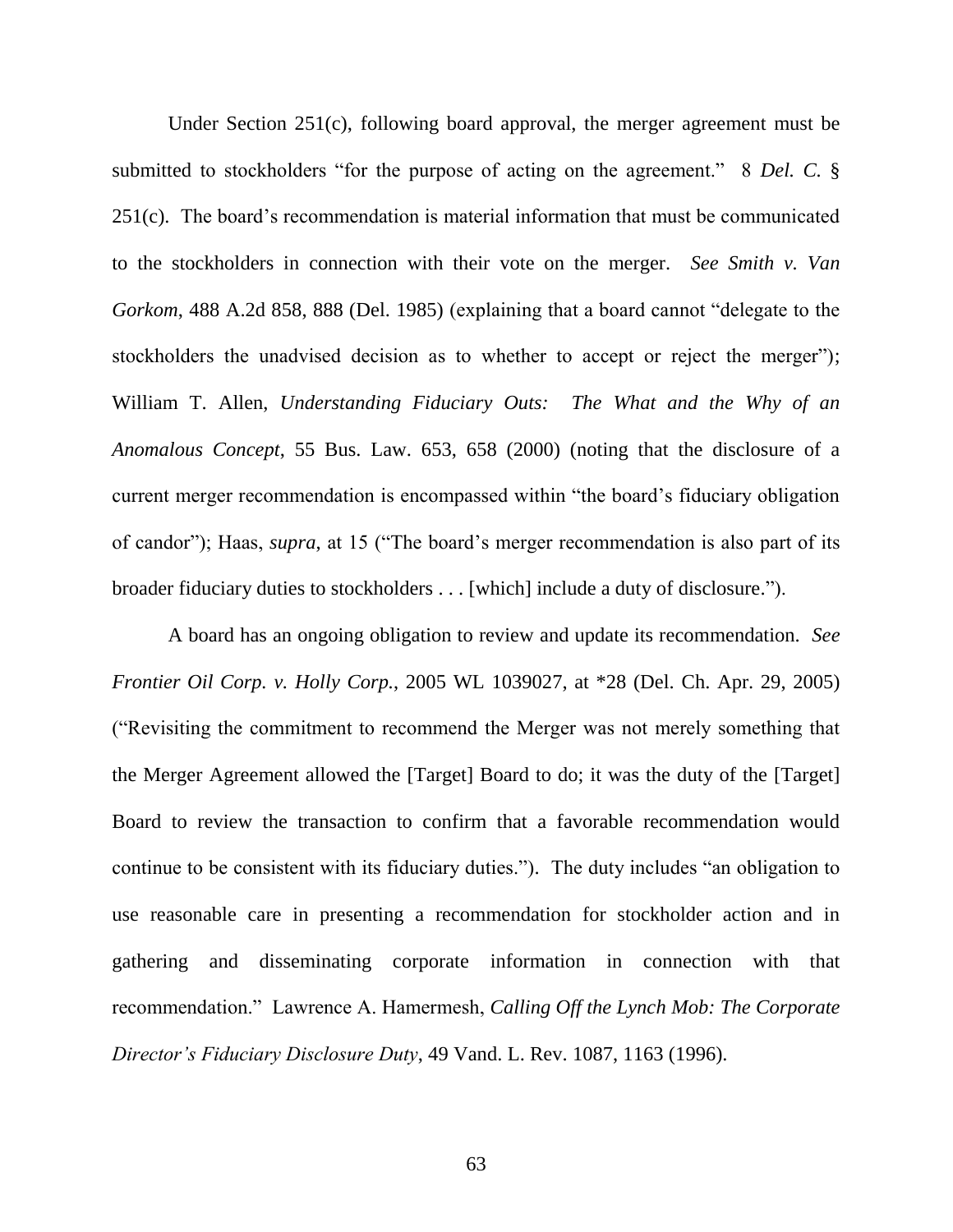Under Section 251(c), following board approval, the merger agreement must be submitted to stockholders "for the purpose of acting on the agreement." 8 *Del. C.* § 251(c). The board's recommendation is material information that must be communicated to the stockholders in connection with their vote on the merger. *See Smith v. Van Gorkom*, 488 A.2d 858, 888 (Del. 1985) (explaining that a board cannot "delegate to the stockholders the unadvised decision as to whether to accept or reject the merger"); William T. Allen, *Understanding Fiduciary Outs: The What and the Why of an Anomalous Concept*, 55 Bus. Law. 653, 658 (2000) (noting that the disclosure of a current merger recommendation is encompassed within "the board's fiduciary obligation of candor"); Haas, *supra*, at 15 ("The board's merger recommendation is also part of its broader fiduciary duties to stockholders . . . [which] include a duty of disclosure.").

A board has an ongoing obligation to review and update its recommendation. *See Frontier Oil Corp. v. Holly Corp.*, 2005 WL 1039027, at *28 (Del. Ch. Apr. 29, 2005) ("Revisiting the commitment to recommend the Merger was not merely something that the Merger Agreement allowed the [Target] Board to do; it was the duty of the [Target] Board to review the transaction to confirm that a favorable recommendation would continue to be consistent with its fiduciary duties."). The duty includes "an obligation to use reasonable care in presenting a recommendation for stockholder action and in gathering and disseminating corporate information in connection with that recommendation." Lawrence A. Hamermesh, *Calling Off the Lynch Mob: The Corporate Director's Fiduciary Disclosure Duty*, 49 Vand. L. Rev. 1087, 1163 (1996).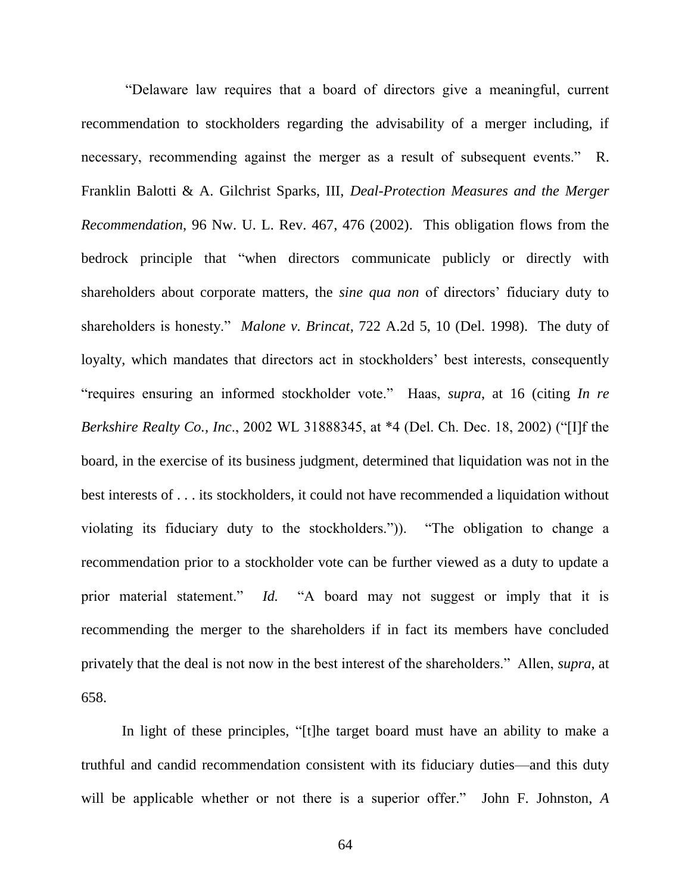"Delaware law requires that a board of directors give a meaningful, current recommendation to stockholders regarding the advisability of a merger including, if necessary, recommending against the merger as a result of subsequent events." R. Franklin Balotti & A. Gilchrist Sparks, III, *Deal-Protection Measures and the Merger Recommendation*, 96 Nw. U. L. Rev. 467, 476 (2002). This obligation flows from the bedrock principle that "when directors communicate publicly or directly with shareholders about corporate matters, the *sine qua non* of directors' fiduciary duty to shareholders is honesty." *Malone v. Brincat*, 722 A.2d 5, 10 (Del. 1998). The duty of loyalty, which mandates that directors act in stockholders' best interests, consequently "requires ensuring an informed stockholder vote." Haas, *supra*, at 16 (citing *In re Berkshire Realty Co., Inc*., 2002 WL 31888345, at *4 (Del. Ch. Dec. 18, 2002) ("[I]f the board, in the exercise of its business judgment, determined that liquidation was not in the best interests of . . . its stockholders, it could not have recommended a liquidation without violating its fiduciary duty to the stockholders.")). "The obligation to change a recommendation prior to a stockholder vote can be further viewed as a duty to update a prior material statement." *Id.* "A board may not suggest or imply that it is recommending the merger to the shareholders if in fact its members have concluded privately that the deal is not now in the best interest of the shareholders." Allen, *supra*, at 658.

In light of these principles, "[t]he target board must have an ability to make a truthful and candid recommendation consistent with its fiduciary duties—and this duty will be applicable whether or not there is a superior offer." John F. Johnston, *A*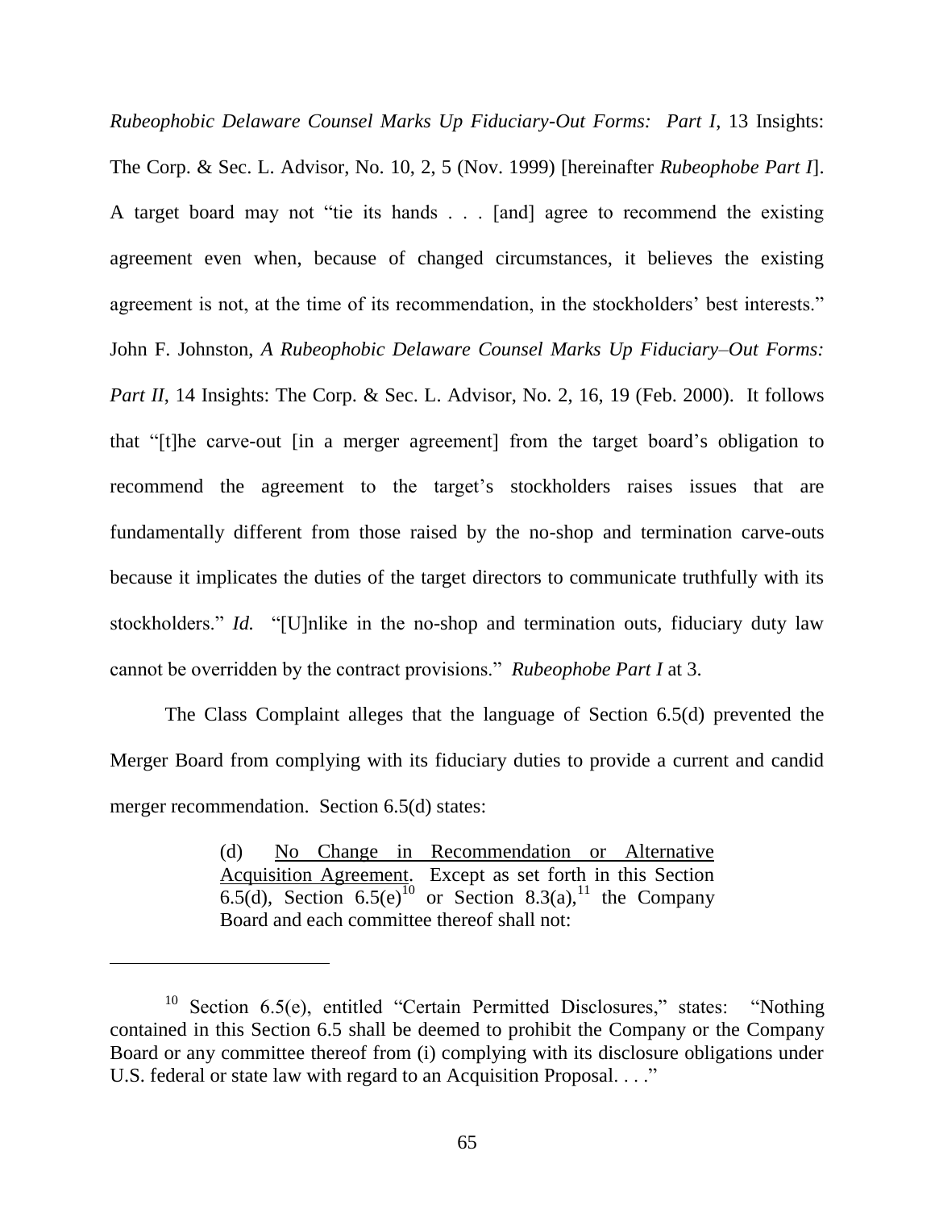*Rubeophobic Delaware Counsel Marks Up Fiduciary-Out Forms: Part I*, 13 Insights: The Corp. & Sec. L. Advisor, No. 10, 2, 5 (Nov. 1999) [hereinafter *Rubeophobe Part I*]. A target board may not "tie its hands . . . [and] agree to recommend the existing agreement even when, because of changed circumstances, it believes the existing agreement is not, at the time of its recommendation, in the stockholders' best interests." John F. Johnston, *A Rubeophobic Delaware Counsel Marks Up Fiduciary–Out Forms: Part II*, 14 Insights: The Corp. & Sec. L. Advisor, No. 2, 16, 19 (Feb. 2000). It follows that "[t]he carve-out [in a merger agreement] from the target board's obligation to recommend the agreement to the target's stockholders raises issues that are fundamentally different from those raised by the no-shop and termination carve-outs because it implicates the duties of the target directors to communicate truthfully with its stockholders." *Id.* "[U]nlike in the no-shop and termination outs, fiduciary duty law cannot be overridden by the contract provisions." *Rubeophobe Part I* at 3.

The Class Complaint alleges that the language of Section 6.5(d) prevented the Merger Board from complying with its fiduciary duties to provide a current and candid merger recommendation. Section 6.5(d) states:

> (d) No Change in Recommendation or Alternative Acquisition Agreement. Except as set forth in this Section 6.5(d), Section 6.5(e)[10] or Section 8.3(a),[11] the Company Board and each committee thereof shall not:

[10] Section 6.5(e), entitled "Certain Permitted Disclosures," states: "Nothing contained in this Section 6.5 shall be deemed to prohibit the Company or the Company Board or any committee thereof from (i) complying with its disclosure obligations under U.S. federal or state law with regard to an Acquisition Proposal. . . ."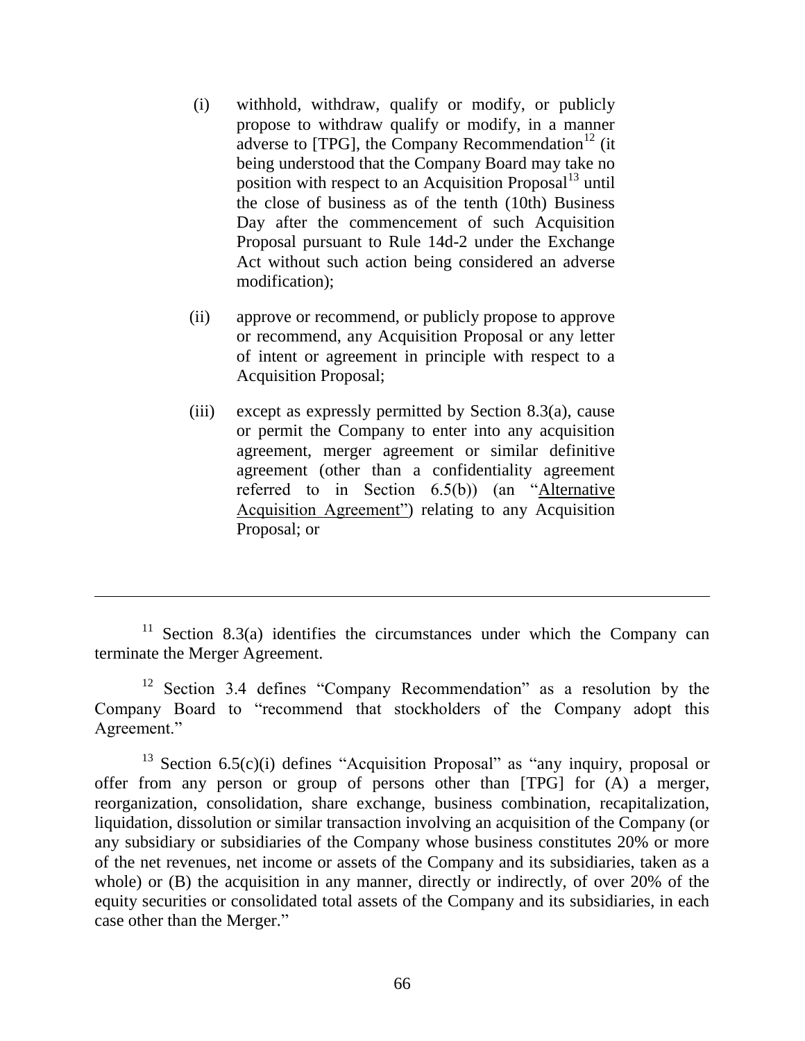(i) withhold, withdraw, qualify or modify, or publicly propose to withdraw qualify or modify, in a manner adverse to [TPG], the Company Recommendation[12] (it being understood that the Company Board may take no position with respect to an Acquisition Proposal[13] until the close of business as of the tenth (10th) Business Day after the commencement of such Acquisition Proposal pursuant to Rule 14d-2 under the Exchange Act without such action being considered an adverse modification);

(ii) approve or recommend, or publicly propose to approve or recommend, any Acquisition Proposal or any letter of intent or agreement in principle with respect to a Acquisition Proposal;

(iii) except as expressly permitted by Section 8.3(a), cause or permit the Company to enter into any acquisition agreement, merger agreement or similar definitive agreement (other than a confidentiality agreement referred to in Section 6.5(b)) (an "Alternative Acquisition Agreement") relating to any Acquisition Proposal; or

---

[11] Section 8.3(a) identifies the circumstances under which the Company can terminate the Merger Agreement.

[12] Section 3.4 defines "Company Recommendation" as a resolution by the Company Board to "recommend that stockholders of the Company adopt this Agreement."

[13] Section 6.5(c)(i) defines "Acquisition Proposal" as "any inquiry, proposal or offer from any person or group of persons other than [TPG] for (A) a merger, reorganization, consolidation, share exchange, business combination, recapitalization, liquidation, dissolution or similar transaction involving an acquisition of the Company (or any subsidiary or subsidiaries of the Company whose business constitutes 20% or more of the net revenues, net income or assets of the Company and its subsidiaries, taken as a whole) or (B) the acquisition in any manner, directly or indirectly, of over 20% of the equity securities or consolidated total assets of the Company and its subsidiaries, in each case other than the Merger."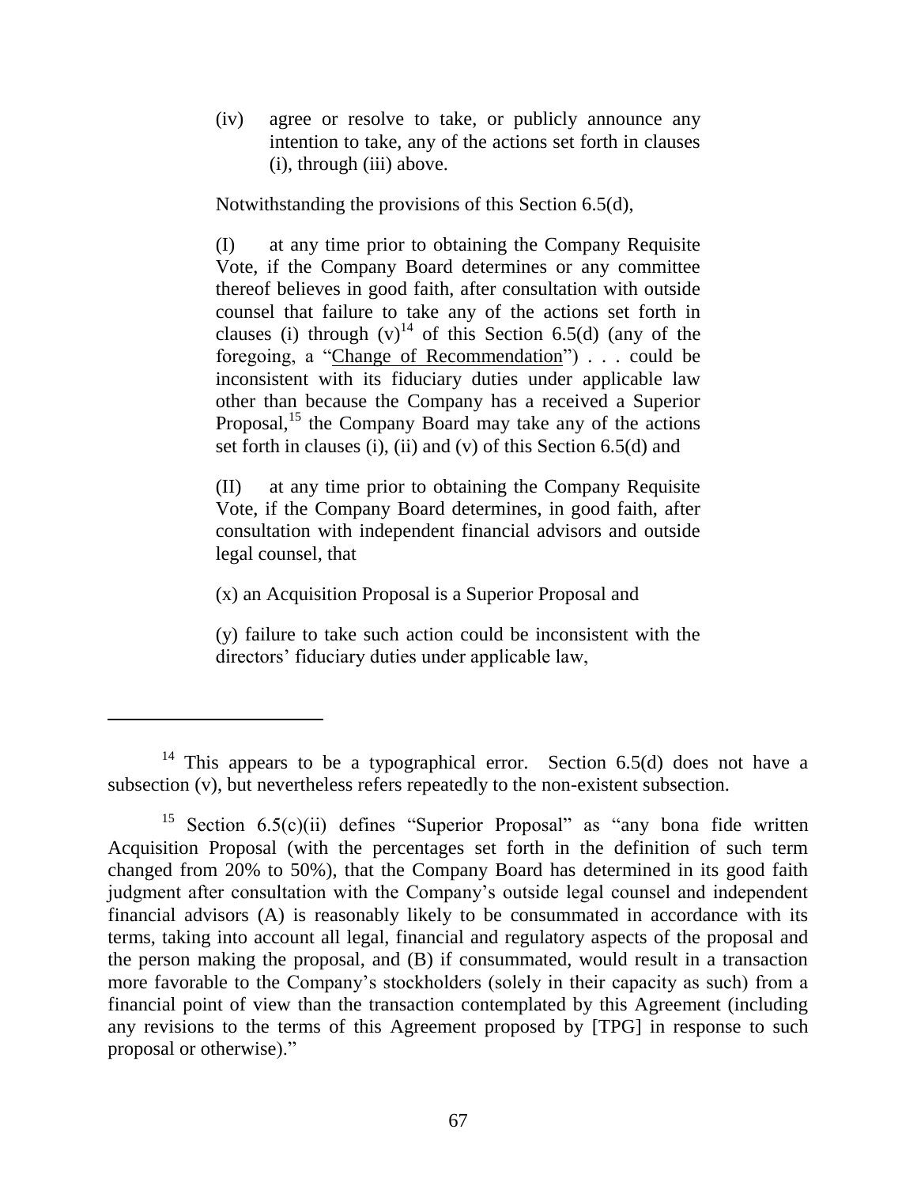(iv) agree or resolve to take, or publicly announce any intention to take, any of the actions set forth in clauses (i), through (iii) above.

Notwithstanding the provisions of this Section 6.5(d),

(I) at any time prior to obtaining the Company Requisite Vote, if the Company Board determines or any committee thereof believes in good faith, after consultation with outside counsel that failure to take any of the actions set forth in clauses (i) through (v)[14] of this Section 6.5(d) (any of the foregoing, a "Change of Recommendation") . . . could be inconsistent with its fiduciary duties under applicable law other than because the Company has a received a Superior Proposal,[15] the Company Board may take any of the actions set forth in clauses (i), (ii) and (v) of this Section 6.5(d) and

(II) at any time prior to obtaining the Company Requisite Vote, if the Company Board determines, in good faith, after consultation with independent financial advisors and outside legal counsel, that

(x) an Acquisition Proposal is a Superior Proposal and

(y) failure to take such action could be inconsistent with the directors' fiduciary duties under applicable law,

---

[14] This appears to be a typographical error. Section 6.5(d) does not have a subsection (v), but nevertheless refers repeatedly to the non-existent subsection.

[15] Section 6.5(c)(ii) defines "Superior Proposal" as "any bona fide written Acquisition Proposal (with the percentages set forth in the definition of such term changed from 20% to 50%), that the Company Board has determined in its good faith judgment after consultation with the Company's outside legal counsel and independent financial advisors (A) is reasonably likely to be consummated in accordance with its terms, taking into account all legal, financial and regulatory aspects of the proposal and the person making the proposal, and (B) if consummated, would result in a transaction more favorable to the Company's stockholders (solely in their capacity as such) from a financial point of view than the transaction contemplated by this Agreement (including any revisions to the terms of this Agreement proposed by [TPG] in response to such proposal or otherwise)."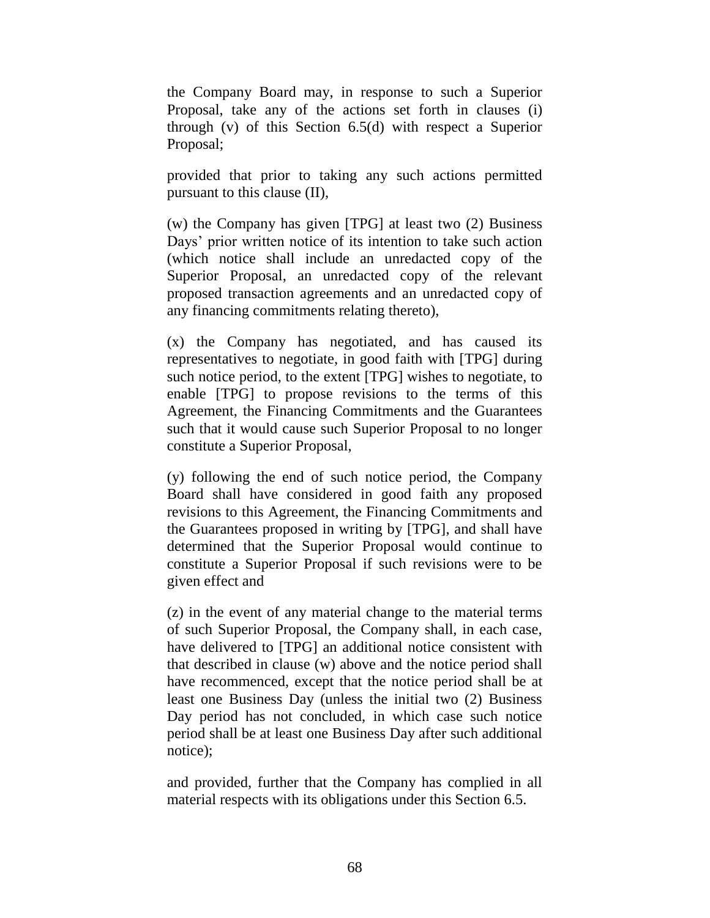the Company Board may, in response to such a Superior Proposal, take any of the actions set forth in clauses (i) through (v) of this Section 6.5(d) with respect a Superior Proposal;

provided that prior to taking any such actions permitted pursuant to this clause (II),

(w) the Company has given [TPG] at least two (2) Business Days' prior written notice of its intention to take such action (which notice shall include an unredacted copy of the Superior Proposal, an unredacted copy of the relevant proposed transaction agreements and an unredacted copy of any financing commitments relating thereto),

(x) the Company has negotiated, and has caused its representatives to negotiate, in good faith with [TPG] during such notice period, to the extent [TPG] wishes to negotiate, to enable [TPG] to propose revisions to the terms of this Agreement, the Financing Commitments and the Guarantees such that it would cause such Superior Proposal to no longer constitute a Superior Proposal,

(y) following the end of such notice period, the Company Board shall have considered in good faith any proposed revisions to this Agreement, the Financing Commitments and the Guarantees proposed in writing by [TPG], and shall have determined that the Superior Proposal would continue to constitute a Superior Proposal if such revisions were to be given effect and

(z) in the event of any material change to the material terms of such Superior Proposal, the Company shall, in each case, have delivered to [TPG] an additional notice consistent with that described in clause (w) above and the notice period shall have recommenced, except that the notice period shall be at least one Business Day (unless the initial two (2) Business Day period has not concluded, in which case such notice period shall be at least one Business Day after such additional notice);

and provided, further that the Company has complied in all material respects with its obligations under this Section 6.5.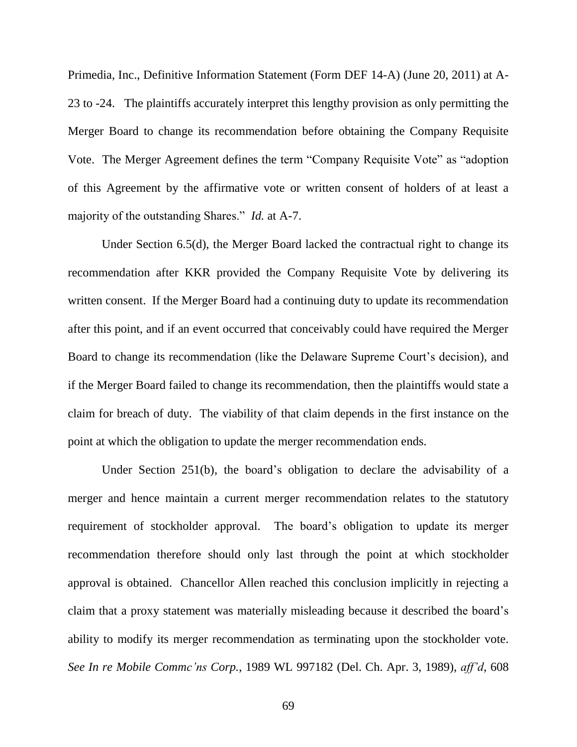Primedia, Inc., Definitive Information Statement (Form DEF 14-A) (June 20, 2011) at A-23 to -24. The plaintiffs accurately interpret this lengthy provision as only permitting the Merger Board to change its recommendation before obtaining the Company Requisite Vote. The Merger Agreement defines the term "Company Requisite Vote" as "adoption of this Agreement by the affirmative vote or written consent of holders of at least a majority of the outstanding Shares." *Id.* at A-7.

Under Section 6.5(d), the Merger Board lacked the contractual right to change its recommendation after KKR provided the Company Requisite Vote by delivering its written consent. If the Merger Board had a continuing duty to update its recommendation after this point, and if an event occurred that conceivably could have required the Merger Board to change its recommendation (like the Delaware Supreme Court's decision), and if the Merger Board failed to change its recommendation, then the plaintiffs would state a claim for breach of duty. The viability of that claim depends in the first instance on the point at which the obligation to update the merger recommendation ends.

Under Section 251(b), the board's obligation to declare the advisability of a merger and hence maintain a current merger recommendation relates to the statutory requirement of stockholder approval. The board's obligation to update its merger recommendation therefore should only last through the point at which stockholder approval is obtained. Chancellor Allen reached this conclusion implicitly in rejecting a claim that a proxy statement was materially misleading because it described the board's ability to modify its merger recommendation as terminating upon the stockholder vote. *See In re Mobile Commc'ns Corp.*, 1989 WL 997182 (Del. Ch. Apr. 3, 1989), *aff'd*, 608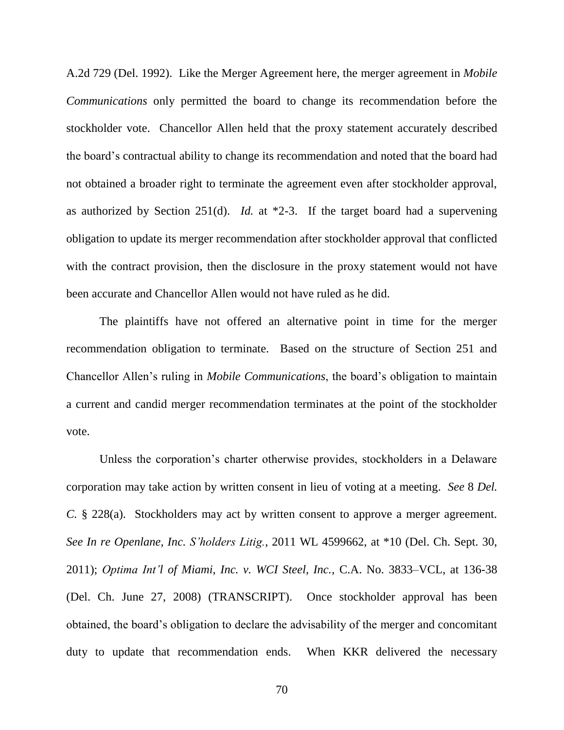A.2d 729 (Del. 1992). Like the Merger Agreement here, the merger agreement in *Mobile Communications* only permitted the board to change its recommendation before the stockholder vote. Chancellor Allen held that the proxy statement accurately described the board's contractual ability to change its recommendation and noted that the board had not obtained a broader right to terminate the agreement even after stockholder approval, as authorized by Section 251(d). *Id.* at *2-3. If the target board had a supervening obligation to update its merger recommendation after stockholder approval that conflicted with the contract provision, then the disclosure in the proxy statement would not have been accurate and Chancellor Allen would not have ruled as he did.

The plaintiffs have not offered an alternative point in time for the merger recommendation obligation to terminate. Based on the structure of Section 251 and Chancellor Allen's ruling in *Mobile Communications*, the board's obligation to maintain a current and candid merger recommendation terminates at the point of the stockholder vote.

Unless the corporation's charter otherwise provides, stockholders in a Delaware corporation may take action by written consent in lieu of voting at a meeting. *See* 8 *Del. C.* § 228(a). Stockholders may act by written consent to approve a merger agreement. *See In re Openlane, Inc. S'holders Litig.*, 2011 WL 4599662, at *10 (Del. Ch. Sept. 30, 2011); *Optima Int'l of Miami, Inc. v. WCI Steel, Inc.*, C.A. No. 3833–VCL, at 136-38 (Del. Ch. June 27, 2008) (TRANSCRIPT). Once stockholder approval has been obtained, the board's obligation to declare the advisability of the merger and concomitant duty to update that recommendation ends. When KKR delivered the necessary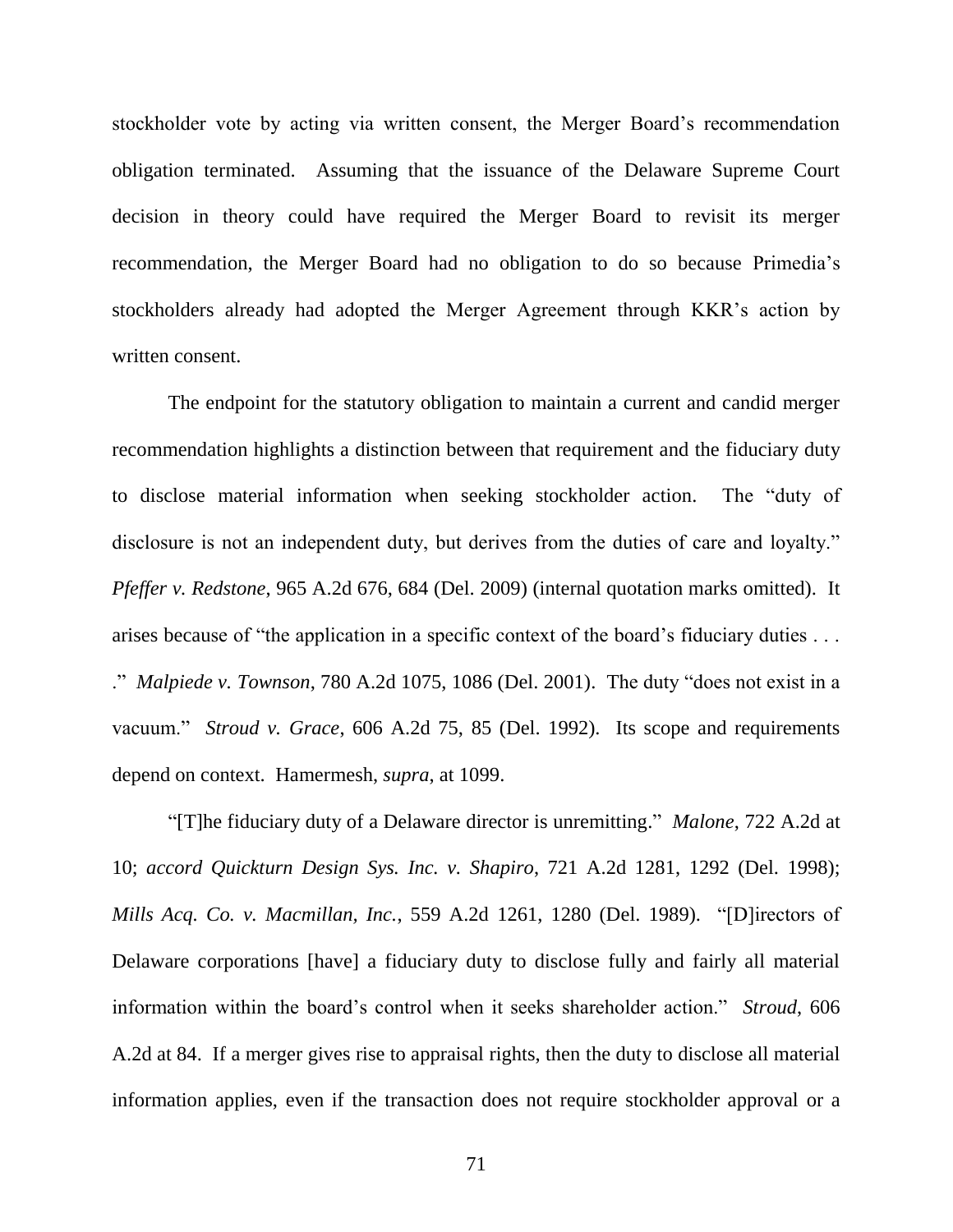stockholder vote by acting via written consent, the Merger Board's recommendation obligation terminated. Assuming that the issuance of the Delaware Supreme Court decision in theory could have required the Merger Board to revisit its merger recommendation, the Merger Board had no obligation to do so because Primedia's stockholders already had adopted the Merger Agreement through KKR's action by written consent.

The endpoint for the statutory obligation to maintain a current and candid merger recommendation highlights a distinction between that requirement and the fiduciary duty to disclose material information when seeking stockholder action. The "duty of disclosure is not an independent duty, but derives from the duties of care and loyalty." *Pfeffer v. Redstone*, 965 A.2d 676, 684 (Del. 2009) (internal quotation marks omitted). It arises because of "the application in a specific context of the board's fiduciary duties . . . ." *Malpiede v. Townson*, 780 A.2d 1075, 1086 (Del. 2001). The duty "does not exist in a vacuum." *Stroud v. Grace*, 606 A.2d 75, 85 (Del. 1992). Its scope and requirements depend on context. Hamermesh, *supra*, at 1099.

"[T]he fiduciary duty of a Delaware director is unremitting." *Malone*, 722 A.2d at 10; *accord Quickturn Design Sys. Inc. v. Shapiro*, 721 A.2d 1281, 1292 (Del. 1998); *Mills Acq. Co. v. Macmillan, Inc.*, 559 A.2d 1261, 1280 (Del. 1989). "[D]irectors of Delaware corporations [have] a fiduciary duty to disclose fully and fairly all material information within the board's control when it seeks shareholder action." *Stroud*, 606 A.2d at 84. If a merger gives rise to appraisal rights, then the duty to disclose all material information applies, even if the transaction does not require stockholder approval or a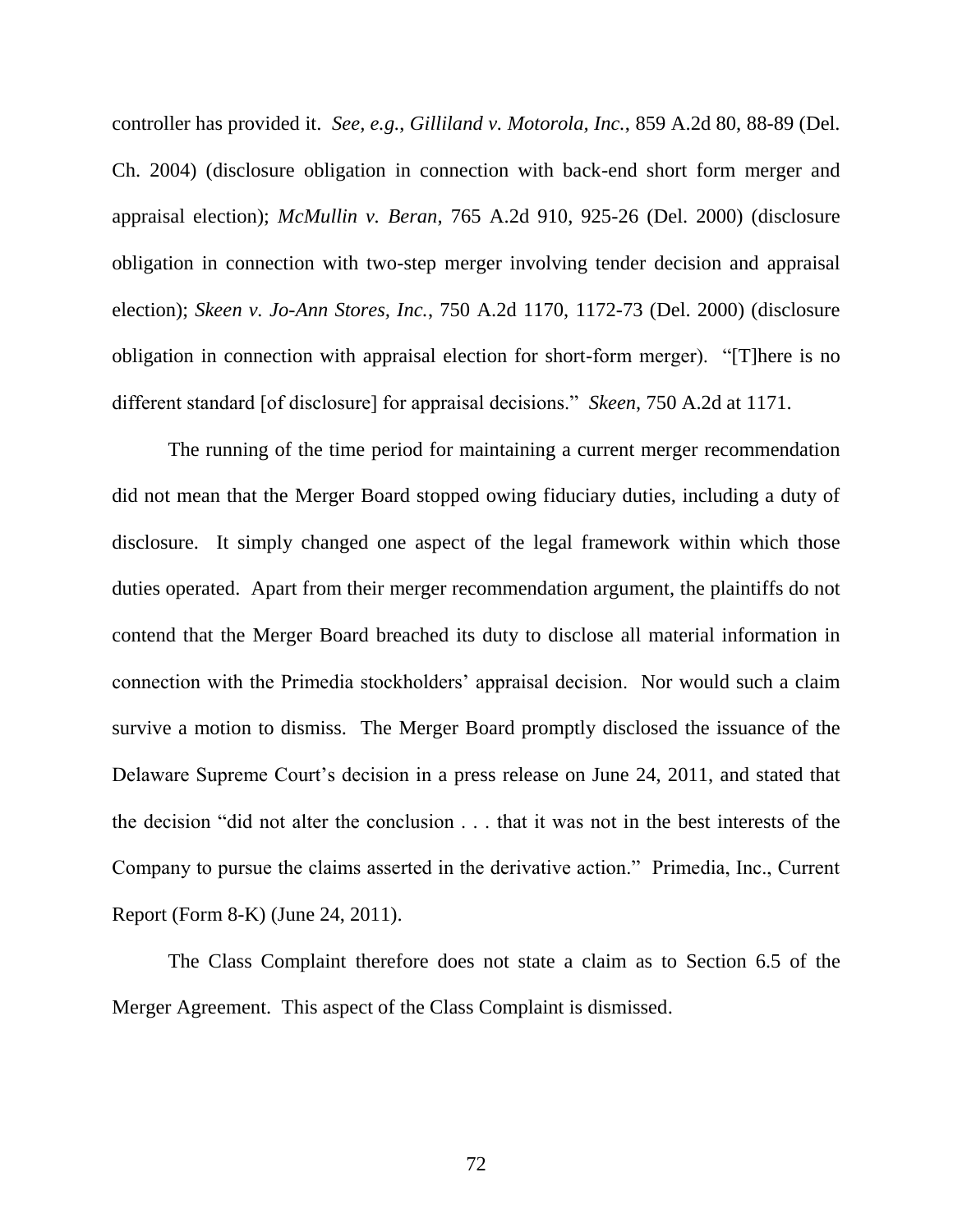controller has provided it. *See, e.g.*, *Gilliland v. Motorola, Inc.*, 859 A.2d 80, 88-89 (Del. Ch. 2004) (disclosure obligation in connection with back-end short form merger and appraisal election); *McMullin v. Beran*, 765 A.2d 910, 925-26 (Del. 2000) (disclosure obligation in connection with two-step merger involving tender decision and appraisal election); *Skeen v. Jo-Ann Stores, Inc.*, 750 A.2d 1170, 1172-73 (Del. 2000) (disclosure obligation in connection with appraisal election for short-form merger). "[T]here is no different standard [of disclosure] for appraisal decisions." *Skeen*, 750 A.2d at 1171.

The running of the time period for maintaining a current merger recommendation did not mean that the Merger Board stopped owing fiduciary duties, including a duty of disclosure. It simply changed one aspect of the legal framework within which those duties operated. Apart from their merger recommendation argument, the plaintiffs do not contend that the Merger Board breached its duty to disclose all material information in connection with the Primedia stockholders' appraisal decision. Nor would such a claim survive a motion to dismiss. The Merger Board promptly disclosed the issuance of the Delaware Supreme Court's decision in a press release on June 24, 2011, and stated that the decision "did not alter the conclusion . . . that it was not in the best interests of the Company to pursue the claims asserted in the derivative action." Primedia, Inc., Current Report (Form 8-K) (June 24, 2011).

The Class Complaint therefore does not state a claim as to Section 6.5 of the Merger Agreement. This aspect of the Class Complaint is dismissed.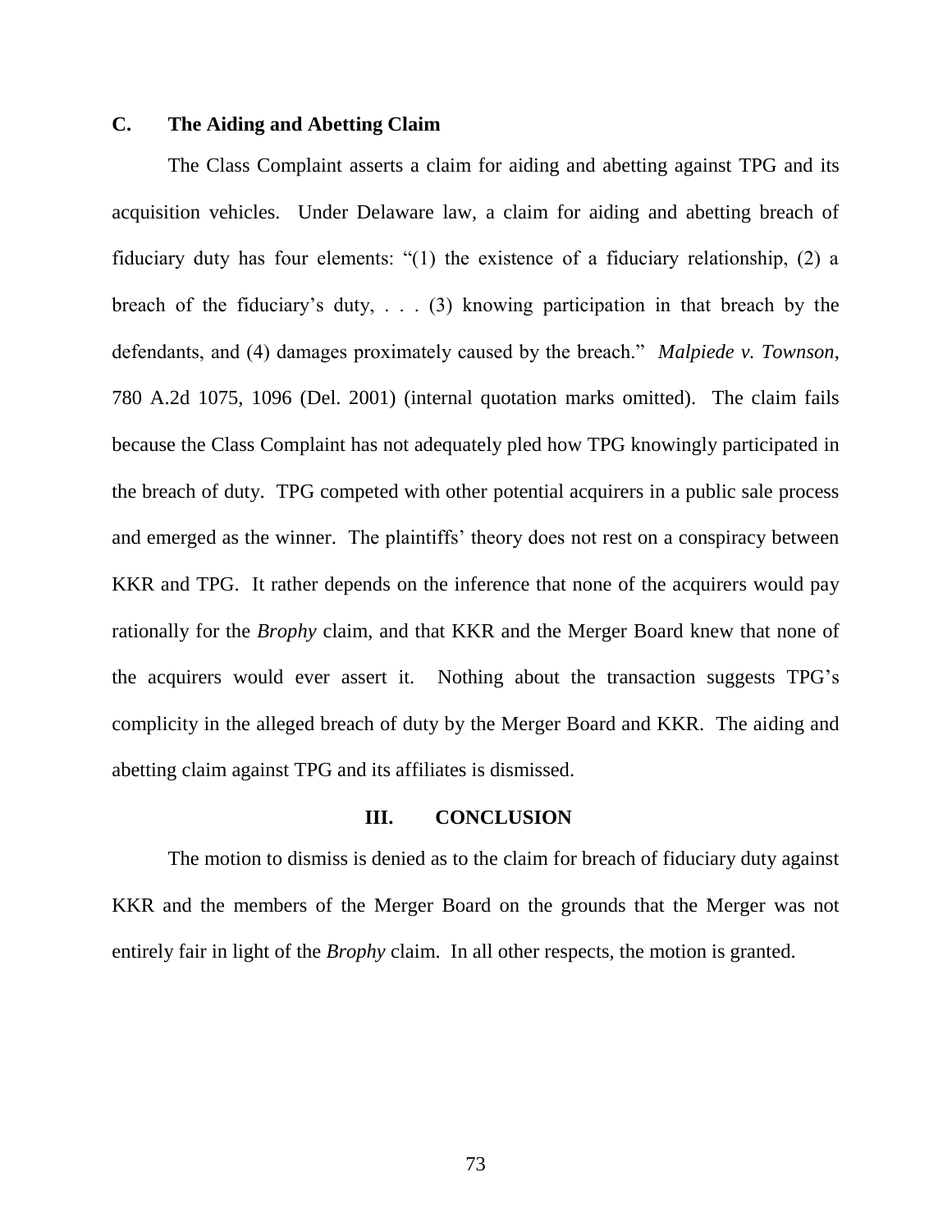### C. The Aiding and Abetting Claim

The Class Complaint asserts a claim for aiding and abetting against TPG and its acquisition vehicles. Under Delaware law, a claim for aiding and abetting breach of fiduciary duty has four elements: "(1) the existence of a fiduciary relationship, (2) a breach of the fiduciary's duty, . . . (3) knowing participation in that breach by the defendants, and (4) damages proximately caused by the breach." *Malpiede v. Townson*, 780 A.2d 1075, 1096 (Del. 2001) (internal quotation marks omitted). The claim fails because the Class Complaint has not adequately pled how TPG knowingly participated in the breach of duty. TPG competed with other potential acquirers in a public sale process and emerged as the winner. The plaintiffs' theory does not rest on a conspiracy between KKR and TPG. It rather depends on the inference that none of the acquirers would pay rationally for the *Brophy* claim, and that KKR and the Merger Board knew that none of the acquirers would ever assert it. Nothing about the transaction suggests TPG's complicity in the alleged breach of duty by the Merger Board and KKR. The aiding and abetting claim against TPG and its affiliates is dismissed.

## III. CONCLUSION

The motion to dismiss is denied as to the claim for breach of fiduciary duty against KKR and the members of the Merger Board on the grounds that the Merger was not entirely fair in light of the *Brophy* claim. In all other respects, the motion is granted.